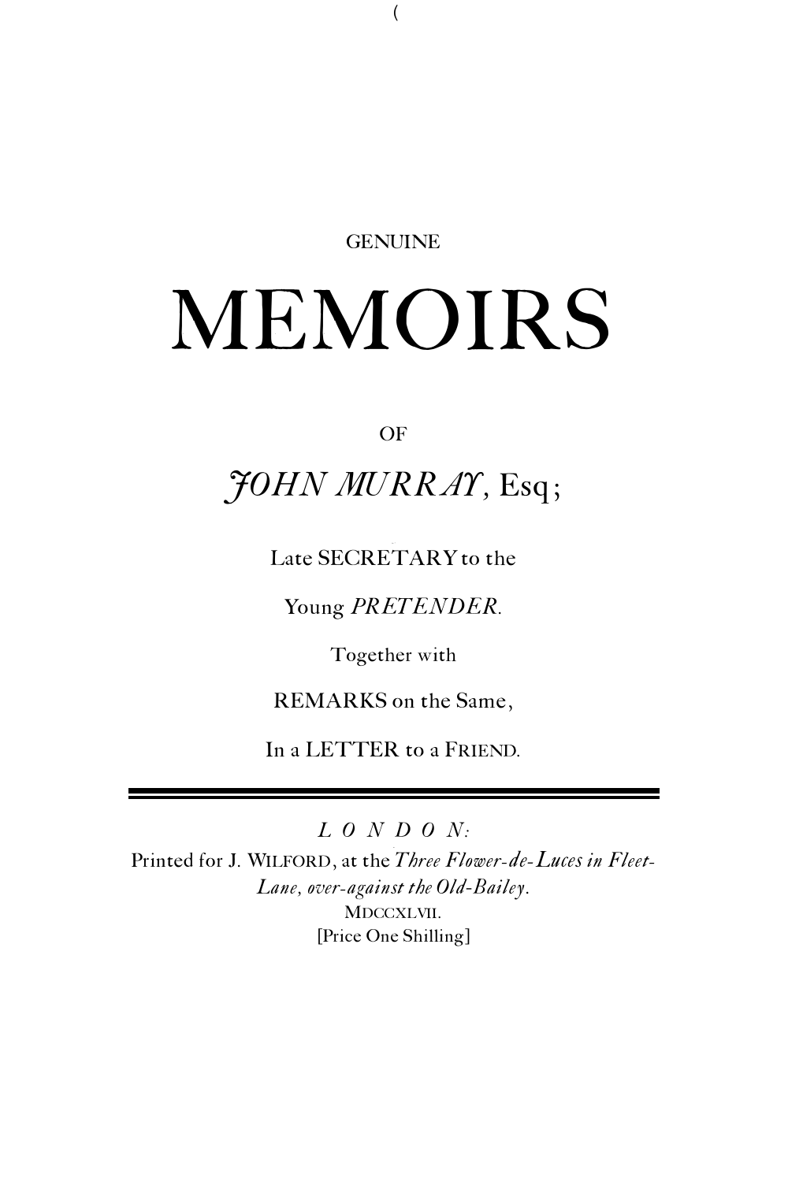GENUINE

# MEMOIRS

OF

## *JOHN MURRAY*, Esq;

Late SECRETARY to the

Young *PRETENDER*.

Together with

REMARKS on the Same,

In a LETTER to a FRIEND.

---

*LONDON:*

Printed for J. WILFORD, at the *Three Flower-de-Luces in Fleet-Lane, over-against the Old-Bailey*.

MDCCXLVII.

[Price One Shilling]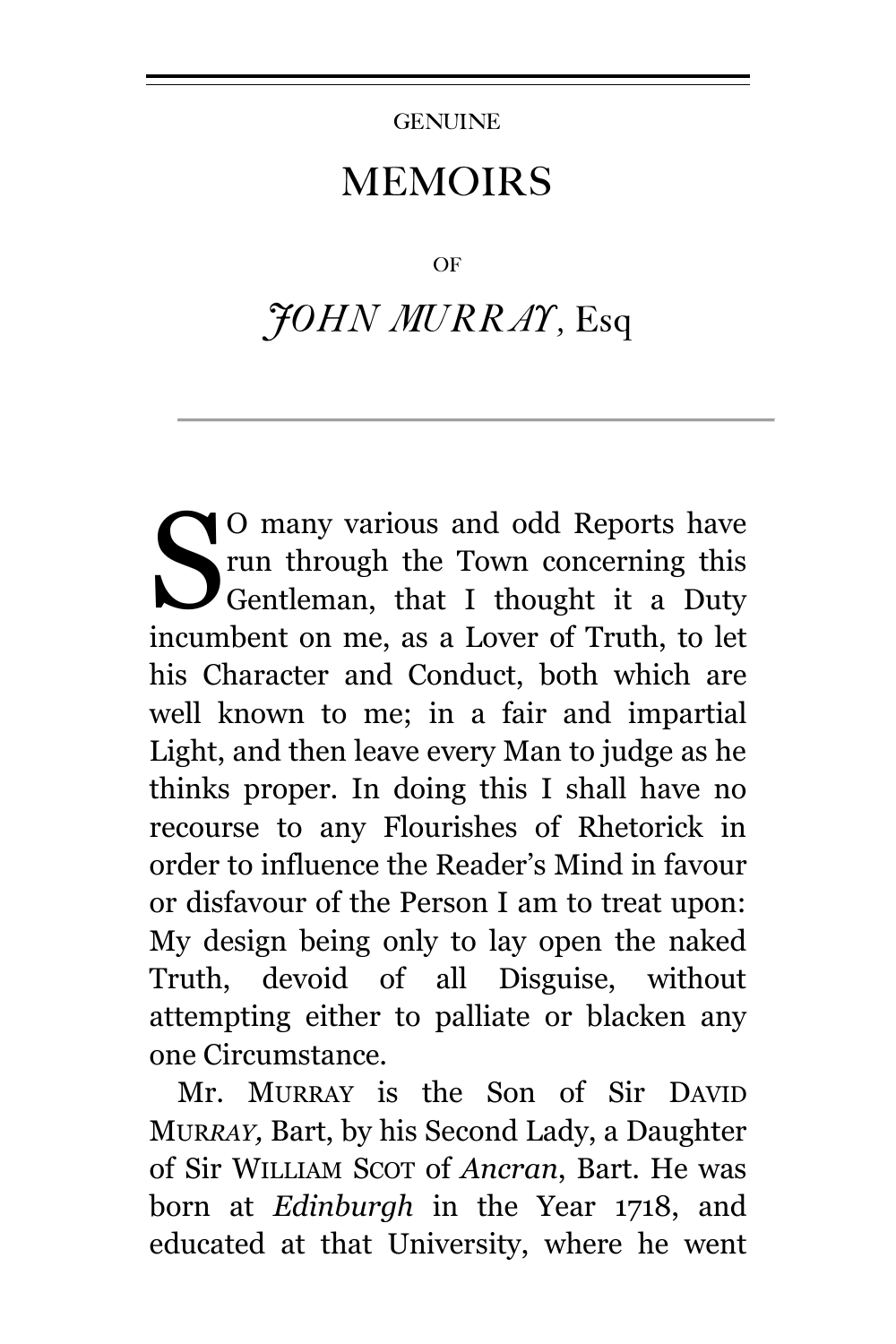GENUINE

# MEMOIRS

OF

# *JOHN MURRAY*, Esq

SO many various and odd Reports have run through the Town concerning this Gentleman, that I thought it a Duty incumbent on me, as a Lover of Truth, to let his Character and Conduct, both which are well known to me; in a fair and impartial Light, and then leave every Man to judge as he thinks proper. In doing this I shall have no recourse to any Flourishes of Rhetorick in order to influence the Reader's Mind in favour or disfavour of the Person I am to treat upon: My design being only to lay open the naked Truth, devoid of all Disguise, without attempting either to palliate or blacken any one Circumstance.

Mr. MURRAY is the Son of Sir DAVID MUR*RAY,* Bart, by his Second Lady, a Daughter of Sir WILLIAM SCOT of *Ancran*, Bart. He was born at *Edinburgh* in the Year 1718, and educated at that University, where he went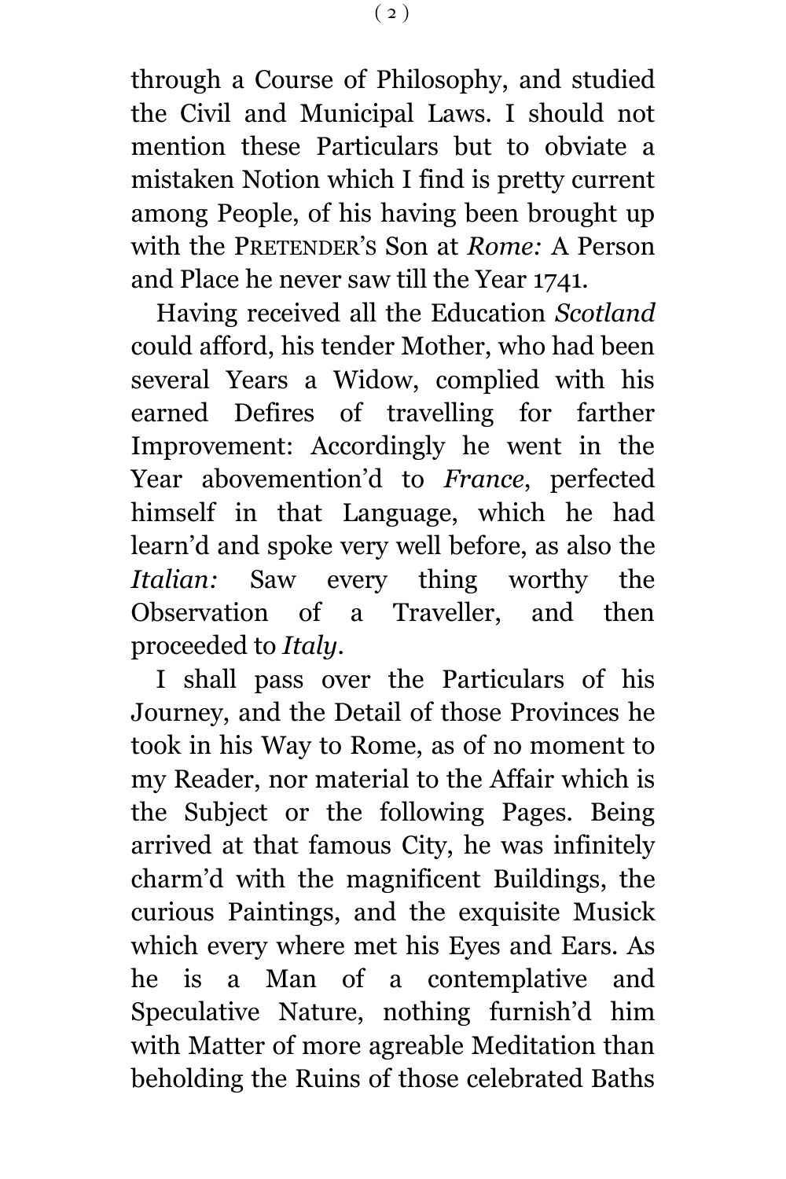through a Course of Philosophy, and studied the Civil and Municipal Laws. I should not mention these Particulars but to obviate a mistaken Notion which I find is pretty current among People, of his having been brought up with the PRETENDER'S Son at *Rome:* A Person and Place he never saw till the Year 1741.

Having received all the Education *Scotland* could afford, his tender Mother, who had been several Years a Widow, complied with his earned Defires of travelling for farther Improvement: Accordingly he went in the Year abovemention'd to *France*, perfected himself in that Language, which he had learn'd and spoke very well before, as also the *Italian:* Saw every thing worthy the Observation of a Traveller, and then proceeded to *Italy*.

I shall pass over the Particulars of his Journey, and the Detail of those Provinces he took in his Way to Rome, as of no moment to my Reader, nor material to the Affair which is the Subject or the following Pages. Being arrived at that famous City, he was infinitely charm'd with the magnificent Buildings, the curious Paintings, and the exquisite Musick which every where met his Eyes and Ears. As he is a Man of a contemplative and Speculative Nature, nothing furnish'd him with Matter of more agreable Meditation than beholding the Ruins of those celebrated Baths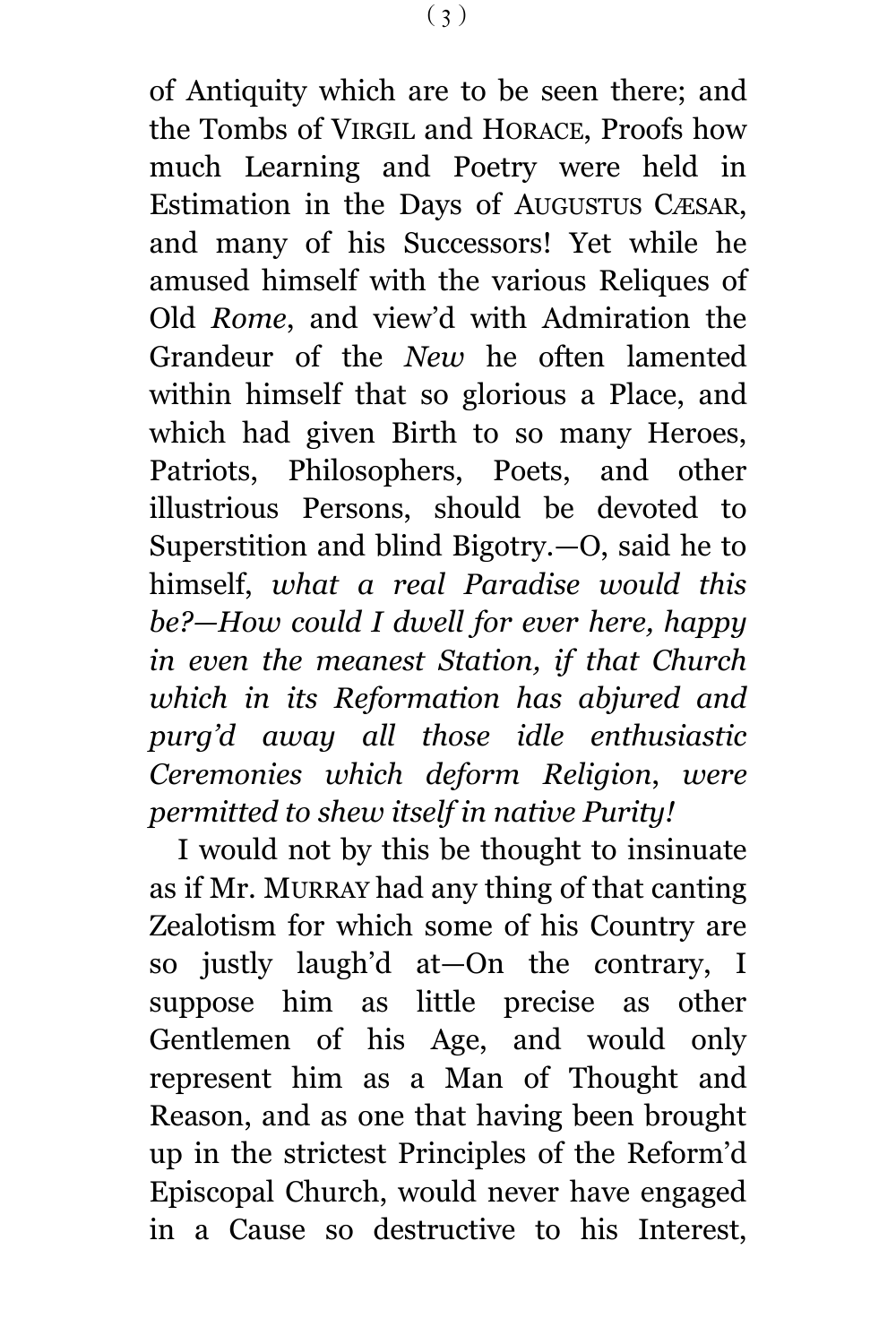of Antiquity which are to be seen there; and the Tombs of VIRGIL and HORACE, Proofs how much Learning and Poetry were held in Estimation in the Days of AUGUSTUS CÆSAR, and many of his Successors! Yet while he amused himself with the various Reliques of Old *Rome*, and view'd with Admiration the Grandeur of the *New* he often lamented within himself that so glorious a Place, and which had given Birth to so many Heroes, Patriots, Philosophers, Poets, and other illustrious Persons, should be devoted to Superstition and blind Bigotry.—O, said he to himself, *what a real Paradise would this be?—How could I dwell for ever here, happy in even the meanest Station, if that Church which in its Reformation has abjured and purg'd away all those idle enthusiastic Ceremonies which deform Religion*, *were permitted to shew itself in native Purity!*

I would not by this be thought to insinuate as if Mr. MURRAY had any thing of that canting Zealotism for which some of his Country are so justly laugh'd at—On the contrary, I suppose him as little precise as other Gentlemen of his Age, and would only represent him as a Man of Thought and Reason, and as one that having been brought up in the strictest Principles of the Reform'd Episcopal Church, would never have engaged in a Cause so destructive to his Interest,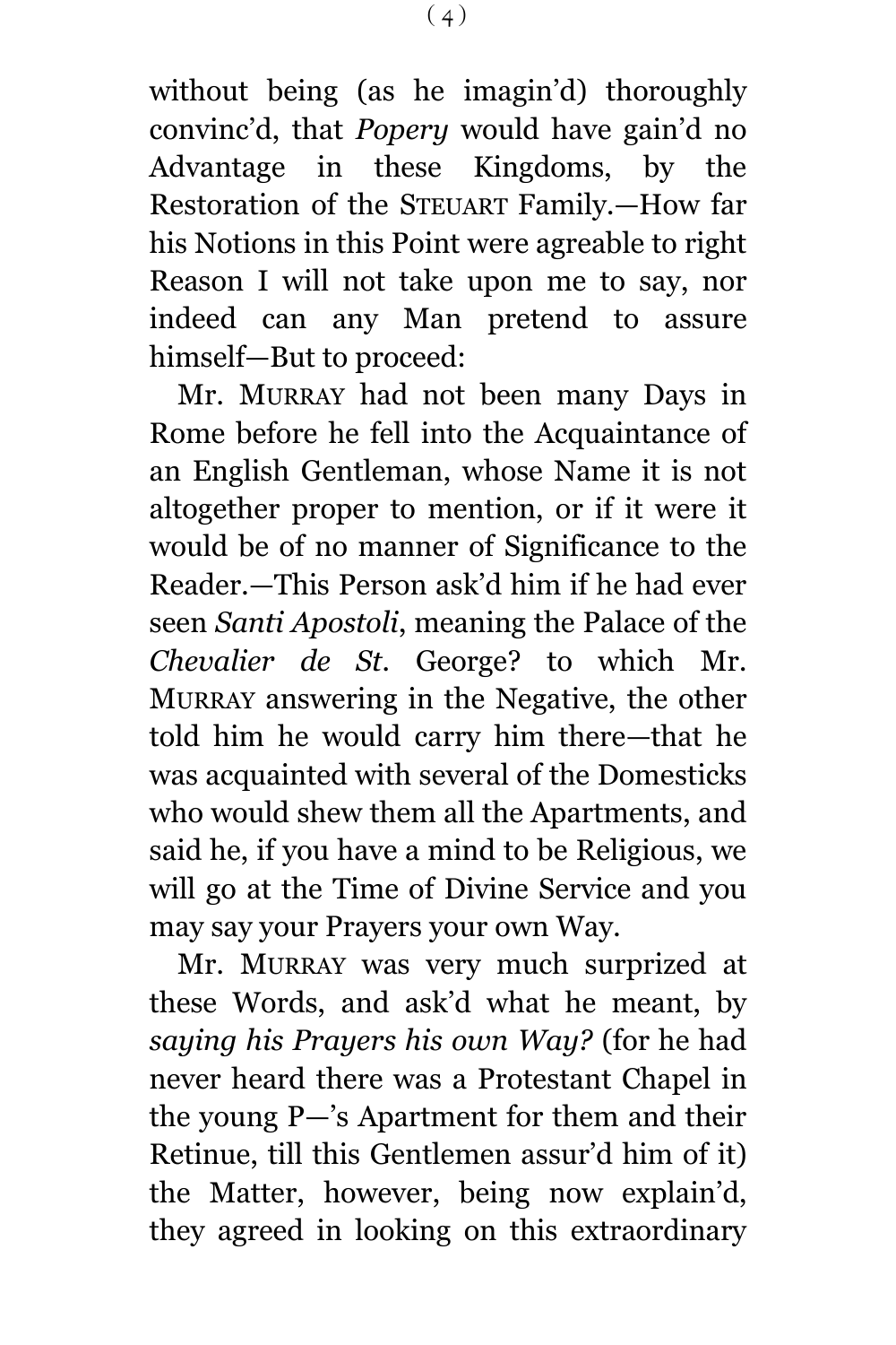without being (as he imagin'd) thoroughly convinc'd, that *Popery* would have gain'd no Advantage in these Kingdoms, by the Restoration of the STEUART Family.—How far his Notions in this Point were agreable to right Reason I will not take upon me to say, nor indeed can any Man pretend to assure himself—But to proceed:

Mr. MURRAY had not been many Days in Rome before he fell into the Acquaintance of an English Gentleman, whose Name it is not altogether proper to mention, or if it were it would be of no manner of Significance to the Reader.—This Person ask'd him if he had ever seen *Santi Apostoli*, meaning the Palace of the *Chevalier de St.* George? to which Mr. MURRAY answering in the Negative, the other told him he would carry him there—that he was acquainted with several of the Domesticks who would shew them all the Apartments, and said he, if you have a mind to be Religious, we will go at the Time of Divine Service and you may say your Prayers your own Way.

Mr. MURRAY was very much surprized at these Words, and ask'd what he meant, by *saying his Prayers his own Way?* (for he had never heard there was a Protestant Chapel in the young P—'s Apartment for them and their Retinue, till this Gentlemen assur'd him of it) the Matter, however, being now explain'd, they agreed in looking on this extraordinary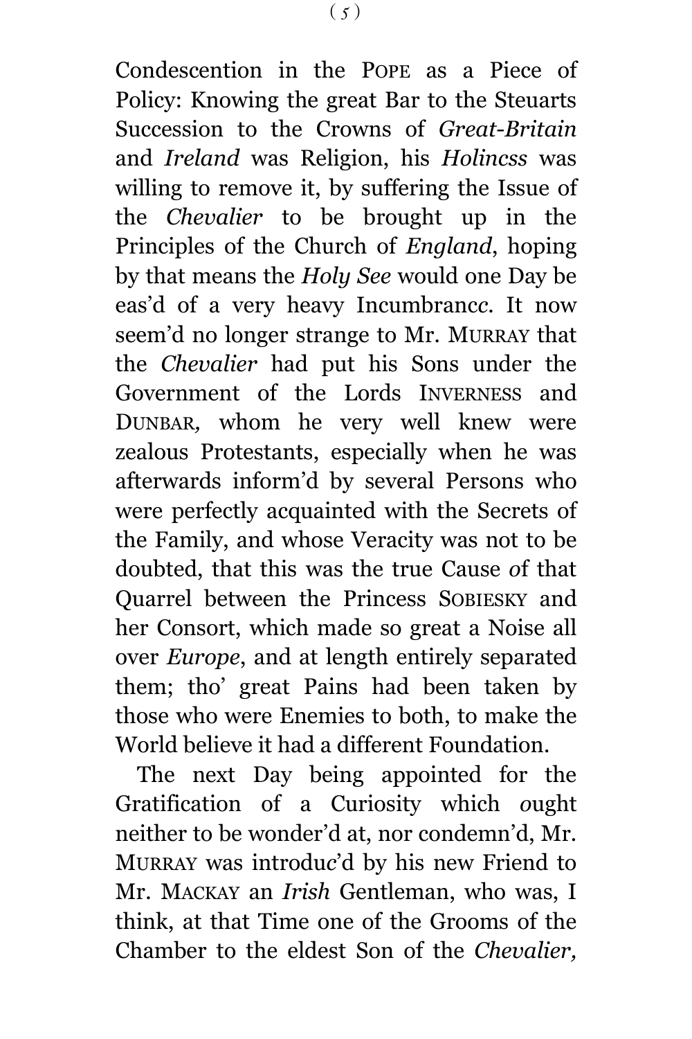Condescention in the POPE as a Piece of Policy: Knowing the great Bar to the Steuarts Succession to the Crowns of *Great-Britain* and *Ireland* was Religion, his *Holincss* was willing to remove it, by suffering the Issue of the *Chevalier* to be brought up in the Principles of the Church of *England*, hoping by that means the *Holy See* would one Day be eas'd of a very heavy Incumbrancc. It now seem'd no longer strange to Mr. MURRAY that the *Chevalier* had put his Sons under the Government of the Lords INVERNESS and DUNBAR, whom he very well knew were zealous Protestants, especially when he was afterwards inform'd by several Persons who were perfectly acquainted with the Secrets of the Family, and whose Veracity was not to be doubted, that this was the true Cause of that Quarrel between the Princess SOBIESKY and her Consort, which made so great a Noise all over *Europe*, and at length entirely separated them; tho' great Pains had been taken by those who were Enemies to both, to make the World believe it had a different Foundation.

The next Day being appointed for the Gratification of a Curiosity which ought neither to be wonder'd at, nor condemn'd, Mr. MURRAY was introduc'd by his new Friend to Mr. MACKAY an *Irish* Gentleman, who was, I think, at that Time one of the Grooms of the Chamber to the eldest Son of the *Chevalier*,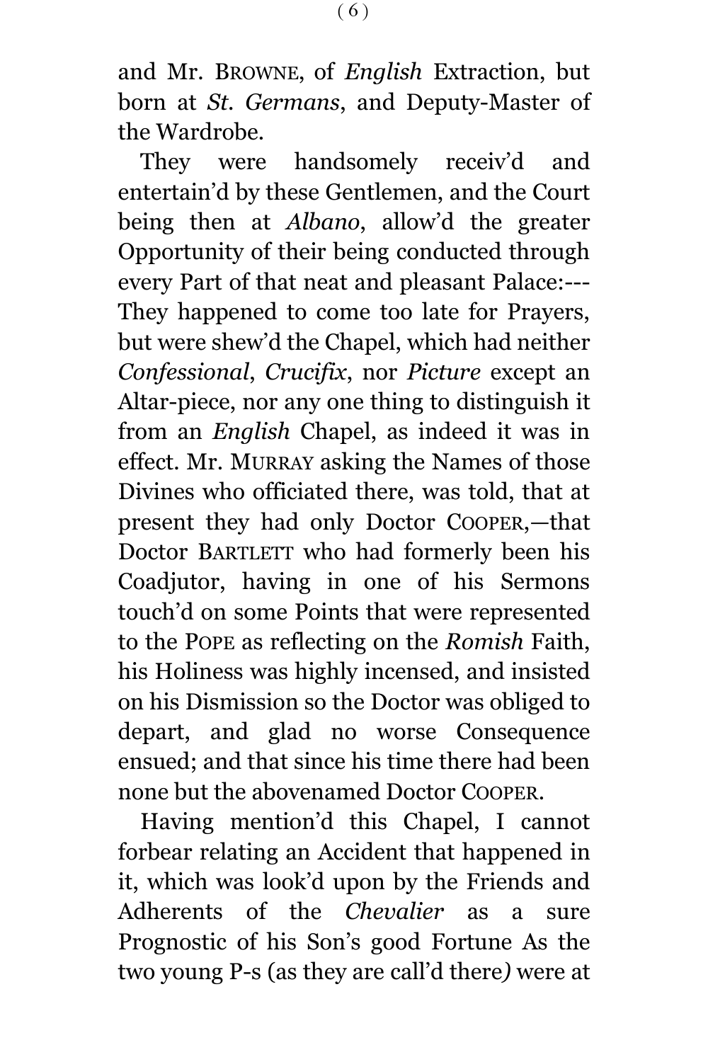and Mr. BROWNE, of *English* Extraction, but born at *St. Germans*, and Deputy-Master of the Wardrobe.

They were handsomely receiv'd and entertain'd by these Gentlemen, and the Court being then at *Albano*, allow'd the greater Opportunity of their being conducted through every Part of that neat and pleasant Palace:---They happened to come too late for Prayers, but were shew'd the Chapel, which had neither *Confessional*, *Crucifix*, nor *Picture* except an Altar-piece, nor any one thing to distinguish it from an *English* Chapel, as indeed it was in effect. Mr. MURRAY asking the Names of those Divines who officiated there, was told, that at present they had only Doctor COOPER,—that Doctor BARTLETT who had formerly been his Coadjutor, having in one of his Sermons touch'd on some Points that were represented to the POPE as reflecting on the *Romish* Faith, his Holiness was highly incensed, and insisted on his Dismission so the Doctor was obliged to depart, and glad no worse Consequence ensued; and that since his time there had been none but the abovenamed Doctor COOPER.

Having mention'd this Chapel, I cannot forbear relating an Accident that happened in it, which was look'd upon by the Friends and Adherents of the *Chevalier* as a sure Prognostic of his Son's good Fortune As the two young P-s (as they are call'd there) were at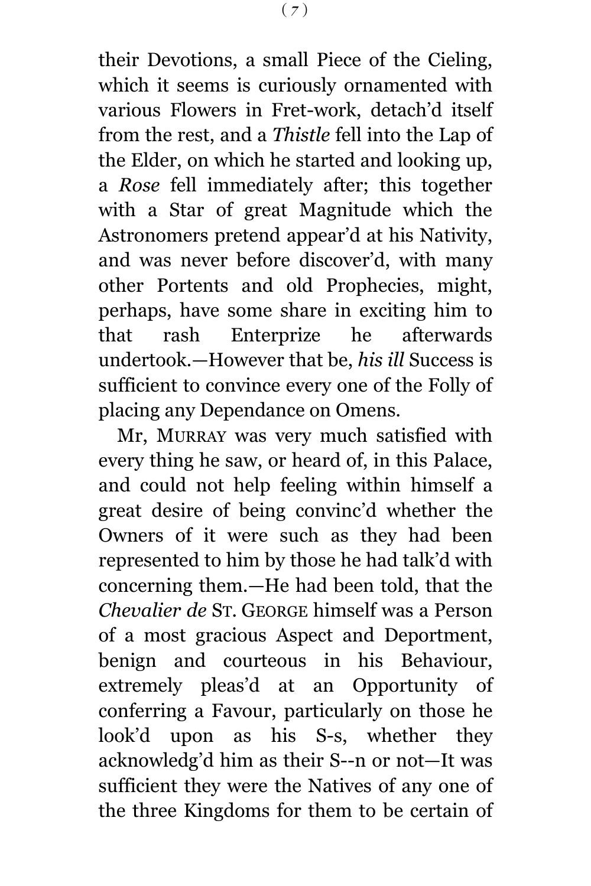their Devotions, a small Piece of the Cieling, which it seems is curiously ornamented with various Flowers in Fret-work, detach'd itself from the rest, and a *Thistle* fell into the Lap of the Elder, on which he started and looking up, a *Rose* fell immediately after; this together with a Star of great Magnitude which the Astronomers pretend appear'd at his Nativity, and was never before discover'd, with many other Portents and old Prophecies, might, perhaps, have some share in exciting him to that rash Enterprize he afterwards undertook.—However that be, *his ill* Success is sufficient to convince every one of the Folly of placing any Dependance on Omens.

Mr, MURRAY was very much satisfied with every thing he saw, or heard of, in this Palace, and could not help feeling within himself a great desire of being convinc'd whether the Owners of it were such as they had been represented to him by those he had talk'd with concerning them.—He had been told, that the *Chevalier de* ST. GEORGE himself was a Person of a most gracious Aspect and Deportment, benign and courteous in his Behaviour, extremely pleas'd at an Opportunity of conferring a Favour, particularly on those he look'd upon as his S-s, whether they acknowledg'd him as their S--n or not—It was sufficient they were the Natives of any one of the three Kingdoms for them to be certain of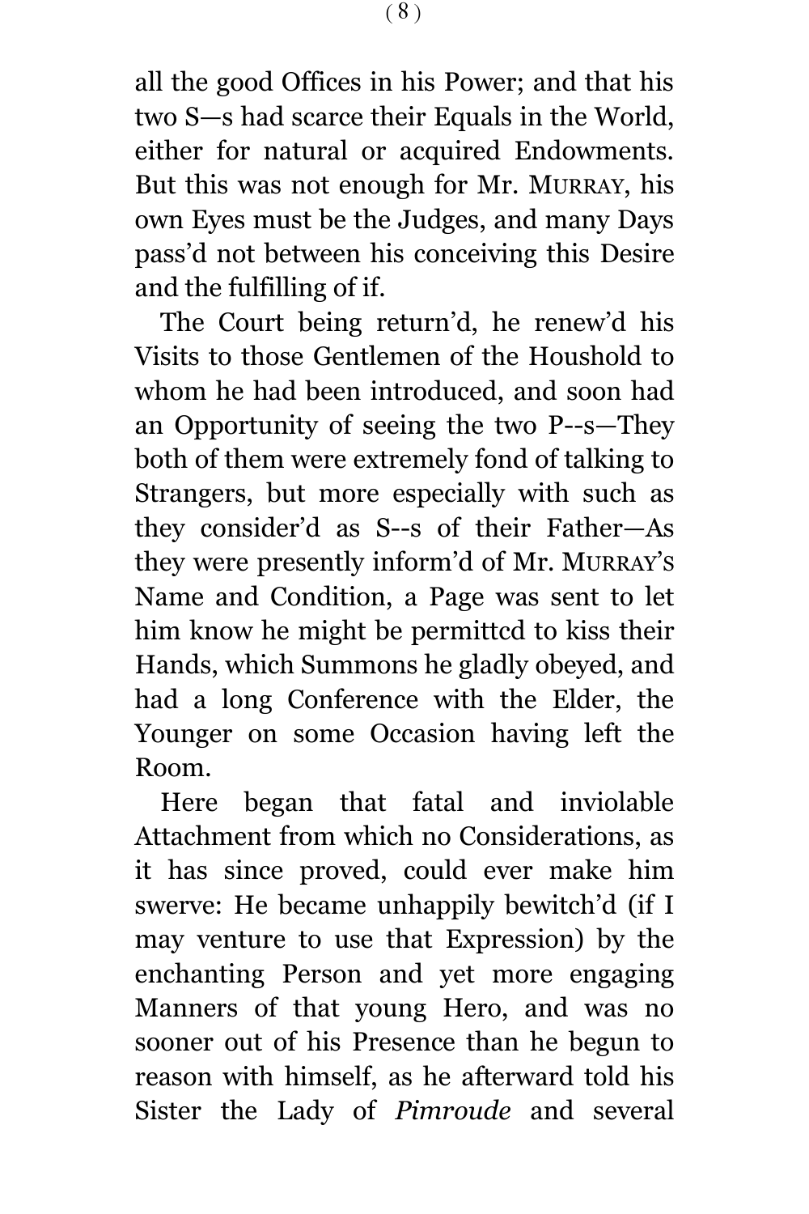all the good Offices in his Power; and that his two S—s had scarce their Equals in the World, either for natural or acquired Endowments. But this was not enough for Mr. MURRAY, his own Eyes must be the Judges, and many Days pass'd not between his conceiving this Desire and the fulfilling of if.

The Court being return'd, he renew'd his Visits to those Gentlemen of the Houshold to whom he had been introduced, and soon had an Opportunity of seeing the two P--s—They both of them were extremely fond of talking to Strangers, but more especially with such as they consider'd as S--s of their Father—As they were presently inform'd of Mr. MURRAY'S Name and Condition, a Page was sent to let him know he might be permittcd to kiss their Hands, which Summons he gladly obeyed, and had a long Conference with the Elder, the Younger on some Occasion having left the Room.

Here began that fatal and inviolable Attachment from which no Considerations, as it has since proved, could ever make him swerve: He became unhappily bewitch'd (if I may venture to use that Expression) by the enchanting Person and yet more engaging Manners of that young Hero, and was no sooner out of his Presence than he begun to reason with himself, as he afterward told his Sister the Lady of *Pimroude* and several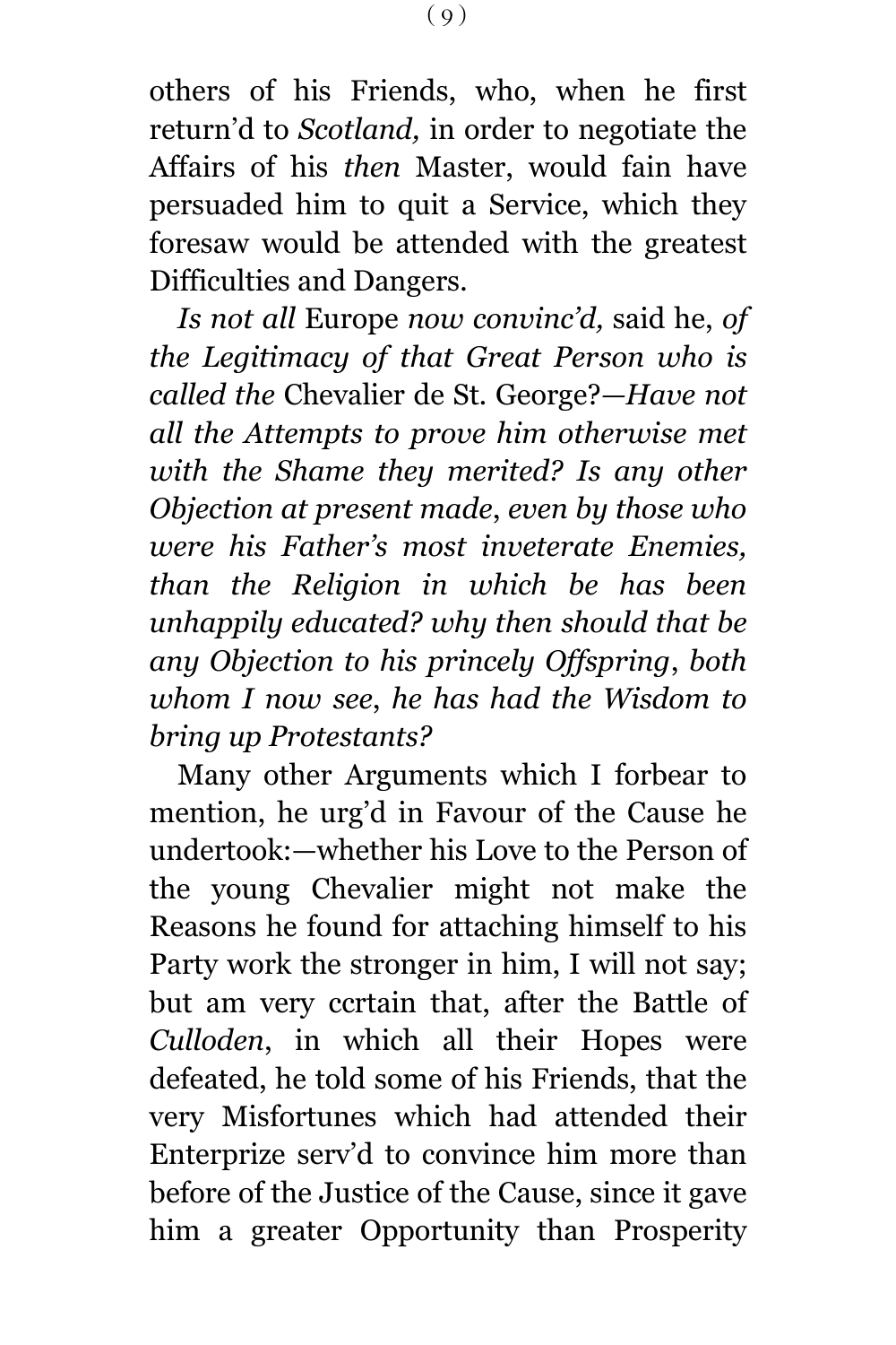others of his Friends, who, when he first return'd to *Scotland,* in order to negotiate the Affairs of his *then* Master, would fain have persuaded him to quit a Service, which they foresaw would be attended with the greatest Difficulties and Dangers.

*Is not all* Europe *now convinc'd,* said he, *of the Legitimacy of that Great Person who is called the* Chevalier de St. George?—*Have not all the Attempts to prove him otherwise met with the Shame they merited? Is any other Objection at present made, even by those who were his Father's most inveterate Enemies, than the Religion in which be has been unhappily educated? why then should that be any Objection to his princely Offspring, both whom I now see, he has had the Wisdom to bring up Protestants?*

Many other Arguments which I forbear to mention, he urg'd in Favour of the Cause he undertook:—whether his Love to the Person of the young Chevalier might not make the Reasons he found for attaching himself to his Party work the stronger in him, I will not say; but am very ccrtain that, after the Battle of *Culloden*, in which all their Hopes were defeated, he told some of his Friends, that the very Misfortunes which had attended their Enterprize serv'd to convince him more than before of the Justice of the Cause, since it gave him a greater Opportunity than Prosperity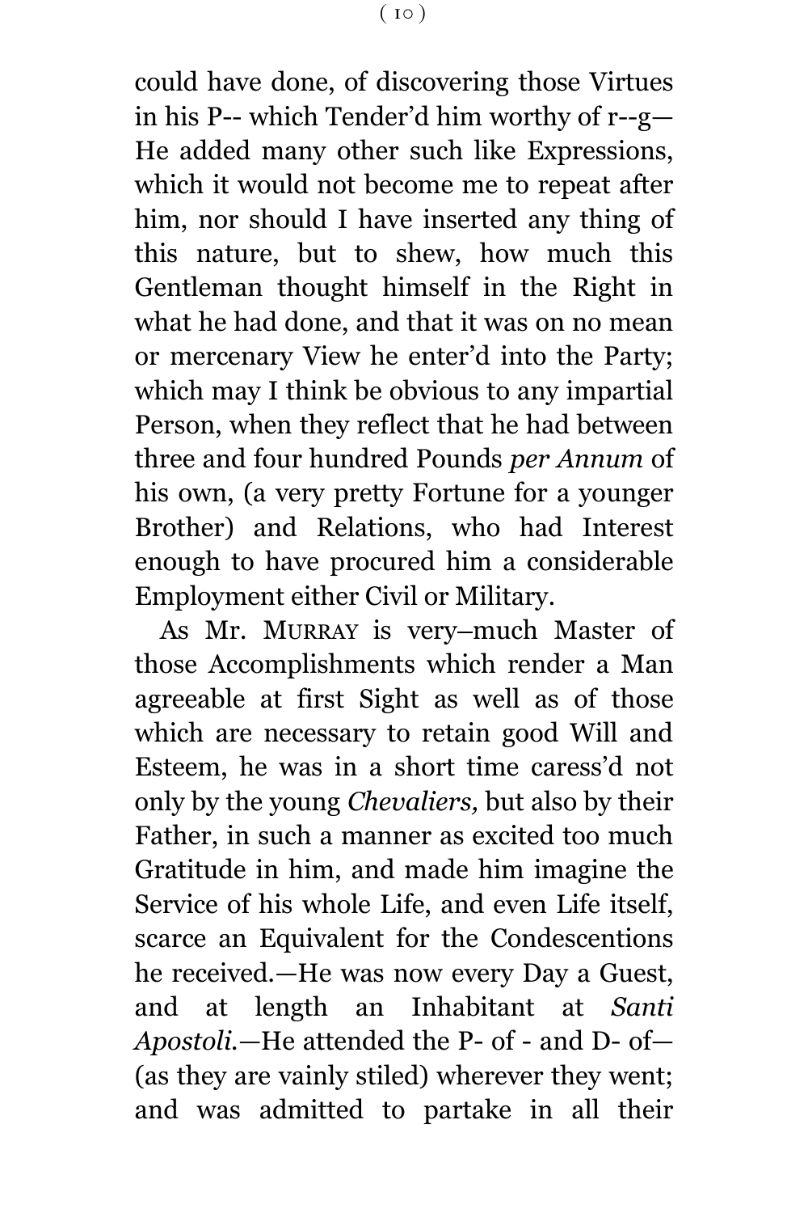could have done, of discovering those Virtues in his P-- which Tender'd him worthy of r--g— He added many other such like Expressions, which it would not become me to repeat after him, nor should I have inserted any thing of this nature, but to shew, how much this Gentleman thought himself in the Right in what he had done, and that it was on no mean or mercenary View he enter'd into the Party; which may I think be obvious to any impartial Person, when they reflect that he had between three and four hundred Pounds *per Annum* of his own, (a very pretty Fortune for a younger Brother) and Relations, who had Interest enough to have procured him a considerable Employment either Civil or Military.

As Mr. MURRAY is very–much Master of those Accomplishments which render a Man agreeable at first Sight as well as of those which are necessary to retain good Will and Esteem, he was in a short time caress'd not only by the young *Chevaliers,* but also by their Father, in such a manner as excited too much Gratitude in him, and made him imagine the Service of his whole Life, and even Life itself, scarce an Equivalent for the Condescentions he received.—He was now every Day a Guest, and at length an Inhabitant at *Santi Apostoli.*—He attended the P- of - and D- of— (as they are vainly stiled) wherever they went; and was admitted to partake in all their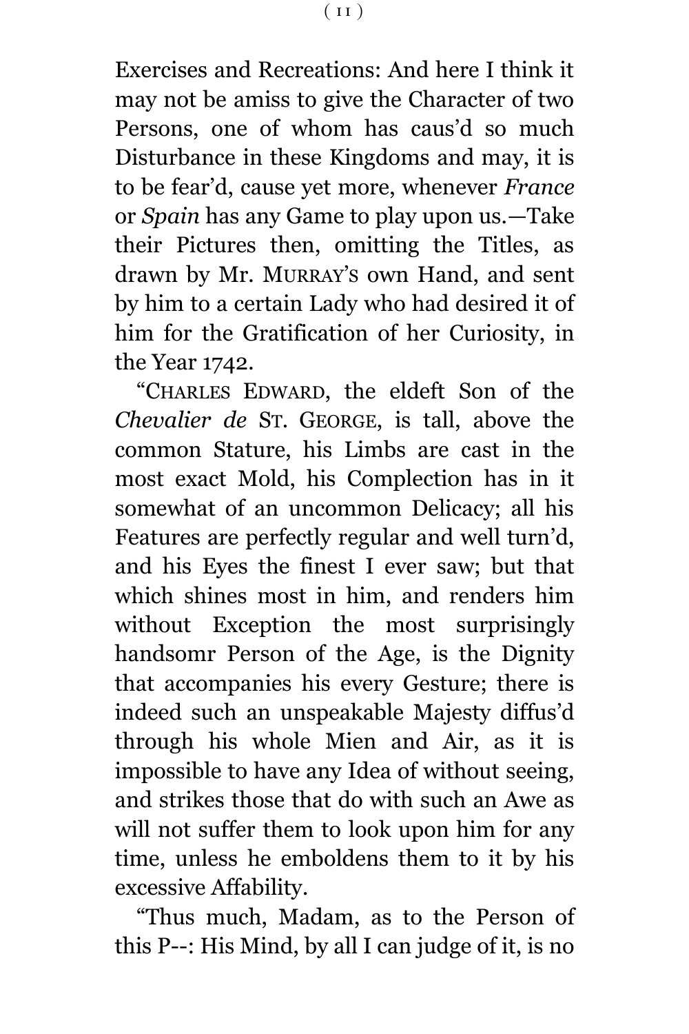Exercises and Recreations: And here I think it may not be amiss to give the Character of two Persons, one of whom has caus'd so much Disturbance in these Kingdoms and may, it is to be fear'd, cause yet more, whenever *France* or *Spain* has any Game to play upon us.—Take their Pictures then, omitting the Titles, as drawn by Mr. MURRAY'S own Hand, and sent by him to a certain Lady who had desired it of him for the Gratification of her Curiosity, in the Year 1742.

"CHARLES EDWARD, the eldeft Son of the *Chevalier de* ST. GEORGE, is tall, above the common Stature, his Limbs are cast in the most exact Mold, his Complection has in it somewhat of an uncommon Delicacy; all his Features are perfectly regular and well turn'd, and his Eyes the finest I ever saw; but that which shines most in him, and renders him without Exception the most surprisingly handsomr Person of the Age, is the Dignity that accompanies his every Gesture; there is indeed such an unspeakable Majesty diffus'd through his whole Mien and Air, as it is impossible to have any Idea of without seeing, and strikes those that do with such an Awe as will not suffer them to look upon him for any time, unless he emboldens them to it by his excessive Affability.

"Thus much, Madam, as to the Person of this P--: His Mind, by all I can judge of it, is no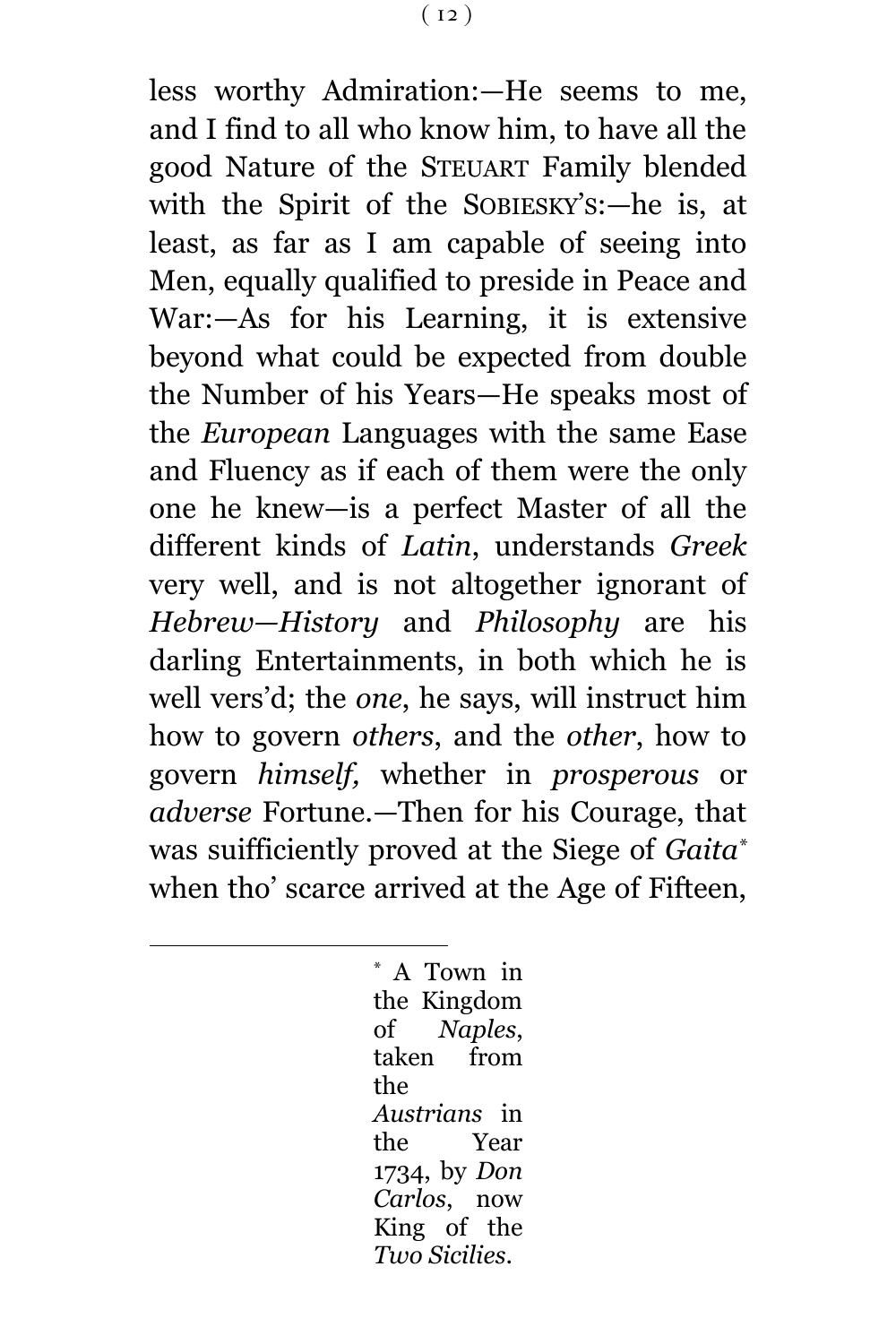less worthy Admiration:—He seems to me, and I find to all who know him, to have all the good Nature of the STEUART Family blended with the Spirit of the SOBIESKY'S:—he is, at least, as far as I am capable of seeing into Men, equally qualified to preside in Peace and War:—As for his Learning, it is extensive beyond what could be expected from double the Number of his Years—He speaks most of the *European* Languages with the same Ease and Fluency as if each of them were the only one he knew—is a perfect Master of all the different kinds of *Latin*, understands *Greek* very well, and is not altogether ignorant of *Hebrew*—*History* and *Philosophy* are his darling Entertainments, in both which he is well vers'd; the *one*, he says, will instruct him how to govern *others*, and the *other*, how to govern *himself,* whether in *prosperous* or *adverse* Fortune.—Then for his Courage, that was suifficiently proved at the Siege of *Gaita*[*] when tho' scarce arrived at the Age of Fifteen,

---

[*] A Town in the Kingdom of *Naples*, taken from the *Austrians* in the Year 1734, by *Don Carlos*, now King of the *Two Sicilies*.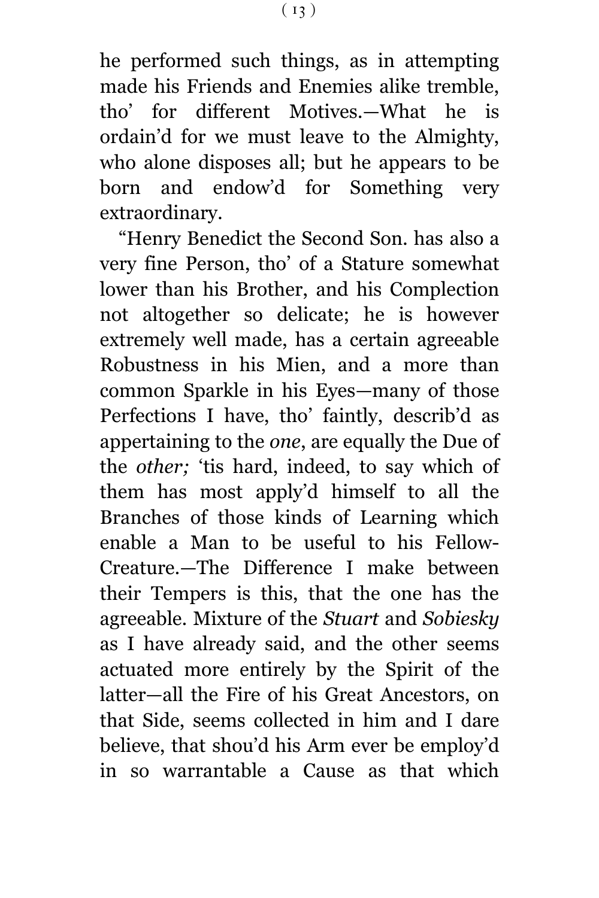he performed such things, as in attempting made his Friends and Enemies alike tremble, tho' for different Motives.—What he is ordain'd for we must leave to the Almighty, who alone disposes all; but he appears to be born and endow'd for Something very extraordinary.

"Henry Benedict the Second Son. has also a very fine Person, tho' of a Stature somewhat lower than his Brother, and his Complection not altogether so delicate; he is however extremely well made, has a certain agreeable Robustness in his Mien, and a more than common Sparkle in his Eyes—many of those Perfections I have, tho' faintly, describ'd as appertaining to the *one*, are equally the Due of the *other;* 'tis hard, indeed, to say which of them has most apply'd himself to all the Branches of those kinds of Learning which enable a Man to be useful to his Fellow-Creature.—The Difference I make between their Tempers is this, that the one has the agreeable. Mixture of the *Stuart* and *Sobiesky* as I have already said, and the other seems actuated more entirely by the Spirit of the latter—all the Fire of his Great Ancestors, on that Side, seems collected in him and I dare believe, that shou'd his Arm ever be employ'd in so warrantable a Cause as that which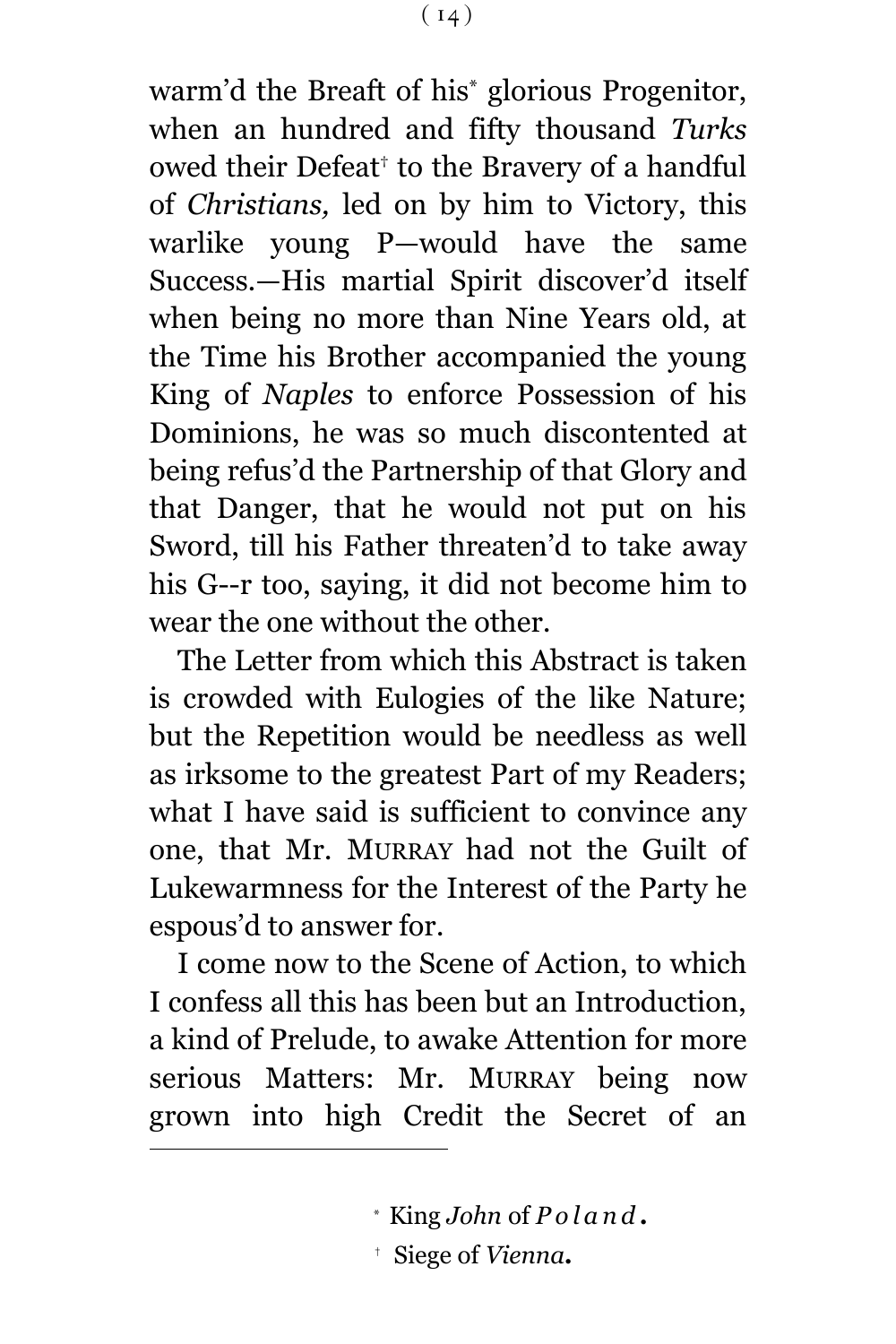warm'd the Breaft of his* glorious Progenitor, when an hundred and fifty thousand *Turks* owed their Defeat† to the Bravery of a handful of *Christians,* led on by him to Victory, this warlike young P—would have the same Success.—His martial Spirit discover'd itself when being no more than Nine Years old, at the Time his Brother accompanied the young King of *Naples* to enforce Possession of his Dominions, he was so much discontented at being refus'd the Partnership of that Glory and that Danger, that he would not put on his Sword, till his Father threaten'd to take away his G--r too, saying, it did not become him to wear the one without the other.

The Letter from which this Abstract is taken is crowded with Eulogies of the like Nature; but the Repetition would be needless as well as irksome to the greatest Part of my Readers; what I have said is sufficient to convince any one, that Mr. MURRAY had not the Guilt of Lukewarmness for the Interest of the Party he espous'd to answer for.

I come now to the Scene of Action, to which I confess all this has been but an Introduction, a kind of Prelude, to awake Attention for more serious Matters: Mr. MURRAY being now grown into high Credit the Secret of an

---

* King *John* of *Poland*.

† Siege of *Vienna*.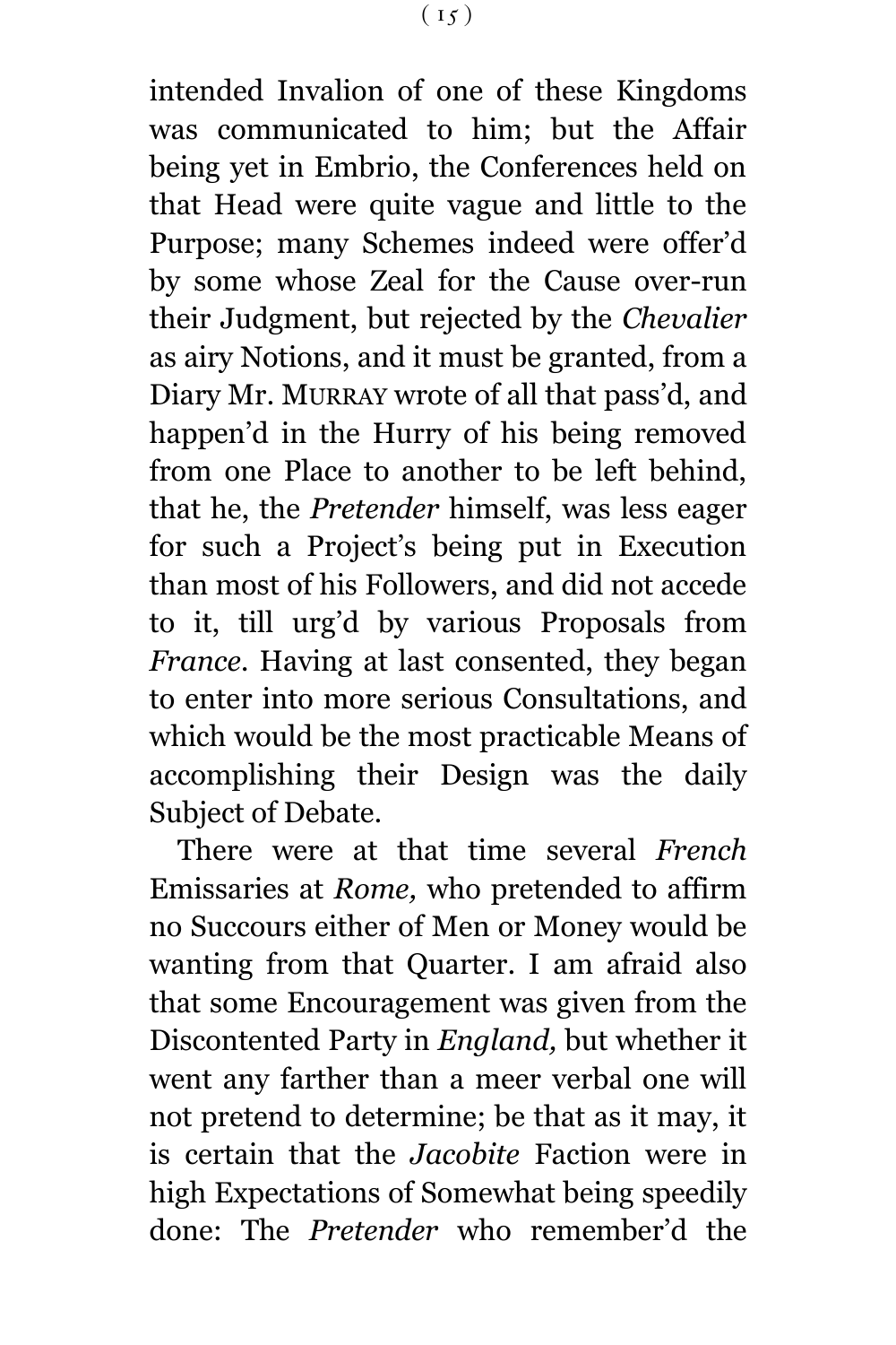intended Invalion of one of these Kingdoms was communicated to him; but the Affair being yet in Embrio, the Conferences held on that Head were quite vague and little to the Purpose; many Schemes indeed were offer'd by some whose Zeal for the Cause over-run their Judgment, but rejected by the *Chevalier* as airy Notions, and it must be granted, from a Diary Mr. MURRAY wrote of all that pass'd, and happen'd in the Hurry of his being removed from one Place to another to be left behind, that he, the *Pretender* himself, was less eager for such a Project's being put in Execution than most of his Followers, and did not accede to it, till urg'd by various Proposals from *France*. Having at last consented, they began to enter into more serious Consultations, and which would be the most practicable Means of accomplishing their Design was the daily Subject of Debate.

There were at that time several *French* Emissaries at *Rome,* who pretended to affirm no Succours either of Men or Money would be wanting from that Quarter. I am afraid also that some Encouragement was given from the Discontented Party in *England,* but whether it went any farther than a meer verbal one will not pretend to determine; be that as it may, it is certain that the *Jacobite* Faction were in high Expectations of Somewhat being speedily done: The *Pretender* who remember'd the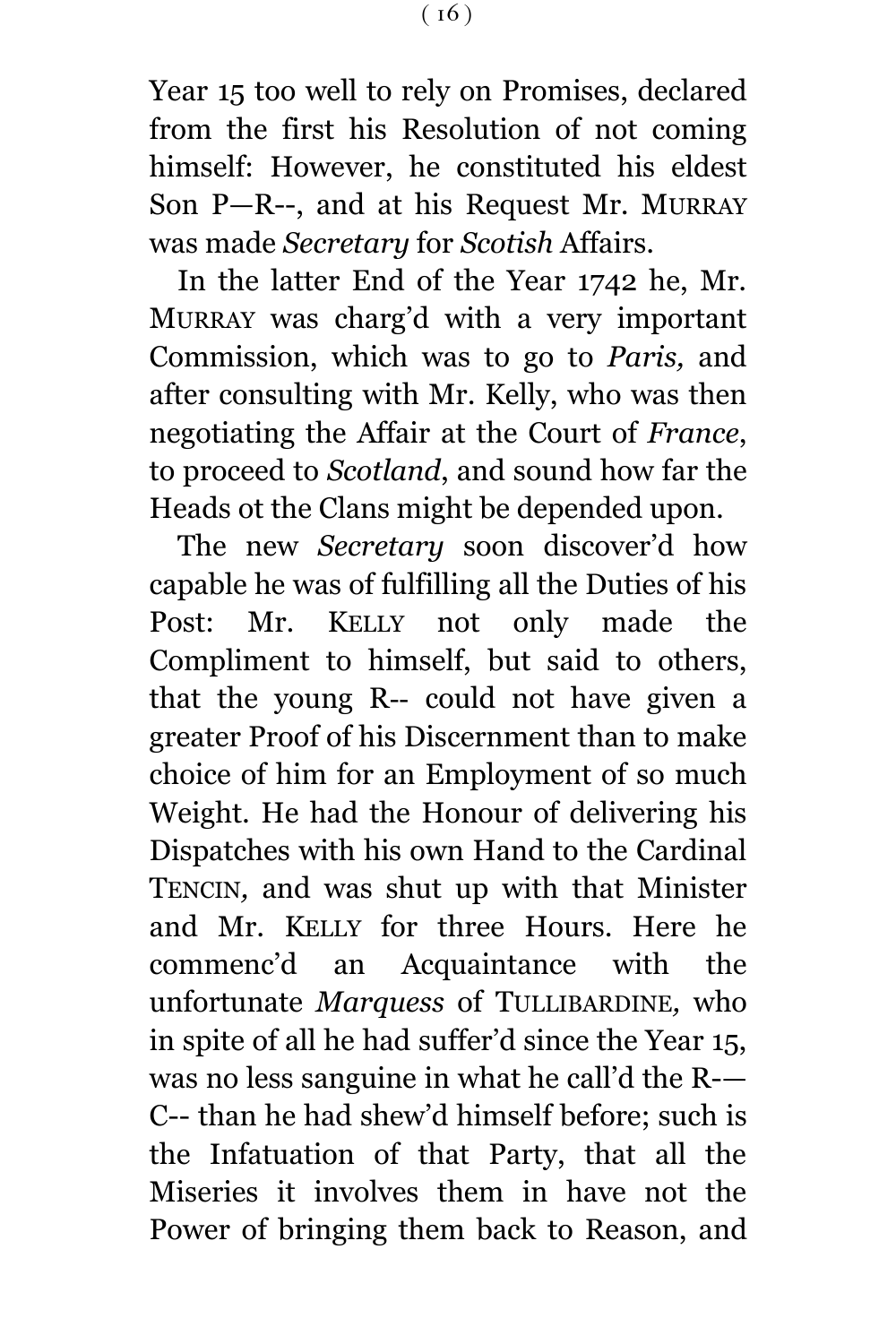Year 15 too well to rely on Promises, declared from the first his Resolution of not coming himself: However, he constituted his eldest Son P—R--, and at his Request Mr. MURRAY was made *Secretary* for *Scotish* Affairs.

In the latter End of the Year 1742 he, Mr. MURRAY was charg'd with a very important Commission, which was to go to *Paris,* and after consulting with Mr. Kelly, who was then negotiating the Affair at the Court of *France*, to proceed to *Scotland*, and sound how far the Heads ot the Clans might be depended upon.

The new *Secretary* soon discover'd how capable he was of fulfilling all the Duties of his Post: Mr. KELLY not only made the Compliment to himself, but said to others, that the young R-- could not have given a greater Proof of his Discernment than to make choice of him for an Employment of so much Weight. He had the Honour of delivering his Dispatches with his own Hand to the Cardinal TENCIN, and was shut up with that Minister and Mr. KELLY for three Hours. Here he commenc'd an Acquaintance with the unfortunate *Marquess* of TULLIBARDINE, who in spite of all he had suffer'd since the Year 15, was no less sanguine in what he call'd the R-— C-- than he had shew'd himself before; such is the Infatuation of that Party, that all the Miseries it involves them in have not the Power of bringing them back to Reason, and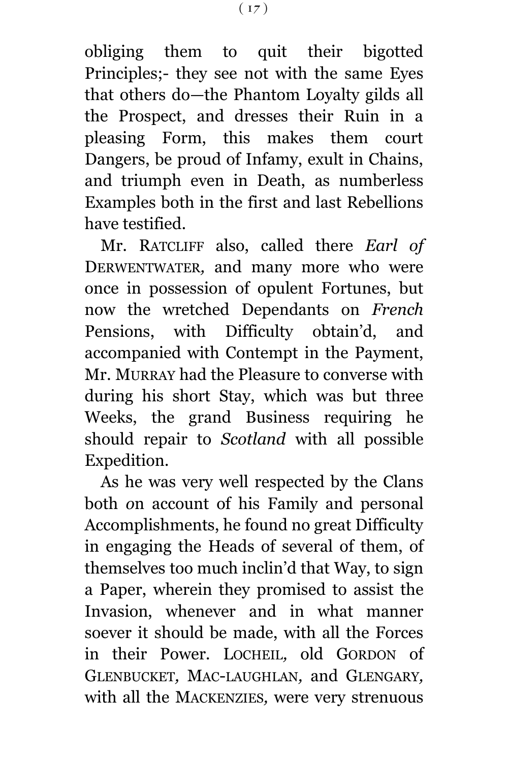obliging them to quit their bigotted Principles;- they see not with the same Eyes that others do—the Phantom Loyalty gilds all the Prospect, and dresses their Ruin in a pleasing Form, this makes them court Dangers, be proud of Infamy, exult in Chains, and triumph even in Death, as numberless Examples both in the first and last Rebellions have testified.

Mr. RATCLIFF also, called there *Earl of* DERWENTWATER, and many more who were once in possession of opulent Fortunes, but now the wretched Dependants on *French* Pensions, with Difficulty obtain'd, and accompanied with Contempt in the Payment, Mr. MURRAY had the Pleasure to converse with during his short Stay, which was but three Weeks, the grand Business requiring he should repair to *Scotland* with all possible Expedition.

As he was very well respected by the Clans both on account of his Family and personal Accomplishments, he found no great Difficulty in engaging the Heads of several of them, of themselves too much inclin'd that Way, to sign a Paper, wherein they promised to assist the Invasion, whenever and in what manner soever it should be made, with all the Forces in their Power. LOCHEIL, old GORDON of GLENBUCKET, MAC-LAUGHLAN, and GLENGARY, with all the MACKENZIES, were very strenuous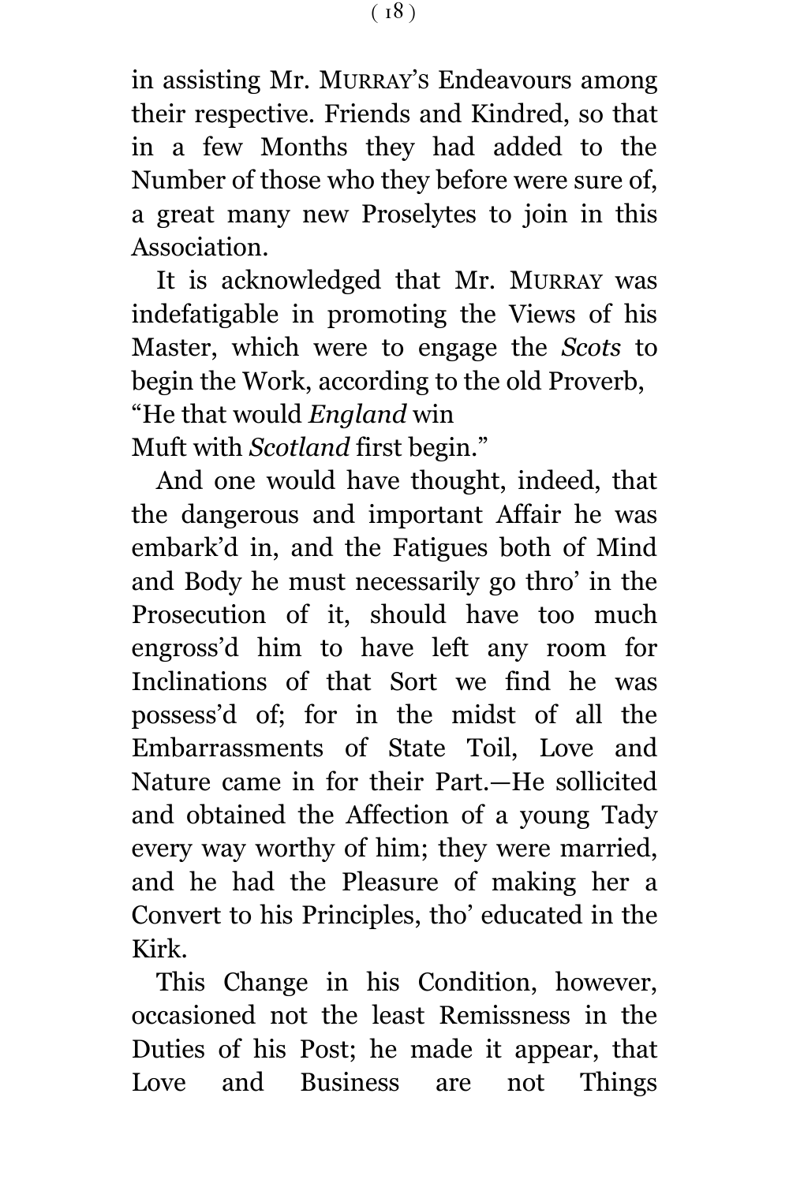in assisting Mr. MURRAY'S Endeavours among their respective. Friends and Kindred, so that in a few Months they had added to the Number of those who they before were sure of, a great many new Proselytes to join in this Association.

It is acknowledged that Mr. MURRAY was indefatigable in promoting the Views of his Master, which were to engage the *Scots* to begin the Work, according to the old Proverb,

"He that would *England* win
Muft with *Scotland* first begin."

And one would have thought, indeed, that the dangerous and important Affair he was embark'd in, and the Fatigues both of Mind and Body he must necessarily go thro' in the Prosecution of it, should have too much engross'd him to have left any room for Inclinations of that Sort we find he was possess'd of; for in the midst of all the Embarrassments of State Toil, Love and Nature came in for their Part.—He sollicited and obtained the Affection of a young Tady every way worthy of him; they were married, and he had the Pleasure of making her a Convert to his Principles, tho' educated in the Kirk.

This Change in his Condition, however, occasioned not the least Remissness in the Duties of his Post; he made it appear, that Love and Business are not Things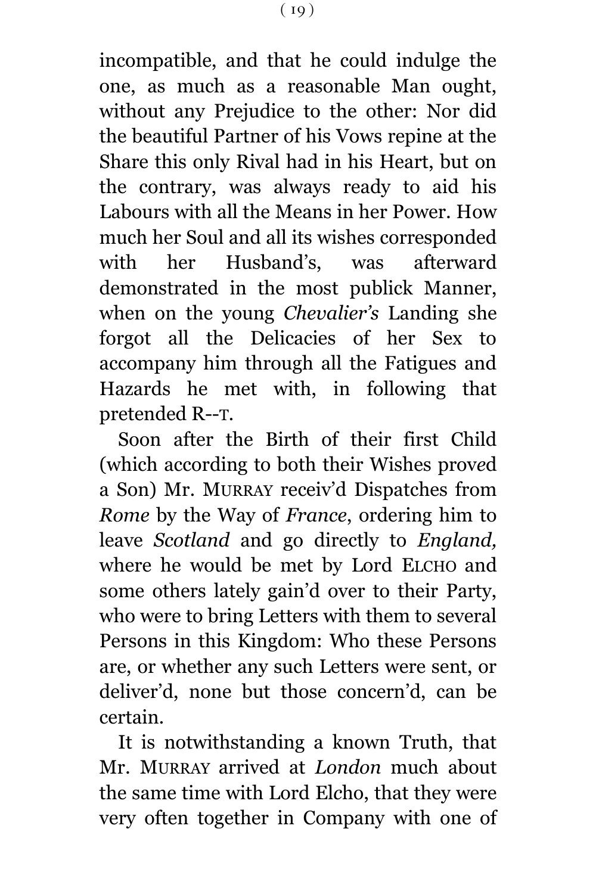incompatible, and that he could indulge the one, as much as a reasonable Man ought, without any Prejudice to the other: Nor did the beautiful Partner of his Vows repine at the Share this only Rival had in his Heart, but on the contrary, was always ready to aid his Labours with all the Means in her Power. How much her Soul and all its wishes corresponded with her Husband's, was afterward demonstrated in the most publick Manner, when on the young *Chevalier's* Landing she forgot all the Delicacies of her Sex to accompany him through all the Fatigues and Hazards he met with, in following that pretended R--T.

Soon after the Birth of their first Child (which according to both their Wishes proved a Son) Mr. MURRAY receiv'd Dispatches from *Rome* by the Way of *France*, ordering him to leave *Scotland* and go directly to *England,* where he would be met by Lord ELCHO and some others lately gain'd over to their Party, who were to bring Letters with them to several Persons in this Kingdom: Who these Persons are, or whether any such Letters were sent, or deliver'd, none but those concern'd, can be certain.

It is notwithstanding a known Truth, that Mr. MURRAY arrived at *London* much about the same time with Lord Elcho, that they were very often together in Company with one of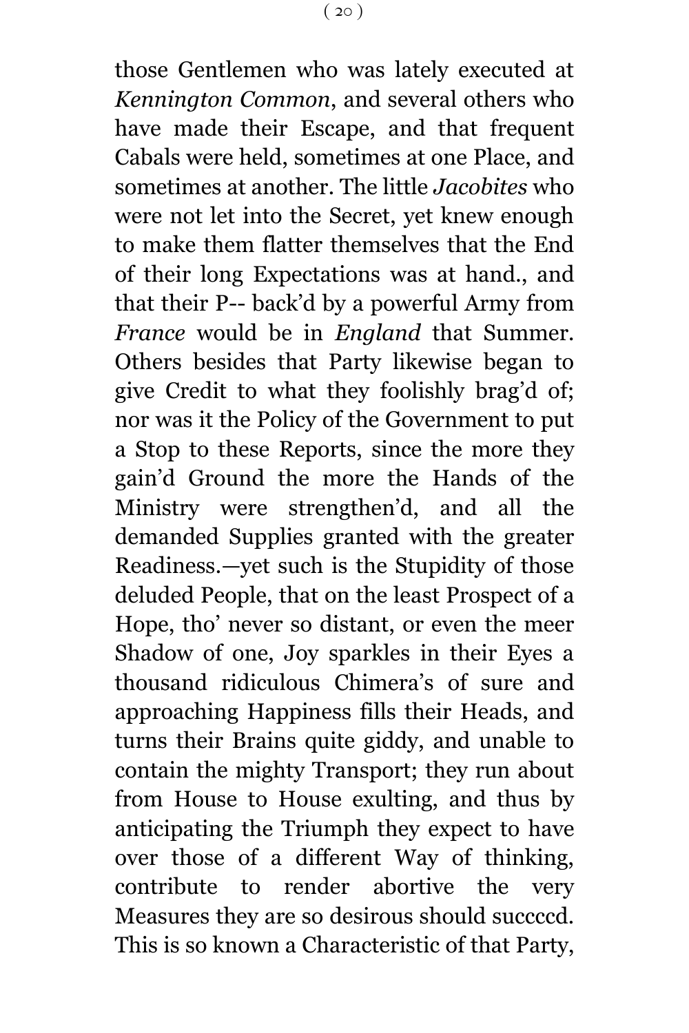those Gentlemen who was lately executed at *Kennington Common*, and several others who have made their Escape, and that frequent Cabals were held, sometimes at one Place, and sometimes at another. The little *Jacobites* who were not let into the Secret, yet knew enough to make them flatter themselves that the End of their long Expectations was at hand., and that their P-- back'd by a powerful Army from *France* would be in *England* that Summer. Others besides that Party likewise began to give Credit to what they foolishly brag'd of; nor was it the Policy of the Government to put a Stop to these Reports, since the more they gain'd Ground the more the Hands of the Ministry were strengthen'd, and all the demanded Supplies granted with the greater Readiness.—yet such is the Stupidity of those deluded People, that on the least Prospect of a Hope, tho' never so distant, or even the meer Shadow of one, Joy sparkles in their Eyes a thousand ridiculous Chimera's of sure and approaching Happiness fills their Heads, and turns their Brains quite giddy, and unable to contain the mighty Transport; they run about from House to House exulting, and thus by anticipating the Triumph they expect to have over those of a different Way of thinking, contribute to render abortive the very Measures they are so desirous should succccd. This is so known a Characteristic of that Party,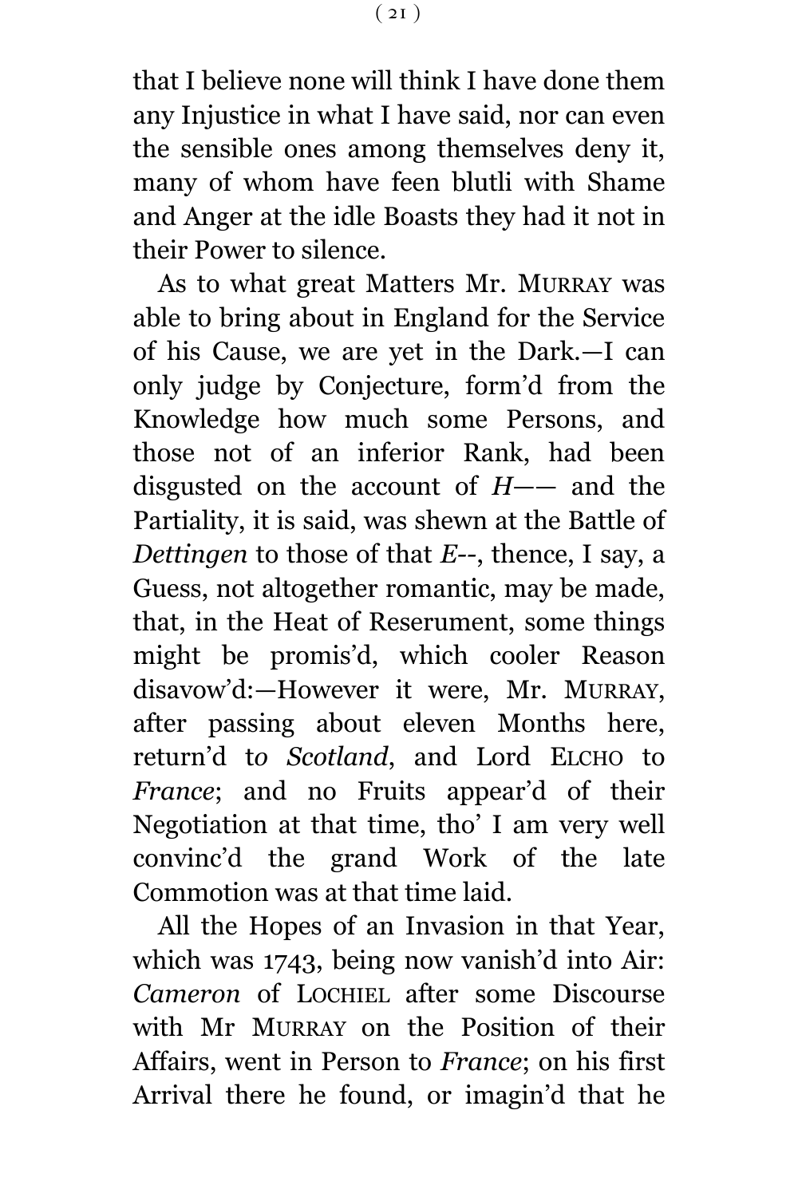that I believe none will think I have done them any Injustice in what I have said, nor can even the sensible ones among themselves deny it, many of whom have feen blutli with Shame and Anger at the idle Boasts they had it not in their Power to silence.

As to what great Matters Mr. MURRAY was able to bring about in England for the Service of his Cause, we are yet in the Dark.—I can only judge by Conjecture, form'd from the Knowledge how much some Persons, and those not of an inferior Rank, had been disgusted on the account of *H——* and the Partiality, it is said, was shewn at the Battle of *Dettingen* to those of that *E--*, thence, I say, a Guess, not altogether romantic, may be made, that, in the Heat of Reserument, some things might be promis'd, which cooler Reason disavow'd:—However it were, Mr. MURRAY, after passing about eleven Months here, return'd to *Scotland*, and Lord ELCHO to *France*; and no Fruits appear'd of their Negotiation at that time, tho' I am very well convinc'd the grand Work of the late Commotion was at that time laid.

All the Hopes of an Invasion in that Year, which was 1743, being now vanish'd into Air: *Cameron* of LOCHIEL after some Discourse with Mr MURRAY on the Position of their Affairs, went in Person to *France*; on his first Arrival there he found, or imagin'd that he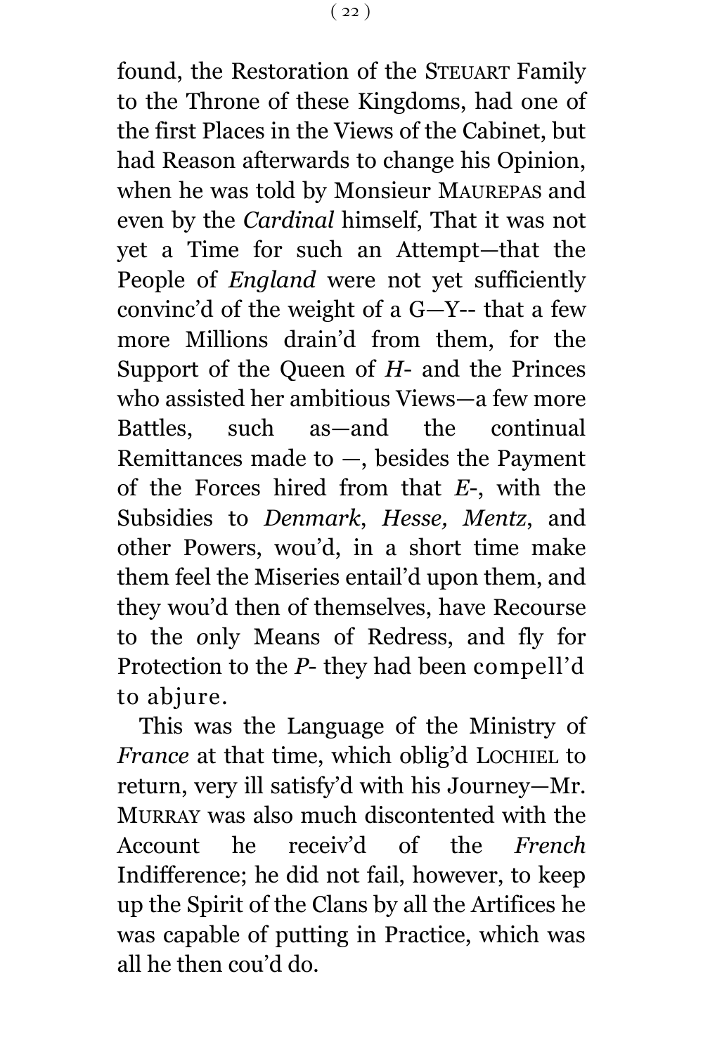found, the Restoration of the STEUART Family to the Throne of these Kingdoms, had one of the first Places in the Views of the Cabinet, but had Reason afterwards to change his Opinion, when he was told by Monsieur MAUREPAS and even by the *Cardinal* himself, That it was not yet a Time for such an Attempt—that the People of *England* were not yet sufficiently convinc'd of the weight of a G—Y-- that a few more Millions drain'd from them, for the Support of the Queen of *H-* and the Princes who assisted her ambitious Views—a few more Battles, such as—and the continual Remittances made to —, besides the Payment of the Forces hired from that *E-*, with the Subsidies to *Denmark*, *Hesse, Mentz*, and other Powers, wou'd, in a short time make them feel the Miseries entail'd upon them, and they wou'd then of themselves, have Recourse to the *o*nly Means of Redress, and fly for Protection to the *P-* they had been compell'd to abjure.

This was the Language of the Ministry of *France* at that time, which oblig'd LOCHIEL to return, very ill satisfy'd with his Journey—Mr. MURRAY was also much discontented with the Account he receiv'd of the *French* Indifference; he did not fail, however, to keep up the Spirit of the Clans by all the Artifices he was capable of putting in Practice, which was all he then cou'd do.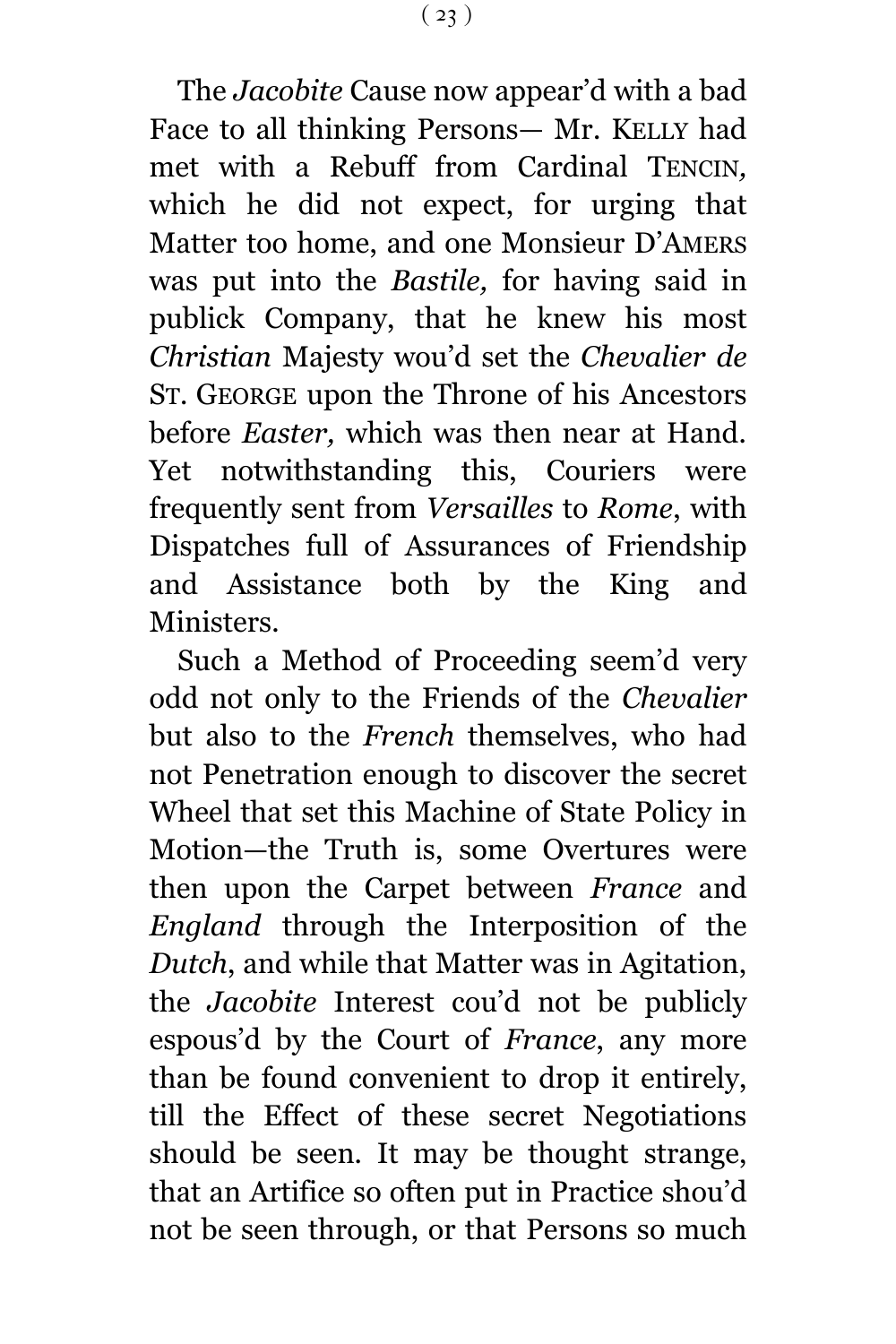The *Jacobite* Cause now appear'd with a bad Face to all thinking Persons— Mr. KELLY had met with a Rebuff from Cardinal TENCIN, which he did not expect, for urging that Matter too home, and one Monsieur D'AMERS was put into the *Bastile,* for having said in publick Company, that he knew his most *Christian* Majesty wou'd set the *Chevalier de* ST. GEORGE upon the Throne of his Ancestors before *Easter,* which was then near at Hand. Yet notwithstanding this, Couriers were frequently sent from *Versailles* to *Rome*, with Dispatches full of Assurances of Friendship and Assistance both by the King and Ministers.

Such a Method of Proceeding seem'd very odd not only to the Friends of the *Chevalier* but also to the *French* themselves, who had not Penetration enough to discover the secret Wheel that set this Machine of State Policy in Motion—the Truth is, some Overtures were then upon the Carpet between *France* and *England* through the Interposition of the *Dutch*, and while that Matter was in Agitation, the *Jacobite* Interest cou'd not be publicly espous'd by the Court of *France*, any more than be found convenient to drop it entirely, till the Effect of these secret Negotiations should be seen. It may be thought strange, that an Artifice so often put in Practice shou'd not be seen through, or that Persons so much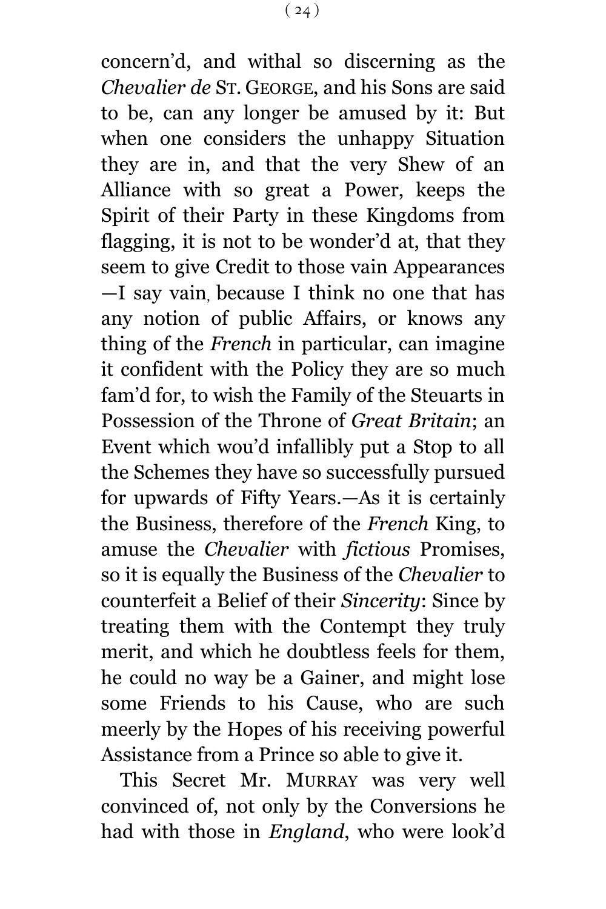concern'd, and withal so discerning as the *Chevalier de* ST. GEORGE, and his Sons are said to be, can any longer be amused by it: But when one considers the unhappy Situation they are in, and that the very Shew of an Alliance with so great a Power, keeps the Spirit of their Party in these Kingdoms from flagging, it is not to be wonder'd at, that they seem to give Credit to those vain Appearances —I say vain, because I think no one that has any notion of public Affairs, or knows any thing of the *French* in particular, can imagine it confident with the Policy they are so much fam'd for, to wish the Family of the Steuarts in Possession of the Throne of *Great Britain*; an Event which wou'd infallibly put a Stop to all the Schemes they have so successfully pursued for upwards of Fifty Years.—As it is certainly the Business, therefore of the *French* King, to amuse the *Chevalier* with *fictious* Promises, so it is equally the Business of the *Chevalier* to counterfeit a Belief of their *Sincerity*: Since by treating them with the Contempt they truly merit, and which he doubtless feels for them, he could no way be a Gainer, and might lose some Friends to his Cause, who are such meerly by the Hopes of his receiving powerful Assistance from a Prince so able to give it.

This Secret Mr. MURRAY was very well convinced of, not only by the Conversions he had with those in *England*, who were look'd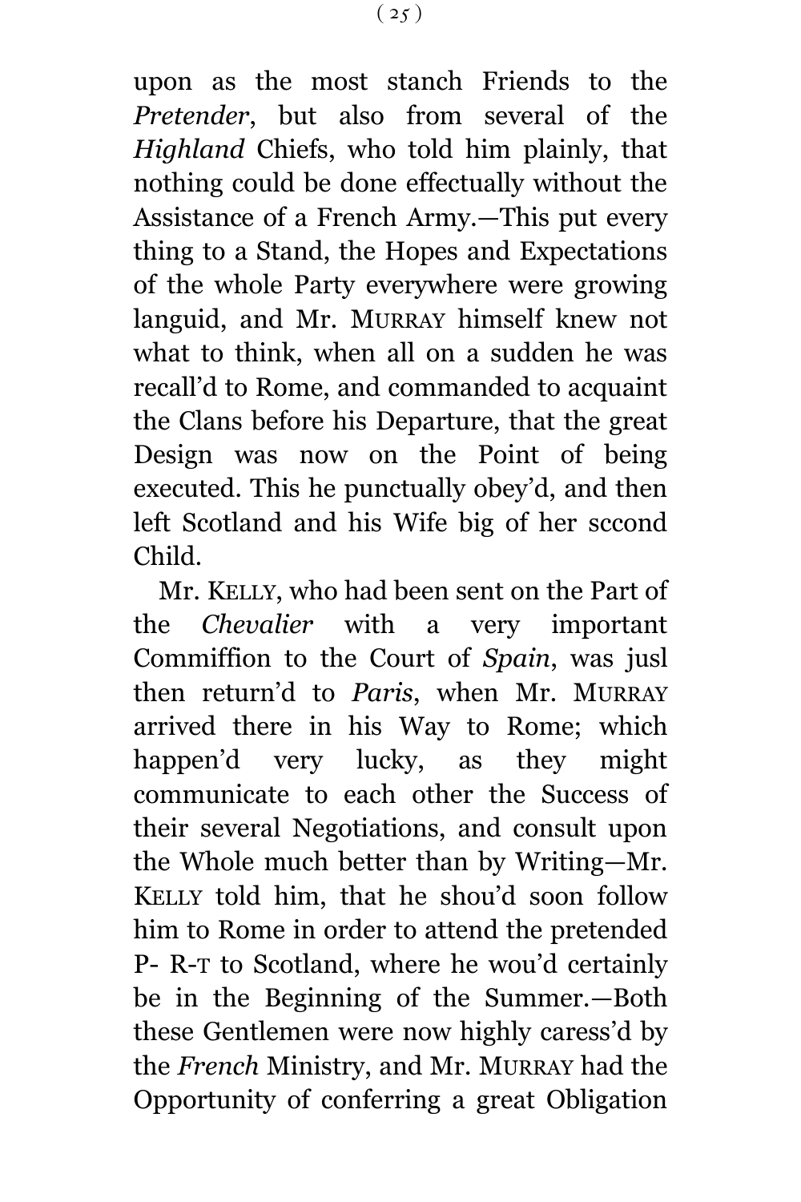upon as the most stanch Friends to the *Pretender*, but also from several of the *Highland* Chiefs, who told him plainly, that nothing could be done effectually without the Assistance of a French Army.—This put every thing to a Stand, the Hopes and Expectations of the whole Party everywhere were growing languid, and Mr. MURRAY himself knew not what to think, when all on a sudden he was recall'd to Rome, and commanded to acquaint the Clans before his Departure, that the great Design was now on the Point of being executed. This he punctually obey'd, and then left Scotland and his Wife big of her sccond Child.

Mr. KELLY, who had been sent on the Part of the *Chevalier* with a very important Commiffion to the Court of *Spain*, was jusl then return'd to *Paris*, when Mr. MURRAY arrived there in his Way to Rome; which happen'd very lucky, as they might communicate to each other the Success of their several Negotiations, and consult upon the Whole much better than by Writing—Mr. KELLY told him, that he shou'd soon follow him to Rome in order to attend the pretended P- R-T to Scotland, where he wou'd certainly be in the Beginning of the Summer.—Both these Gentlemen were now highly caress'd by the *French* Ministry, and Mr. MURRAY had the Opportunity of conferring a great Obligation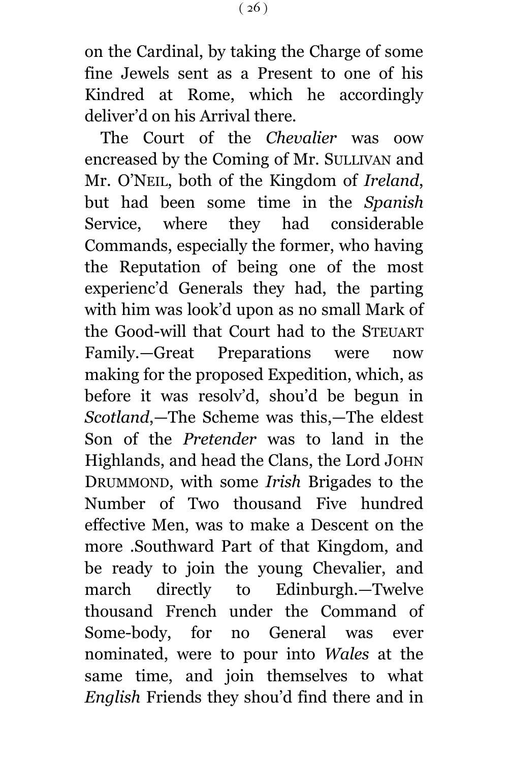on the Cardinal, by taking the Charge of some fine Jewels sent as a Present to one of his Kindred at Rome, which he accordingly deliver'd on his Arrival there.

The Court of the *Chevalier* was oow encreased by the Coming of Mr. SULLIVAN and Mr. O'NEIL, both of the Kingdom of *Ireland*, but had been some time in the *Spanish* Service, where they had considerable Commands, especially the former, who having the Reputation of being one of the most experienc'd Generals they had, the parting with him was look'd upon as no small Mark of the Good-will that Court had to the STEUART Family.—Great Preparations were now making for the proposed Expedition, which, as before it was resolv'd, shou'd be begun in *Scotland*,—The Scheme was this,—The eldest Son of the *Pretender* was to land in the Highlands, and head the Clans, the Lord JOHN DRUMMOND, with some *Irish* Brigades to the Number of Two thousand Five hundred effective Men, was to make a Descent on the more .Southward Part of that Kingdom, and be ready to join the young Chevalier, and march directly to Edinburgh.—Twelve thousand French under the Command of Some-body, for no General was ever nominated, were to pour into *Wales* at the same time, and join themselves to what *English* Friends they shou'd find there and in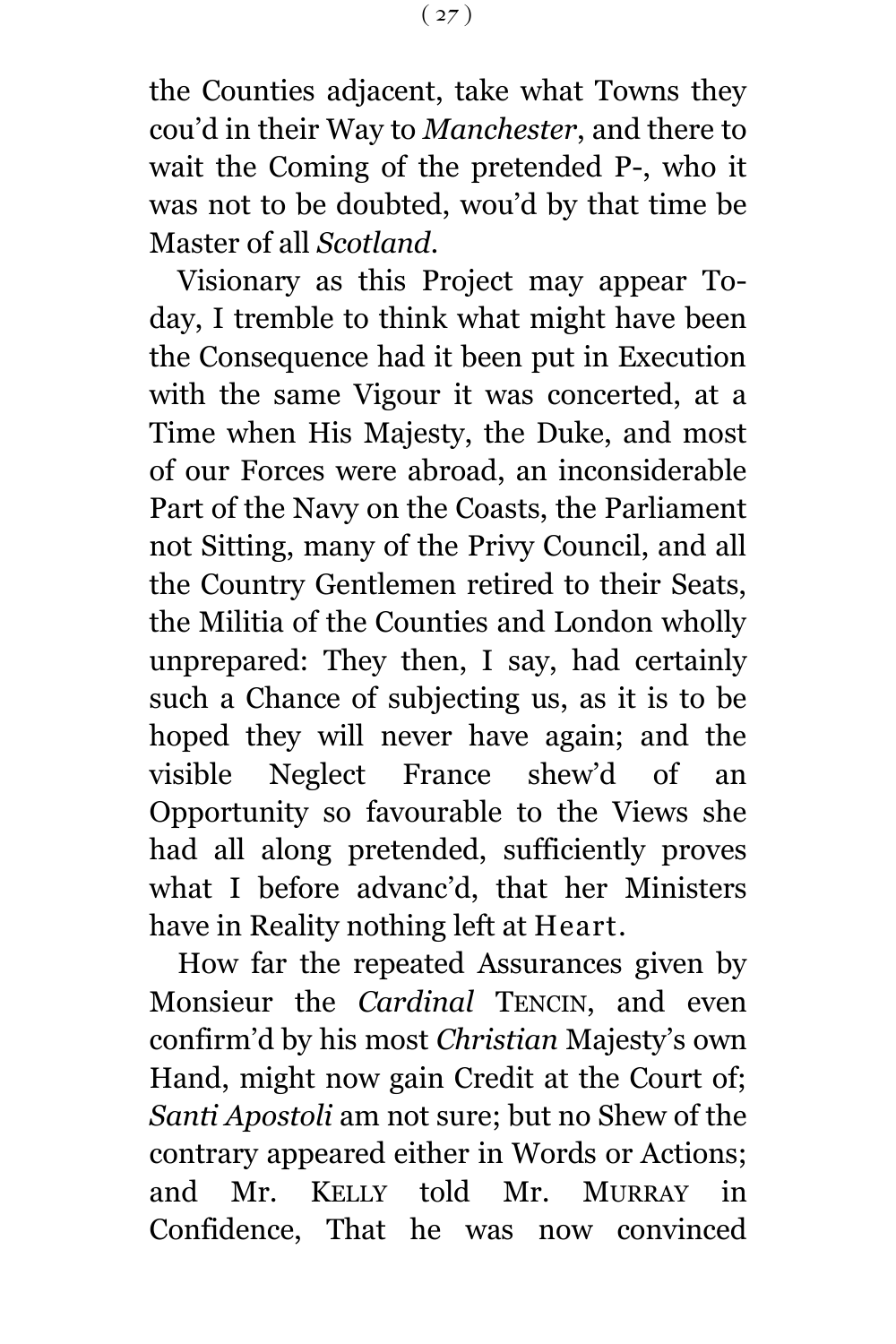the Counties adjacent, take what Towns they cou'd in their Way to *Manchester*, and there to wait the Coming of the pretended P-, who it was not to be doubted, wou'd by that time be Master of all *Scotland*.

Visionary as this Project may appear To-day, I tremble to think what might have been the Consequence had it been put in Execution with the same Vigour it was concerted, at a Time when His Majesty, the Duke, and most of our Forces were abroad, an inconsiderable Part of the Navy on the Coasts, the Parliament not Sitting, many of the Privy Council, and all the Country Gentlemen retired to their Seats, the Militia of the Counties and London wholly unprepared: They then, I say, had certainly such a Chance of subjecting us, as it is to be hoped they will never have again; and the visible Neglect France shew'd of an Opportunity so favourable to the Views she had all along pretended, sufficiently proves what I before advanc'd, that her Ministers have in Reality nothing left at Heart.

How far the repeated Assurances given by Monsieur the *Cardinal* TENCIN, and even confirm'd by his most *Christian* Majesty's own Hand, might now gain Credit at the Court of; *Santi Apostoli* am not sure; but no Shew of the contrary appeared either in Words or Actions; and Mr. KELLY told Mr. MURRAY in Confidence, That he was now convinced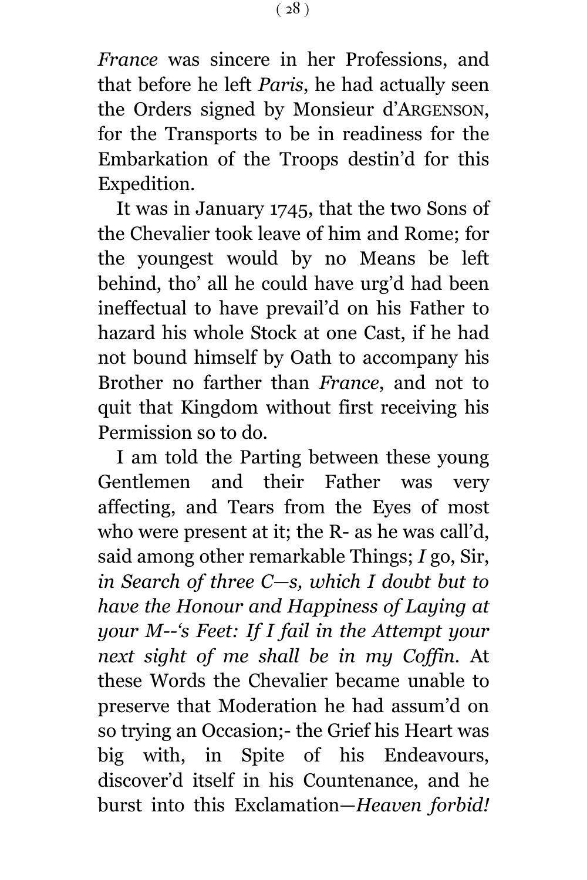*France* was sincere in her Professions, and that before he left *Paris*, he had actually seen the Orders signed by Monsieur d'ARGENSON, for the Transports to be in readiness for the Embarkation of the Troops destin'd for this Expedition.

It was in January 1745, that the two Sons of the Chevalier took leave of him and Rome; for the youngest would by no Means be left behind, tho' all he could have urg'd had been ineffectual to have prevail'd on his Father to hazard his whole Stock at one Cast, if he had not bound himself by Oath to accompany his Brother no farther than *France*, and not to quit that Kingdom without first receiving his Permission so to do.

I am told the Parting between these young Gentlemen and their Father was very affecting, and Tears from the Eyes of most who were present at it; the R- as he was call'd, said among other remarkable Things; *I* go, Sir, *in Search of three C—s, which I doubt but to have the Honour and Happiness of Laying at your M--'s Feet: If I fail in the Attempt your next sight of me shall be in my Coffin.* At these Words the Chevalier became unable to preserve that Moderation he had assum'd on so trying an Occasion;- the Grief his Heart was big with, in Spite of his Endeavours, discover'd itself in his Countenance, and he burst into this Exclamation—*Heaven forbid!*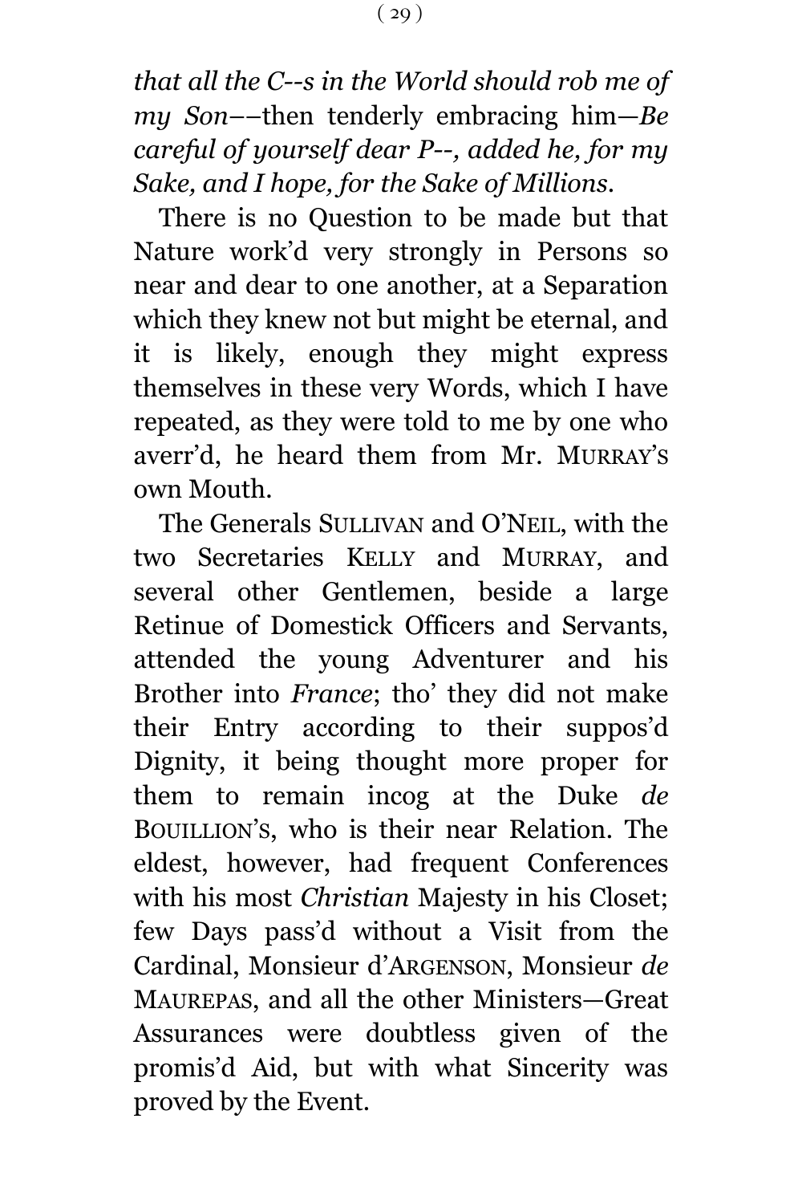*that all the C--s in the World should rob me of my Son*––then tenderly embracing him—*Be careful of yourself dear P--, added he, for my Sake, and I hope, for the Sake of Millions.*

There is no Question to be made but that Nature work'd very strongly in Persons so near and dear to one another, at a Separation which they knew not but might be eternal, and it is likely, enough they might express themselves in these very Words, which I have repeated, as they were told to me by one who averr'd, he heard them from Mr. MURRAY'S own Mouth.

The Generals SULLIVAN and O'NEIL, with the two Secretaries KELLY and MURRAY, and several other Gentlemen, beside a large Retinue of Domestick Officers and Servants, attended the young Adventurer and his Brother into *France*; tho' they did not make their Entry according to their suppos'd Dignity, it being thought more proper for them to remain incog at the Duke *de* BOUILLION'S, who is their near Relation. The eldest, however, had frequent Conferences with his most *Christian* Majesty in his Closet; few Days pass'd without a Visit from the Cardinal, Monsieur d'ARGENSON, Monsieur *de* MAUREPAS, and all the other Ministers—Great Assurances were doubtless given of the promis'd Aid, but with what Sincerity was proved by the Event.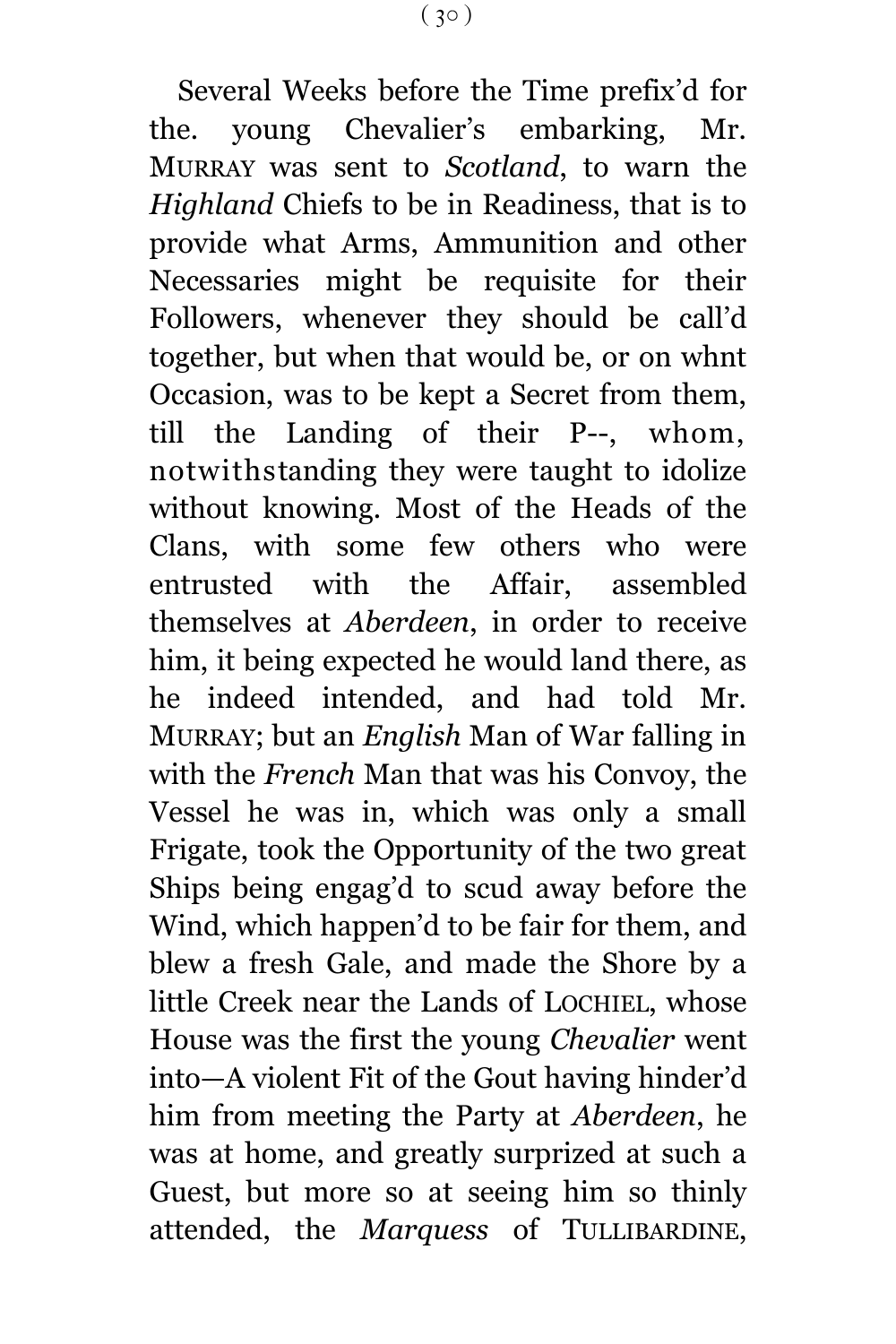Several Weeks before the Time prefix'd for the. young Chevalier's embarking, Mr. MURRAY was sent to *Scotland*, to warn the *Highland* Chiefs to be in Readiness, that is to provide what Arms, Ammunition and other Necessaries might be requisite for their Followers, whenever they should be call'd together, but when that would be, or on whnt Occasion, was to be kept a Secret from them, till the Landing of their P--, whom, notwithstanding they were taught to idolize without knowing. Most of the Heads of the Clans, with some few others who were entrusted with the Affair, assembled themselves at *Aberdeen*, in order to receive him, it being expected he would land there, as he indeed intended, and had told Mr. MURRAY; but an *English* Man of War falling in with the *French* Man that was his Convoy, the Vessel he was in, which was only a small Frigate, took the Opportunity of the two great Ships being engag'd to scud away before the Wind, which happen'd to be fair for them, and blew a fresh Gale, and made the Shore by a little Creek near the Lands of LOCHIEL, whose House was the first the young *Chevalier* went into—A violent Fit of the Gout having hinder'd him from meeting the Party at *Aberdeen*, he was at home, and greatly surprized at such a Guest, but more so at seeing him so thinly attended, the *Marquess* of TULLIBARDINE,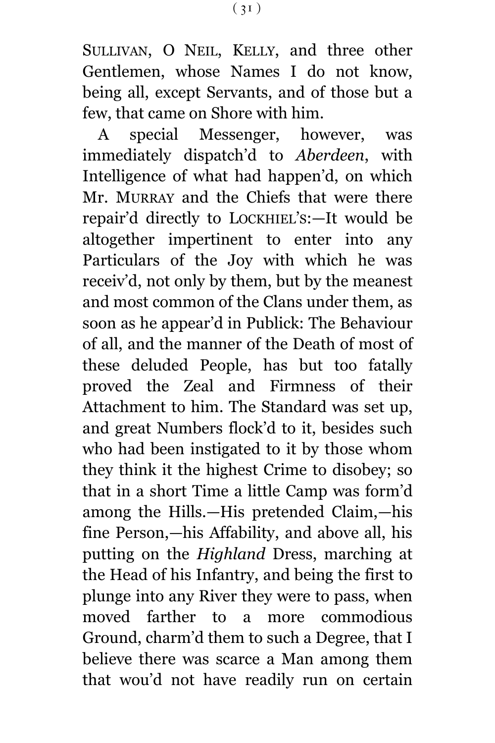SULLIVAN, O NEIL, KELLY, and three other Gentlemen, whose Names I do not know, being all, except Servants, and of those but a few, that came on Shore with him.

A special Messenger, however, was immediately dispatch'd to *Aberdeen*, with Intelligence of what had happen'd, on which Mr. MURRAY and the Chiefs that were there repair'd directly to LOCKHIEL'S:—It would be altogether impertinent to enter into any Particulars of the Joy with which he was receiv'd, not only by them, but by the meanest and most common of the Clans under them, as soon as he appear'd in Publick: The Behaviour of all, and the manner of the Death of most of these deluded People, has but too fatally proved the Zeal and Firmness of their Attachment to him. The Standard was set up, and great Numbers flock'd to it, besides such who had been instigated to it by those whom they think it the highest Crime to disobey; so that in a short Time a little Camp was form'd among the Hills.—His pretended Claim,—his fine Person,—his Affability, and above all, his putting on the *Highland* Dress, marching at the Head of his Infantry, and being the first to plunge into any River they were to pass, when moved farther to a more commodious Ground, charm'd them to such a Degree, that I believe there was scarce a Man among them that wou'd not have readily run on certain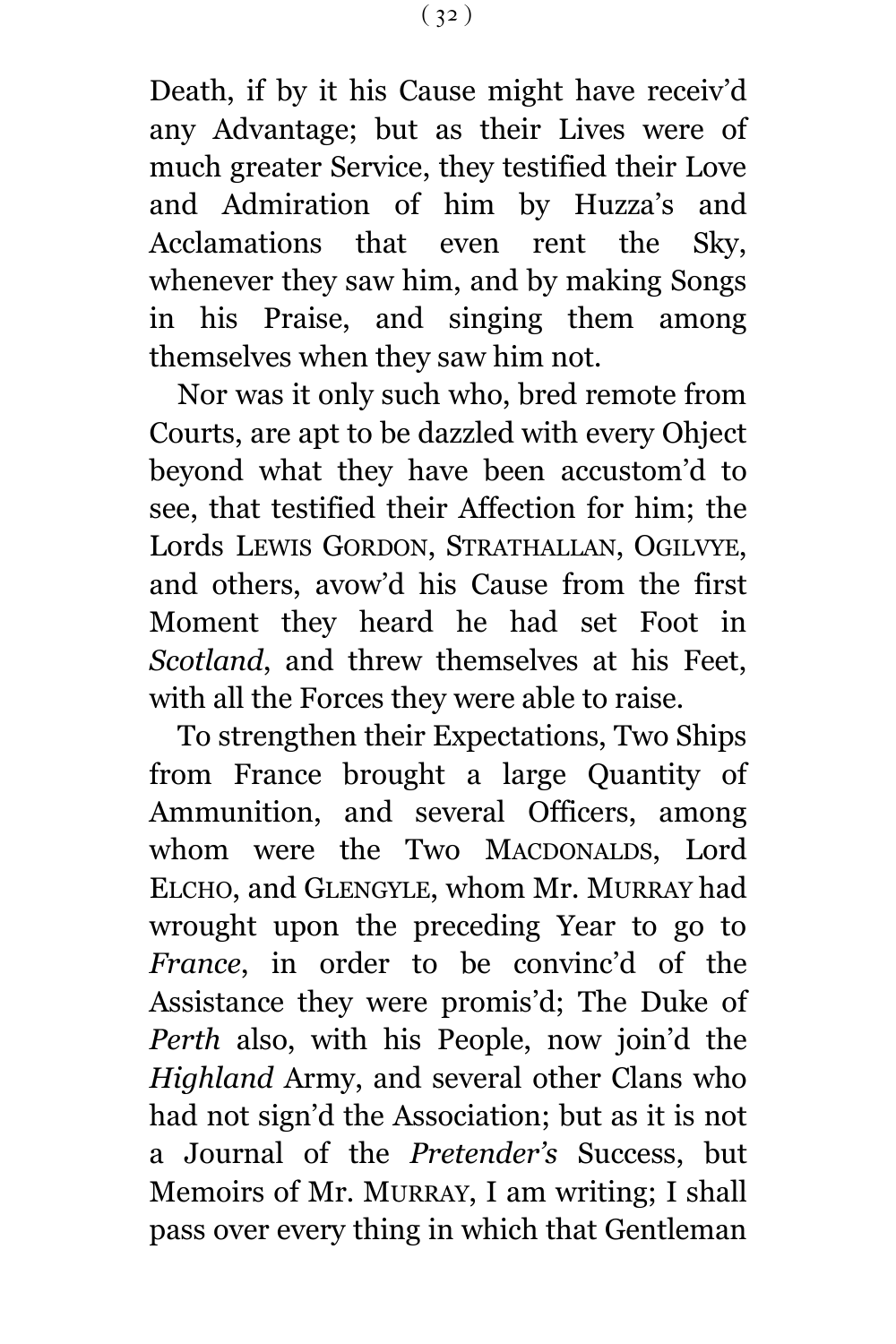Death, if by it his Cause might have receiv'd any Advantage; but as their Lives were of much greater Service, they testified their Love and Admiration of him by Huzza's and Acclamations that even rent the Sky, whenever they saw him, and by making Songs in his Praise, and singing them among themselves when they saw him not.

Nor was it only such who, bred remote from Courts, are apt to be dazzled with every Ohject beyond what they have been accustom'd to see, that testified their Affection for him; the Lords LEWIS GORDON, STRATHALLAN, OGILVYE, and others, avow'd his Cause from the first Moment they heard he had set Foot in *Scotland*, and threw themselves at his Feet, with all the Forces they were able to raise.

To strengthen their Expectations, Two Ships from France brought a large Quantity of Ammunition, and several Officers, among whom were the Two MACDONALDS, Lord ELCHO, and GLENGYLE, whom Mr. MURRAY had wrought upon the preceding Year to go to *France*, in order to be convinc'd of the Assistance they were promis'd; The Duke of *Perth* also, with his People, now join'd the *Highland* Army, and several other Clans who had not sign'd the Association; but as it is not a Journal of the *Pretender's* Success, but Memoirs of Mr. MURRAY, I am writing; I shall pass over every thing in which that Gentleman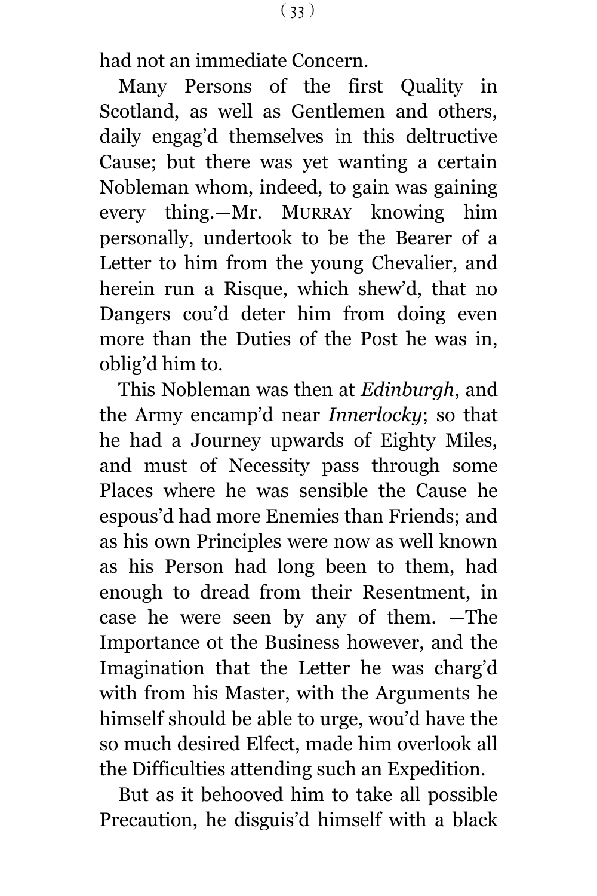had not an immediate Concern.

Many Persons of the first Quality in Scotland, as well as Gentlemen and others, daily engag'd themselves in this deltructive Cause; but there was yet wanting a certain Nobleman whom, indeed, to gain was gaining every thing.—Mr. MURRAY knowing him personally, undertook to be the Bearer of a Letter to him from the young Chevalier, and herein run a Risque, which shew'd, that no Dangers cou'd deter him from doing even more than the Duties of the Post he was in, oblig'd him to.

This Nobleman was then at *Edinburgh*, and the Army encamp'd near *Innerlocky*; so that he had a Journey upwards of Eighty Miles, and must of Necessity pass through some Places where he was sensible the Cause he espous'd had more Enemies than Friends; and as his own Principles were now as well known as his Person had long been to them, had enough to dread from their Resentment, in case he were seen by any of them. —The Importance ot the Business however, and the Imagination that the Letter he was charg'd with from his Master, with the Arguments he himself should be able to urge, wou'd have the so much desired Elfect, made him overlook all the Difficulties attending such an Expedition.

But as it behooved him to take all possible Precaution, he disguis'd himself with a black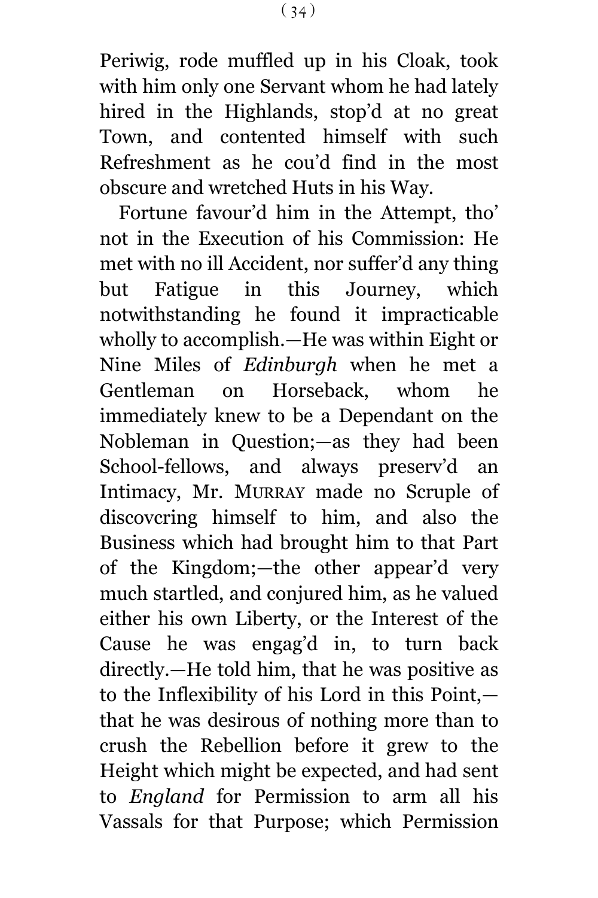Periwig, rode muffled up in his Cloak, took with him only one Servant whom he had lately hired in the Highlands, stop'd at no great Town, and contented himself with such Refreshment as he cou'd find in the most obscure and wretched Huts in his Way.

Fortune favour'd him in the Attempt, tho' not in the Execution of his Commission: He met with no ill Accident, nor suffer'd any thing but Fatigue in this Journey, which notwithstanding he found it impracticable wholly to accomplish.—He was within Eight or Nine Miles of *Edinburgh* when he met a Gentleman on Horseback, whom he immediately knew to be a Dependant on the Nobleman in Question;—as they had been School-fellows, and always preserv'd an Intimacy, Mr. MURRAY made no Scruple of discovcring himself to him, and also the Business which had brought him to that Part of the Kingdom;—the other appear'd very much startled, and conjured him, as he valued either his own Liberty, or the Interest of the Cause he was engag'd in, to turn back directly.—He told him, that he was positive as to the Inflexibility of his Lord in this Point,—that he was desirous of nothing more than to crush the Rebellion before it grew to the Height which might be expected, and had sent to *England* for Permission to arm all his Vassals for that Purpose; which Permission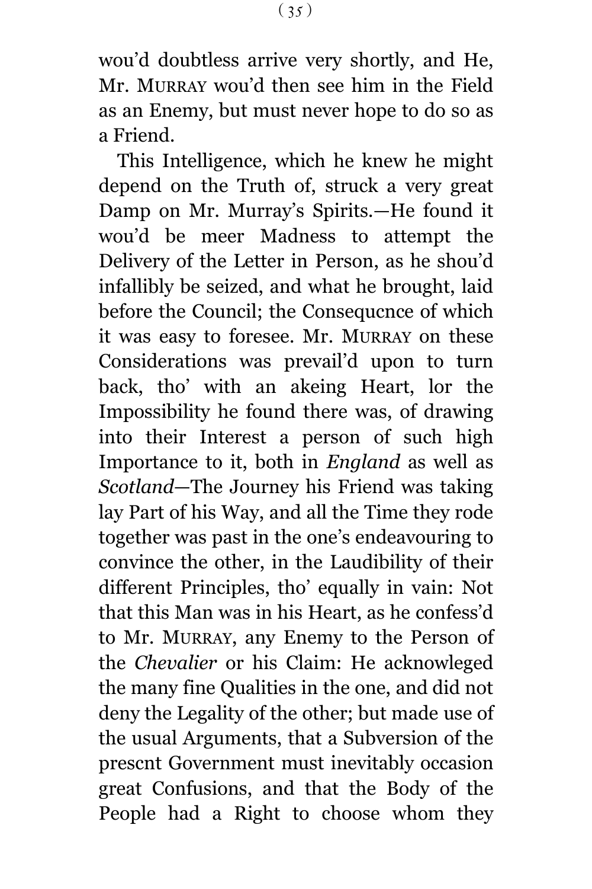wou'd doubtless arrive very shortly, and He, Mr. MURRAY wou'd then see him in the Field as an Enemy, but must never hope to do so as a Friend.

This Intelligence, which he knew he might depend on the Truth of, struck a very great Damp on Mr. Murray's Spirits.—He found it wou'd be meer Madness to attempt the Delivery of the Letter in Person, as he shou'd infallibly be seized, and what he brought, laid before the Council; the Consequcnce of which it was easy to foresee. Mr. MURRAY on these Considerations was prevail'd upon to turn back, tho' with an akeing Heart, lor the Impossibility he found there was, of drawing into their Interest a person of such high Importance to it, both in *England* as well as *Scotland*—The Journey his Friend was taking lay Part of his Way, and all the Time they rode together was past in the one's endeavouring to convince the other, in the Laudibility of their different Principles, tho' equally in vain: Not that this Man was in his Heart, as he confess'd to Mr. MURRAY, any Enemy to the Person of the *Chevalier* or his Claim: He acknowleged the many fine Qualities in the one, and did not deny the Legality of the other; but made use of the usual Arguments, that a Subversion of the prescnt Government must inevitably occasion great Confusions, and that the Body of the People had a Right to choose whom they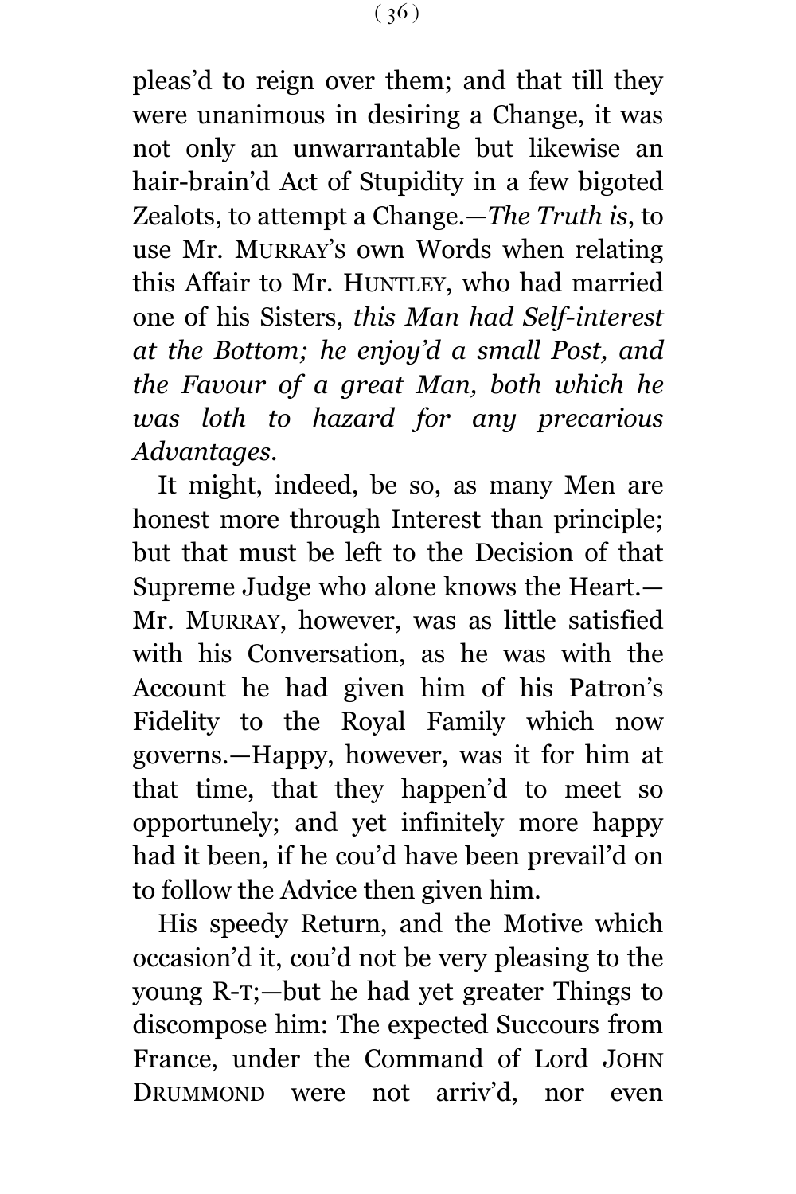pleas'd to reign over them; and that till they were unanimous in desiring a Change, it was not only an unwarrantable but likewise an hair-brain'd Act of Stupidity in a few bigoted Zealots, to attempt a Change.—*The Truth is*, to use Mr. MURRAY'S own Words when relating this Affair to Mr. HUNTLEY, who had married one of his Sisters, *this Man had Self-interest at the Bottom; he enjoy'd a small Post, and the Favour of a great Man, both which he was loth to hazard for any precarious Advantages.*

It might, indeed, be so, as many Men are honest more through Interest than principle; but that must be left to the Decision of that Supreme Judge who alone knows the Heart.—Mr. MURRAY, however, was as little satisfied with his Conversation, as he was with the Account he had given him of his Patron's Fidelity to the Royal Family which now governs.—Happy, however, was it for him at that time, that they happen'd to meet so opportunely; and yet infinitely more happy had it been, if he cou'd have been prevail'd on to follow the Advice then given him.

His speedy Return, and the Motive which occasion'd it, cou'd not be very pleasing to the young R-T;—but he had yet greater Things to discompose him: The expected Succours from France, under the Command of Lord JOHN DRUMMOND were not arriv'd, nor even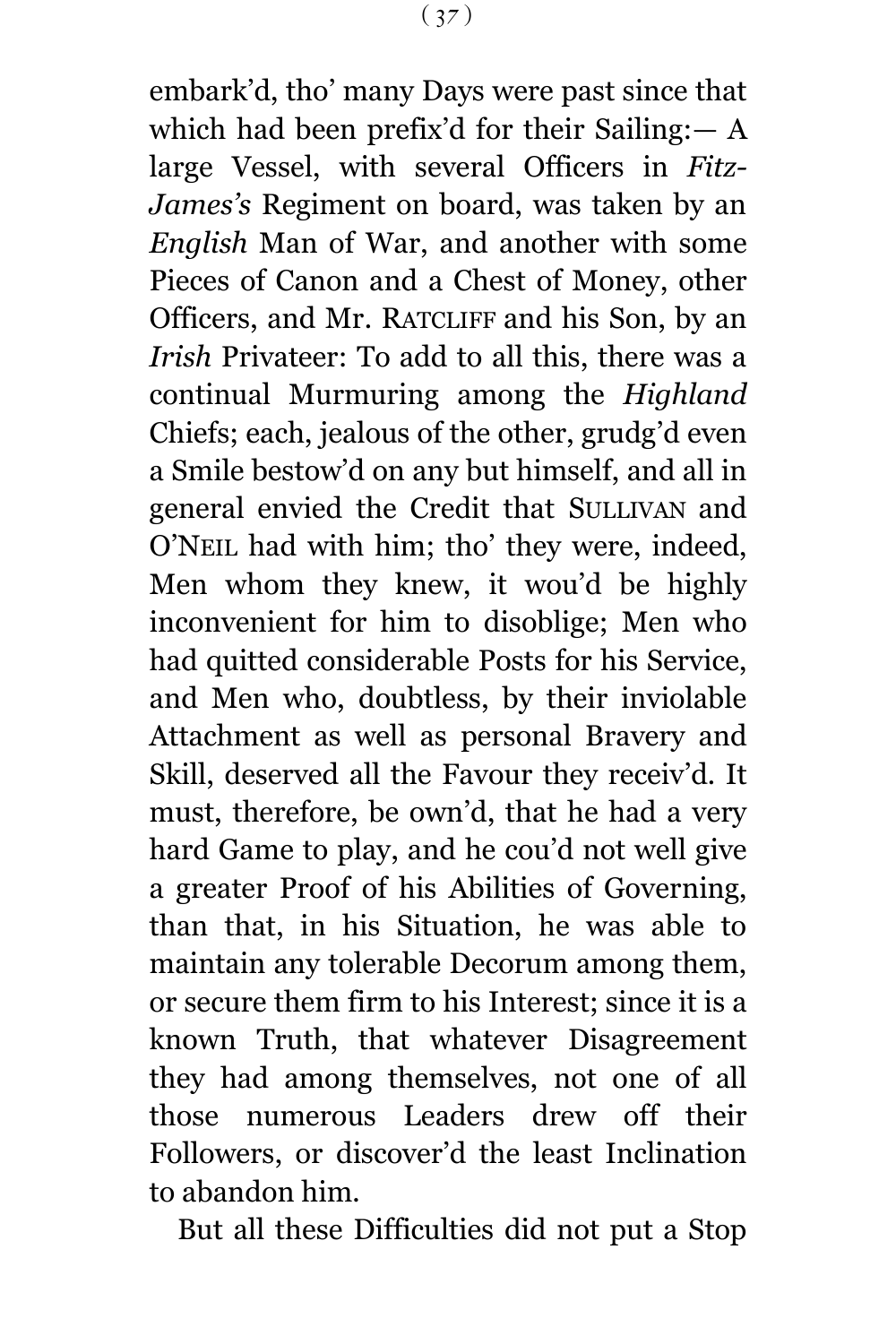embark'd, tho' many Days were past since that which had been prefix'd for their Sailing:— A large Vessel, with several Officers in *Fitz-James's* Regiment on board, was taken by an *English* Man of War, and another with some Pieces of Canon and a Chest of Money, other Officers, and Mr. RATCLIFF and his Son, by an *Irish* Privateer: To add to all this, there was a continual Murmuring among the *Highland* Chiefs; each, jealous of the other, grudg'd even a Smile bestow'd on any but himself, and all in general envied the Credit that SULLIVAN and O'NEIL had with him; tho' they were, indeed, Men whom they knew, it wou'd be highly inconvenient for him to disoblige; Men who had quitted considerable Posts for his Service, and Men who, doubtless, by their inviolable Attachment as well as personal Bravery and Skill, deserved all the Favour they receiv'd. It must, therefore, be own'd, that he had a very hard Game to play, and he cou'd not well give a greater Proof of his Abilities of Governing, than that, in his Situation, he was able to maintain any tolerable Decorum among them, or secure them firm to his Interest; since it is a known Truth, that whatever Disagreement they had among themselves, not one of all those numerous Leaders drew off their Followers, or discover'd the least Inclination to abandon him.

But all these Difficulties did not put a Stop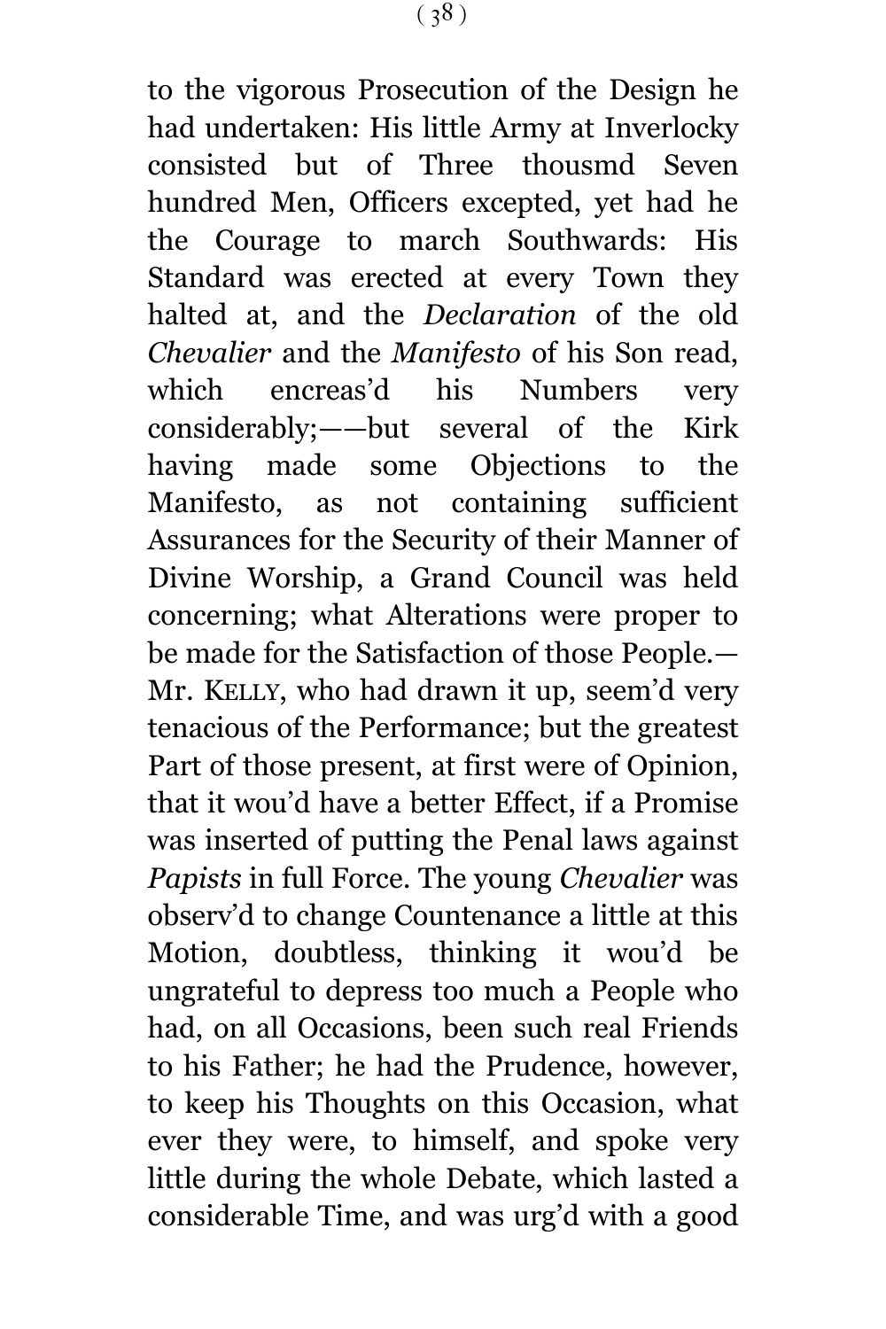to the vigorous Prosecution of the Design he had undertaken: His little Army at Inverlocky consisted but of Three thousmd Seven hundred Men, Officers excepted, yet had he the Courage to march Southwards: His Standard was erected at every Town they halted at, and the *Declaration* of the old *Chevalier* and the *Manifesto* of his Son read, which encreas'd his Numbers very considerably;——but several of the Kirk having made some Objections to the Manifesto, as not containing sufficient Assurances for the Security of their Manner of Divine Worship, a Grand Council was held concerning; what Alterations were proper to be made for the Satisfaction of those People.—Mr. KELLY, who had drawn it up, seem'd very tenacious of the Performance; but the greatest Part of those present, at first were of Opinion, that it wou'd have a better Effect, if a Promise was inserted of putting the Penal laws against *Papists* in full Force. The young *Chevalier* was observ'd to change Countenance a little at this Motion, doubtless, thinking it wou'd be ungrateful to depress too much a People who had, on all Occasions, been such real Friends to his Father; he had the Prudence, however, to keep his Thoughts on this Occasion, what ever they were, to himself, and spoke very little during the whole Debate, which lasted a considerable Time, and was urg'd with a good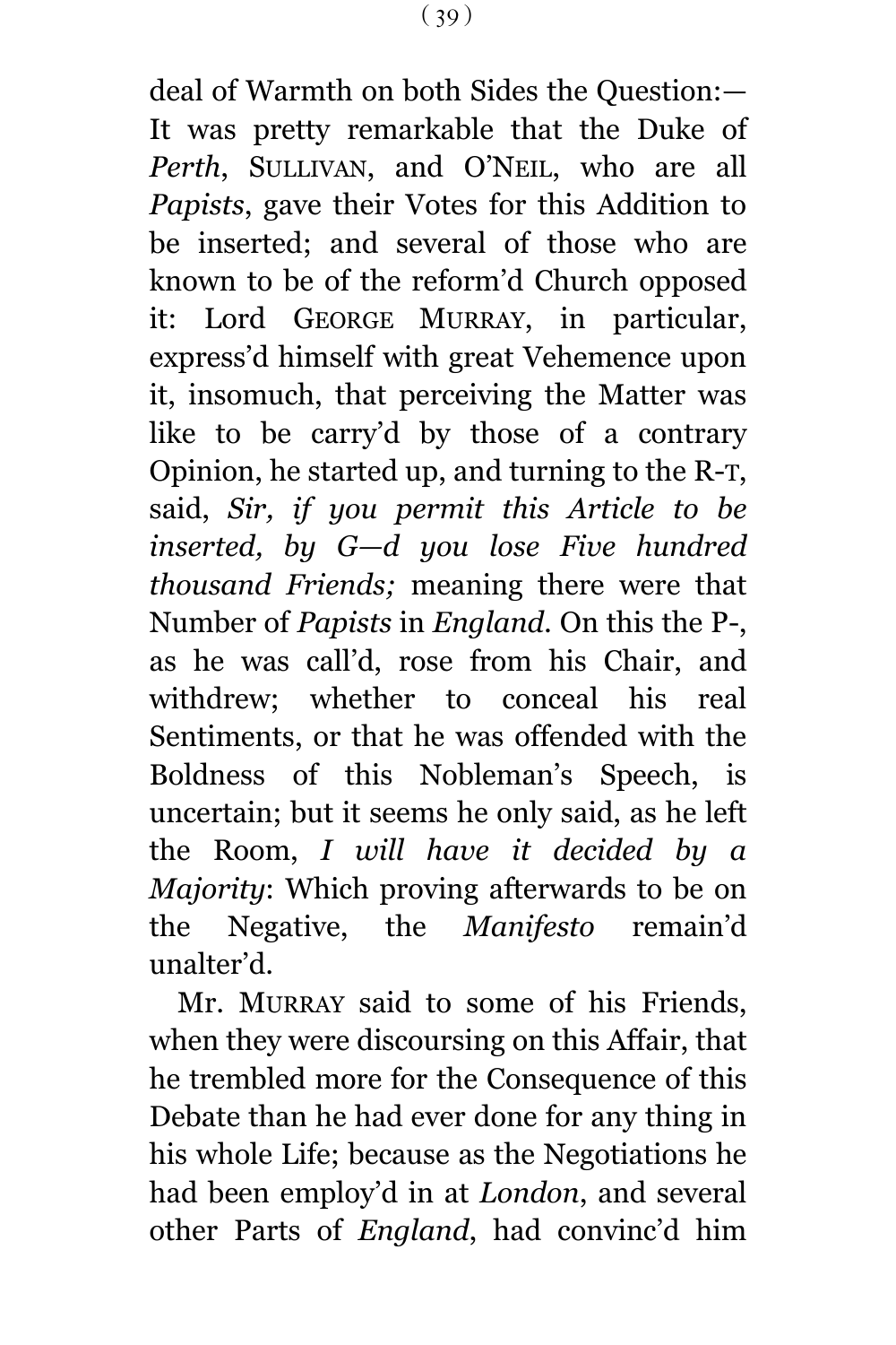deal of Warmth on both Sides the Question:— It was pretty remarkable that the Duke of *Perth*, SULLIVAN, and O'NEIL, who are all *Papists*, gave their Votes for this Addition to be inserted; and several of those who are known to be of the reform'd Church opposed it: Lord GEORGE MURRAY, in particular, express'd himself with great Vehemence upon it, insomuch, that perceiving the Matter was like to be carry'd by those of a contrary Opinion, he started up, and turning to the R-T, said, *Sir, if you permit this Article to be inserted, by G—d you lose Five hundred thousand Friends;* meaning there were that Number of *Papists* in *England*. On this the P-, as he was call'd, rose from his Chair, and withdrew; whether to conceal his real Sentiments, or that he was offended with the Boldness of this Nobleman's Speech, is uncertain; but it seems he only said, as he left the Room, *I will have it decided by a Majority*: Which proving afterwards to be on the Negative, the *Manifesto* remain'd unalter'd.

Mr. MURRAY said to some of his Friends, when they were discoursing on this Affair, that he trembled more for the Consequence of this Debate than he had ever done for any thing in his whole Life; because as the Negotiations he had been employ'd in at *London*, and several other Parts of *England*, had convinc'd him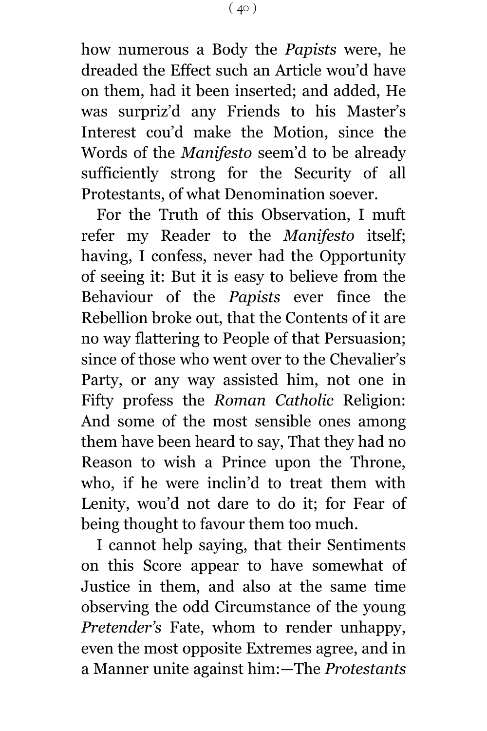how numerous a Body the *Papists* were, he dreaded the Effect such an Article wou'd have on them, had it been inserted; and added, He was surpriz'd any Friends to his Master's Interest cou'd make the Motion, since the Words of the *Manifesto* seem'd to be already sufficiently strong for the Security of all Protestants, of what Denomination soever.

For the Truth of this Observation, I muft refer my Reader to the *Manifesto* itself; having, I confess, never had the Opportunity of seeing it: But it is easy to believe from the Behaviour of the *Papists* ever fince the Rebellion broke out, that the Contents of it are no way flattering to People of that Persuasion; since of those who went over to the Chevalier's Party, or any way assisted him, not one in Fifty profess the *Roman Catholic* Religion: And some of the most sensible ones among them have been heard to say, That they had no Reason to wish a Prince upon the Throne, who, if he were inclin'd to treat them with Lenity, wou'd not dare to do it; for Fear of being thought to favour them too much.

I cannot help saying, that their Sentiments on this Score appear to have somewhat of Justice in them, and also at the same time observing the odd Circumstance of the young *Pretender's* Fate, whom to render unhappy, even the most opposite Extremes agree, and in a Manner unite against him:—The *Protestants*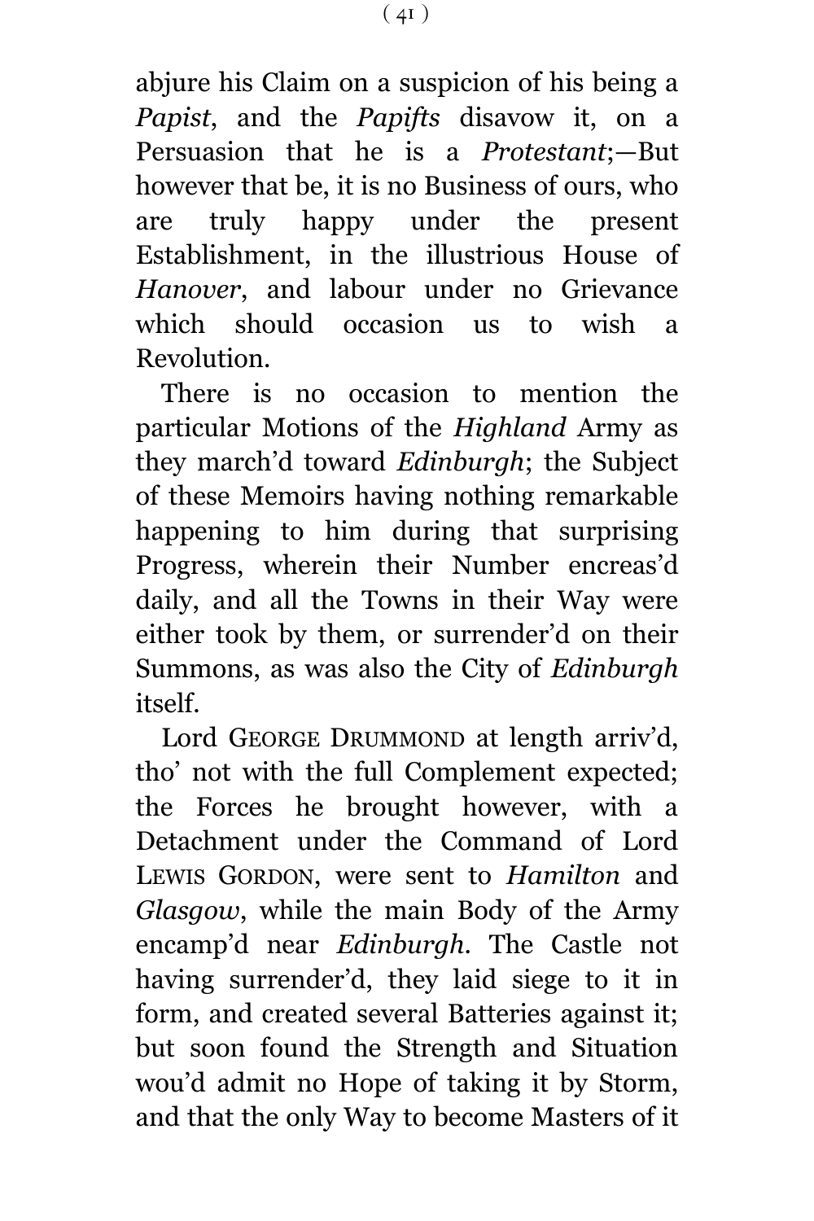abjure his Claim on a suspicion of his being a *Papist*, and the *Papifts* disavow it, on a Persuasion that he is a *Protestant*;—But however that be, it is no Business of ours, who are truly happy under the present Establishment, in the illustrious House of *Hanover*, and labour under no Grievance which should occasion us to wish a Revolution.

There is no occasion to mention the particular Motions of the *Highland* Army as they march'd toward *Edinburgh*; the Subject of these Memoirs having nothing remarkable happening to him during that surprising Progress, wherein their Number encreas'd daily, and all the Towns in their Way were either took by them, or surrender'd on their Summons, as was also the City of *Edinburgh* itself.

Lord GEORGE DRUMMOND at length arriv'd, tho' not with the full Complement expected; the Forces he brought however, with a Detachment under the Command of Lord LEWIS GORDON, were sent to *Hamilton* and *Glasgow*, while the main Body of the Army encamp'd near *Edinburgh*. The Castle not having surrender'd, they laid siege to it in form, and created several Batteries against it; but soon found the Strength and Situation wou'd admit no Hope of taking it by Storm, and that the only Way to become Masters of it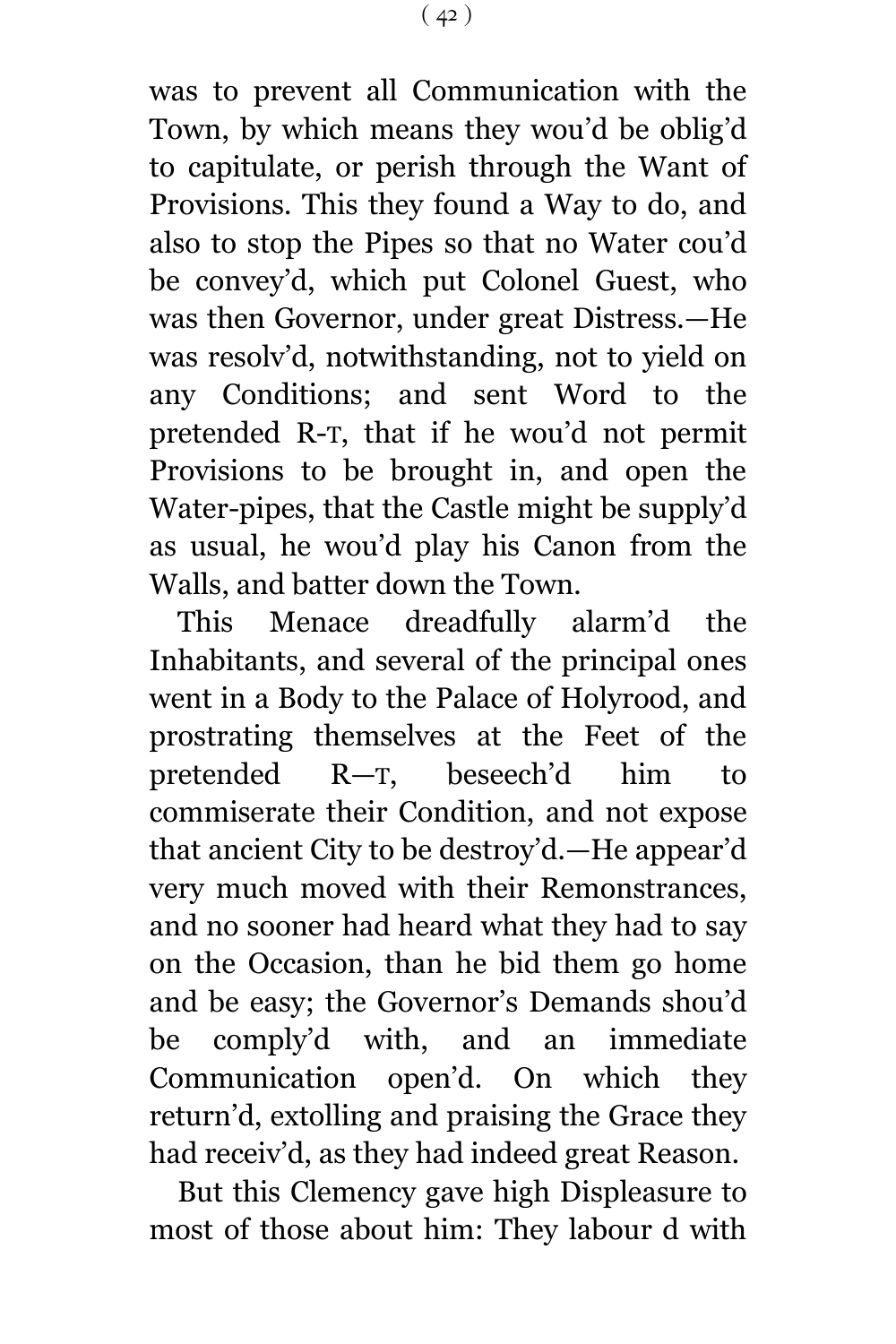was to prevent all Communication with the Town, by which means they wou'd be oblig'd to capitulate, or perish through the Want of Provisions. This they found a Way to do, and also to stop the Pipes so that no Water cou'd be convey'd, which put Colonel Guest, who was then Governor, under great Distress.—He was resolv'd, notwithstanding, not to yield on any Conditions; and sent Word to the pretended R-T, that if he wou'd not permit Provisions to be brought in, and open the Water-pipes, that the Castle might be supply'd as usual, he wou'd play his Canon from the Walls, and batter down the Town.

This Menace dreadfully alarm'd the Inhabitants, and several of the principal ones went in a Body to the Palace of Holyrood, and prostrating themselves at the Feet of the pretended R—T, beseech'd him to commiserate their Condition, and not expose that ancient City to be destroy'd.—He appear'd very much moved with their Remonstrances, and no sooner had heard what they had to say on the Occasion, than he bid them go home and be easy; the Governor's Demands shou'd be comply'd with, and an immediate Communication open'd. On which they return'd, extolling and praising the Grace they had receiv'd, as they had indeed great Reason.

But this Clemency gave high Displeasure to most of those about him: They labour d with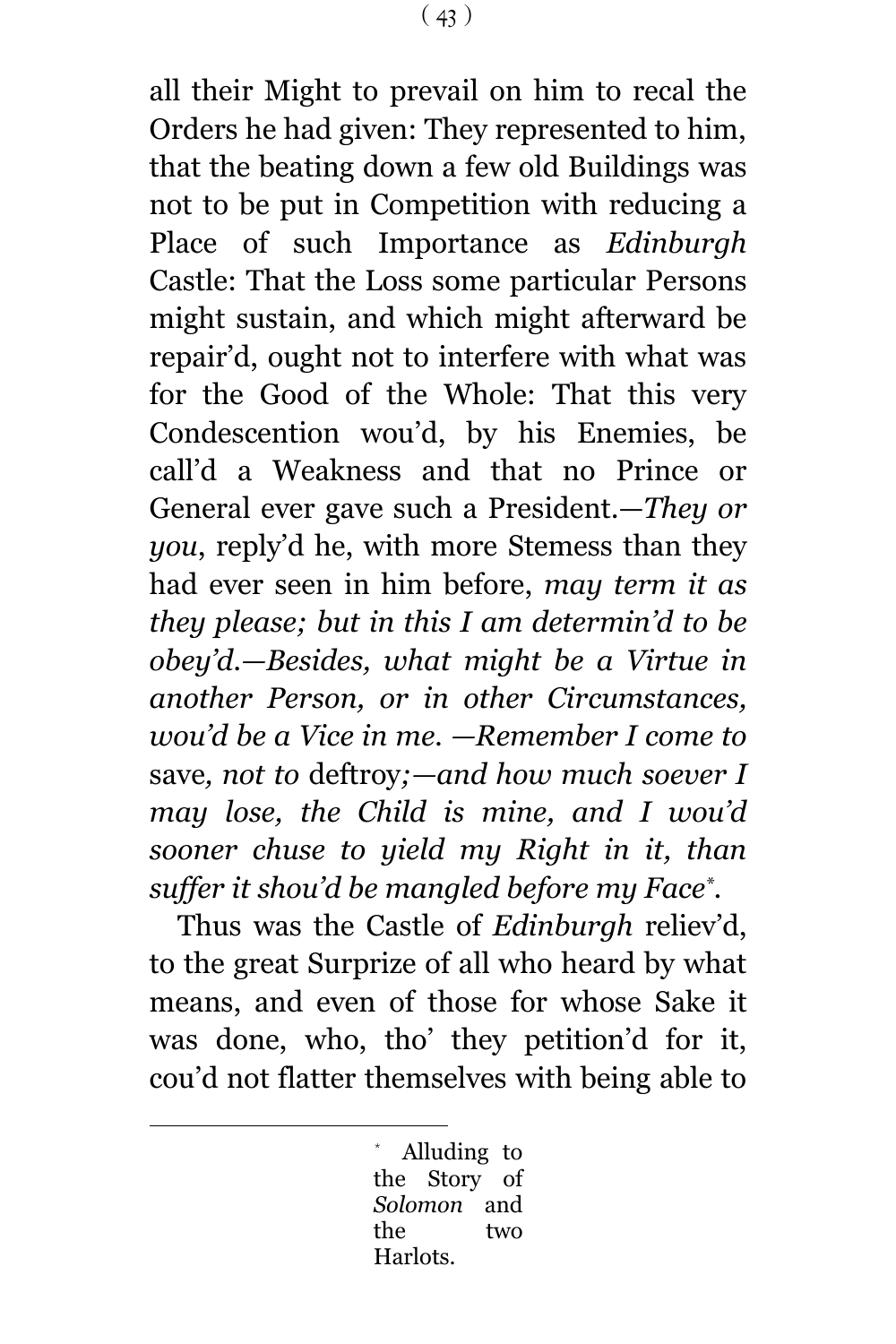all their Might to prevail on him to recal the Orders he had given: They represented to him, that the beating down a few old Buildings was not to be put in Competition with reducing a Place of such Importance as *Edinburgh* Castle: That the Loss some particular Persons might sustain, and which might afterward be repair'd, ought not to interfere with what was for the Good of the Whole: That this very Condescention wou'd, by his Enemies, be call'd a Weakness and that no Prince or General ever gave such a President.—*They or you*, reply'd he, with more Stemess than they had ever seen in him before, *may term it as they please; but in this I am determin'd to be obey'd.—Besides, what might be a Virtue in another Person, or in other Circumstances, wou'd be a Vice in me. —Remember I come to* save*, not to* deftroy*;—and how much soever I may lose, the Child is mine, and I wou'd sooner chuse to yield my Right in it, than suffer it shou'd be mangled before my Face*[*].

Thus was the Castle of *Edinburgh* reliev'd, to the great Surprize of all who heard by what means, and even of those for whose Sake it was done, who, tho' they petition'd for it, cou'd not flatter themselves with being able to

---

[*] Alluding to the Story of *Solomon* and the two Harlots.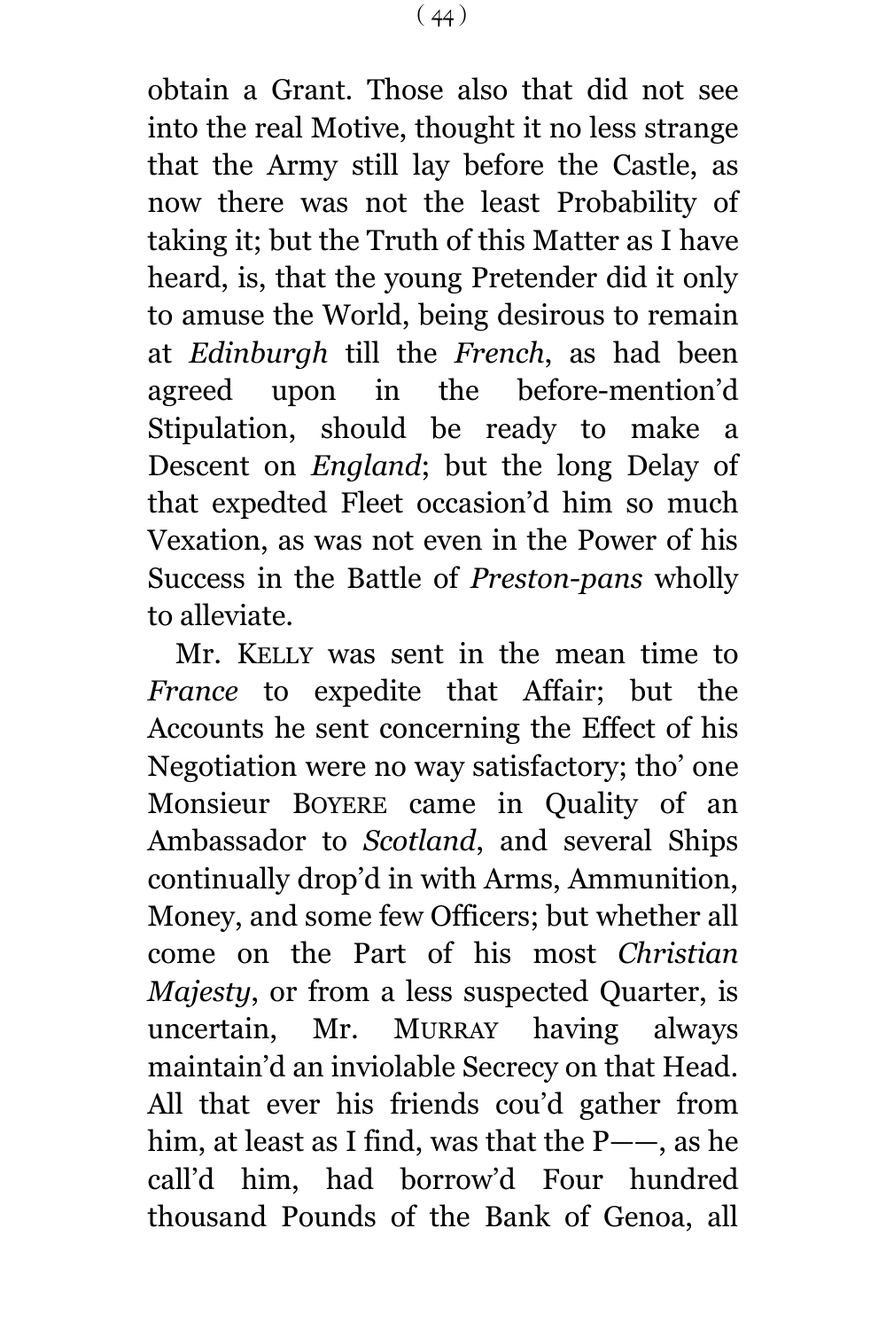obtain a Grant. Those also that did not see into the real Motive, thought it no less strange that the Army still lay before the Castle, as now there was not the least Probability of taking it; but the Truth of this Matter as I have heard, is, that the young Pretender did it only to amuse the World, being desirous to remain at *Edinburgh* till the *French*, as had been agreed upon in the before-mention'd Stipulation, should be ready to make a Descent on *England*; but the long Delay of that expedted Fleet occasion'd him so much Vexation, as was not even in the Power of his Success in the Battle of *Preston-pans* wholly to alleviate.

Mr. KELLY was sent in the mean time to *France* to expedite that Affair; but the Accounts he sent concerning the Effect of his Negotiation were no way satisfactory; tho' one Monsieur BOYERE came in Quality of an Ambassador to *Scotland*, and several Ships continually drop'd in with Arms, Ammunition, Money, and some few Officers; but whether all come on the Part of his most *Christian Majesty*, or from a less suspected Quarter, is uncertain, Mr. MURRAY having always maintain'd an inviolable Secrecy on that Head. All that ever his friends cou'd gather from him, at least as I find, was that the P——, as he call'd him, had borrow'd Four hundred thousand Pounds of the Bank of Genoa, all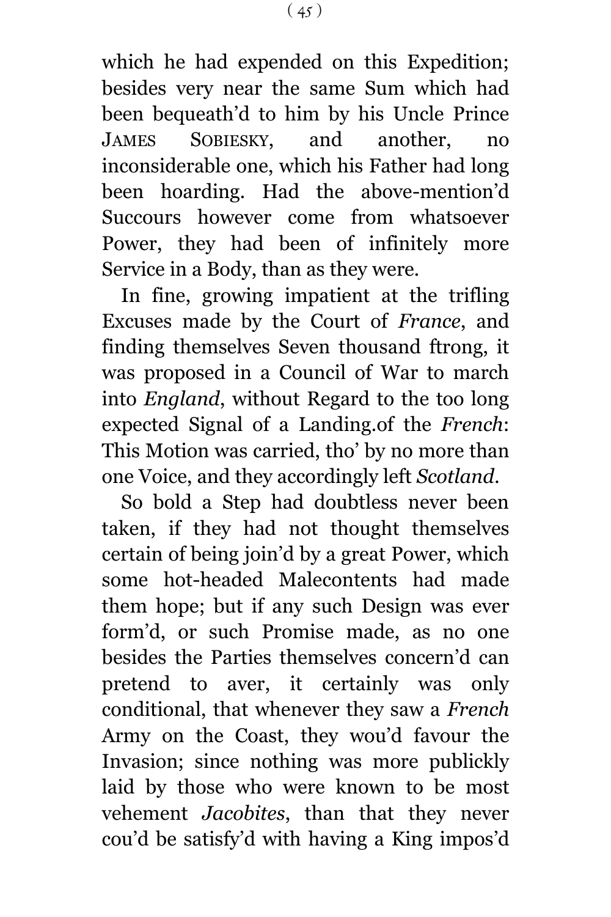which he had expended on this Expedition; besides very near the same Sum which had been bequeath'd to him by his Uncle Prince James Sobiesky, and another, no inconsiderable one, which his Father had long been hoarding. Had the above-mention'd Succours however come from whatsoever Power, they had been of infinitely more Service in a Body, than as they were.

In fine, growing impatient at the trifling Excuses made by the Court of *France*, and finding themselves Seven thousand ftrong, it was proposed in a Council of War to march into *England*, without Regard to the too long expected Signal of a Landing.of the *French*: This Motion was carried, tho' by no more than one Voice, and they accordingly left *Scotland*.

So bold a Step had doubtless never been taken, if they had not thought themselves certain of being join'd by a great Power, which some hot-headed Malecontents had made them hope; but if any such Design was ever form'd, or such Promise made, as no one besides the Parties themselves concern'd can pretend to aver, it certainly was only conditional, that whenever they saw a *French* Army on the Coast, they wou'd favour the Invasion; since nothing was more publickly laid by those who were known to be most vehement *Jacobites*, than that they never cou'd be satisfy'd with having a King impos'd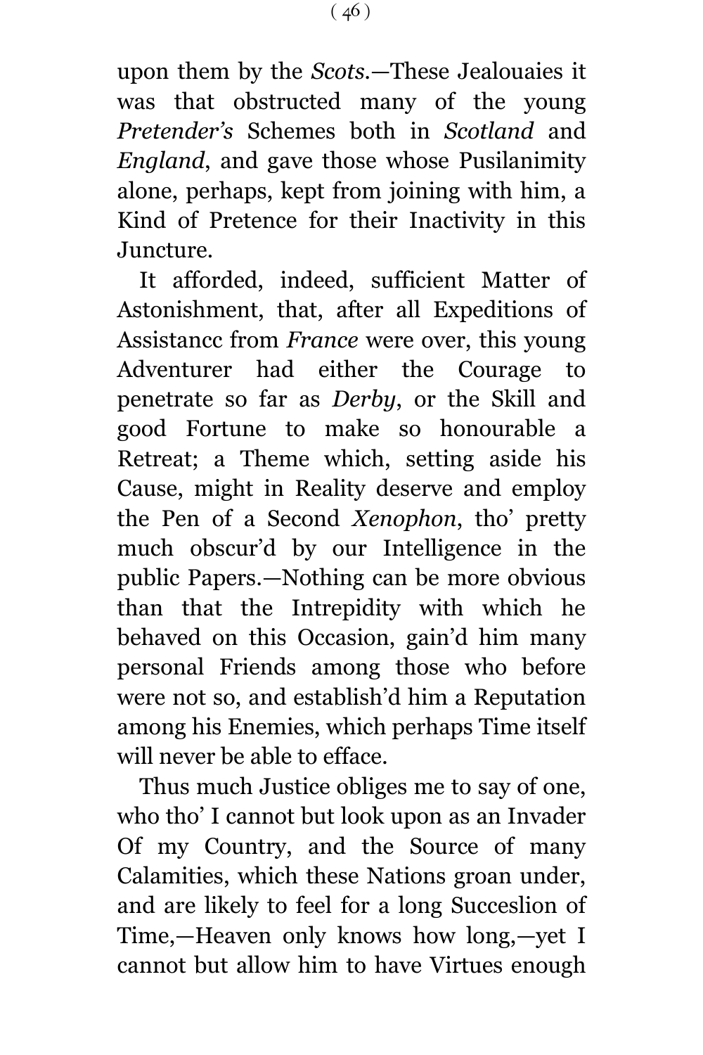upon them by the *Scots*.—These Jealouaies it was that obstructed many of the young *Pretender's* Schemes both in *Scotland* and *England*, and gave those whose Pusilanimity alone, perhaps, kept from joining with him, a Kind of Pretence for their Inactivity in this Juncture.

It afforded, indeed, sufficient Matter of Astonishment, that, after all Expeditions of Assistancc from *France* were over, this young Adventurer had either the Courage to penetrate so far as *Derby*, or the Skill and good Fortune to make so honourable a Retreat; a Theme which, setting aside his Cause, might in Reality deserve and employ the Pen of a Second *Xenophon*, tho' pretty much obscur'd by our Intelligence in the public Papers.—Nothing can be more obvious than that the Intrepidity with which he behaved on this Occasion, gain'd him many personal Friends among those who before were not so, and establish'd him a Reputation among his Enemies, which perhaps Time itself will never be able to efface.

Thus much Justice obliges me to say of one, who tho' I cannot but look upon as an Invader Of my Country, and the Source of many Calamities, which these Nations groan under, and are likely to feel for a long Succeslion of Time,—Heaven only knows how long,—yet I cannot but allow him to have Virtues enough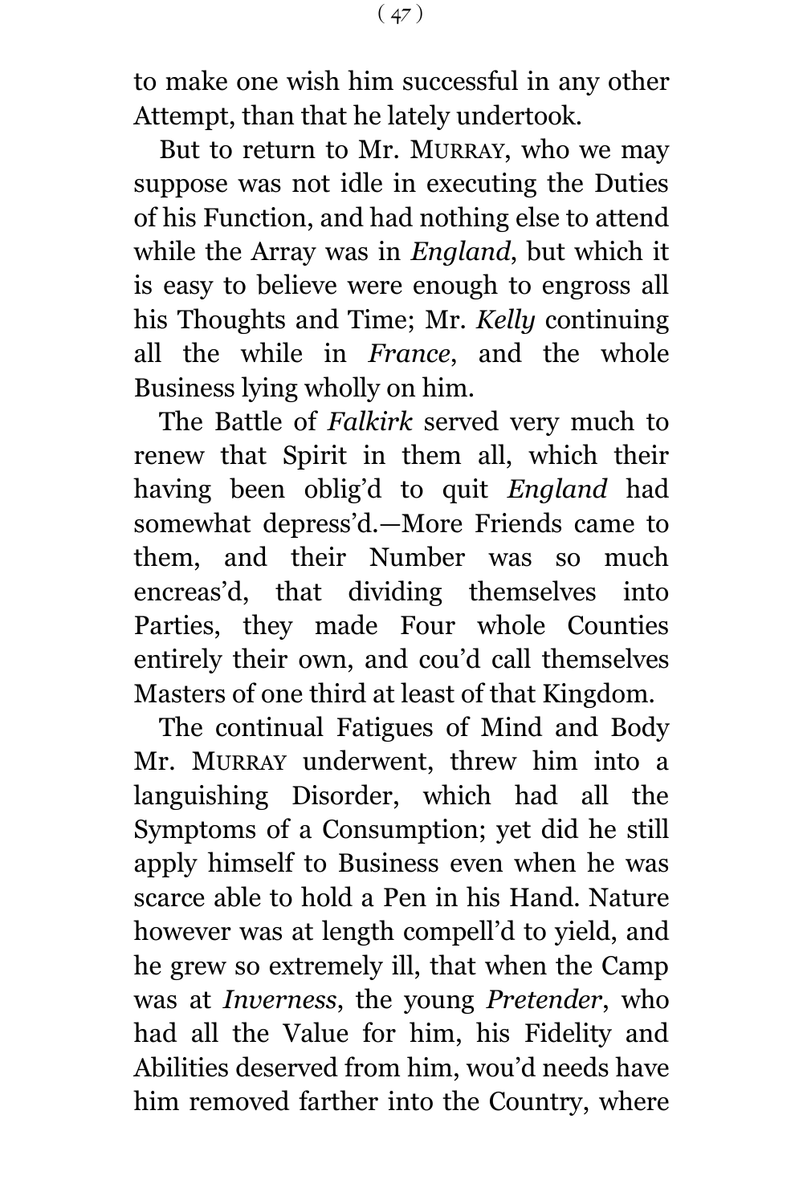to make one wish him successful in any other Attempt, than that he lately undertook.

But to return to Mr. MURRAY, who we may suppose was not idle in executing the Duties of his Function, and had nothing else to attend while the Array was in *England*, but which it is easy to believe were enough to engross all his Thoughts and Time; Mr. *Kelly* continuing all the while in *France*, and the whole Business lying wholly on him.

The Battle of *Falkirk* served very much to renew that Spirit in them all, which their having been oblig'd to quit *England* had somewhat depress'd.—More Friends came to them, and their Number was so much encreas'd, that dividing themselves into Parties, they made Four whole Counties entirely their own, and cou'd call themselves Masters of one third at least of that Kingdom.

The continual Fatigues of Mind and Body Mr. MURRAY underwent, threw him into a languishing Disorder, which had all the Symptoms of a Consumption; yet did he still apply himself to Business even when he was scarce able to hold a Pen in his Hand. Nature however was at length compell'd to yield, and he grew so extremely ill, that when the Camp was at *Inverness*, the young *Pretender*, who had all the Value for him, his Fidelity and Abilities deserved from him, wou'd needs have him removed farther into the Country, where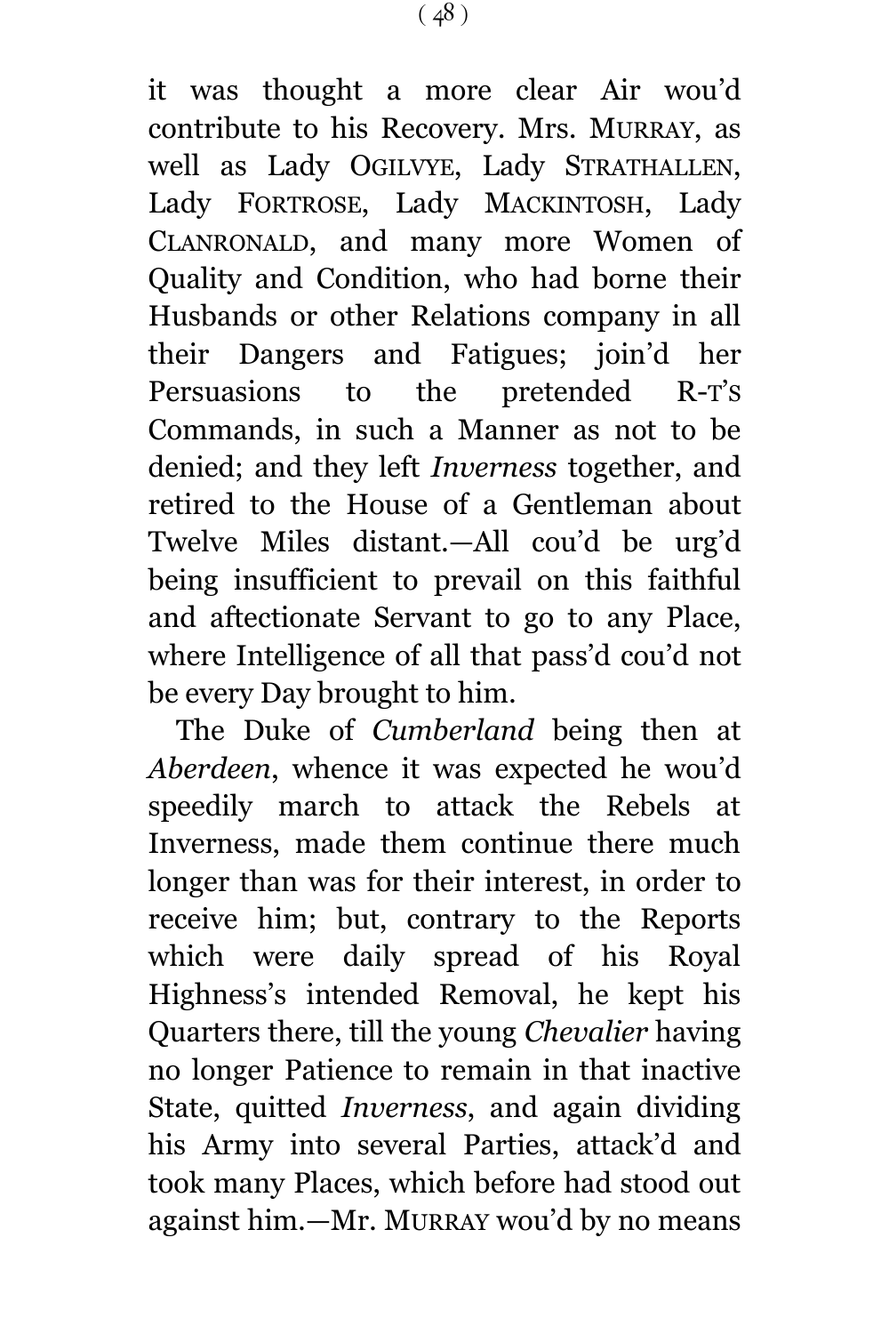it was thought a more clear Air wou'd contribute to his Recovery. Mrs. MURRAY, as well as Lady OGILVYE, Lady STRATHALLEN, Lady FORTROSE, Lady MACKINTOSH, Lady CLANRONALD, and many more Women of Quality and Condition, who had borne their Husbands or other Relations company in all their Dangers and Fatigues; join'd her Persuasions to the pretended R-T'S Commands, in such a Manner as not to be denied; and they left *Inverness* together, and retired to the House of a Gentleman about Twelve Miles distant.—All cou'd be urg'd being insufficient to prevail on this faithful and affectionate Servant to go to any Place, where Intelligence of all that pass'd cou'd not be every Day brought to him.

The Duke of *Cumberland* being then at *Aberdeen*, whence it was expected he wou'd speedily march to attack the Rebels at Inverness, made them continue there much longer than was for their interest, in order to receive him; but, contrary to the Reports which were daily spread of his Royal Highness's intended Removal, he kept his Quarters there, till the young *Chevalier* having no longer Patience to remain in that inactive State, quitted *Inverness*, and again dividing his Army into several Parties, attack'd and took many Places, which before had stood out against him.—Mr. MURRAY wou'd by no means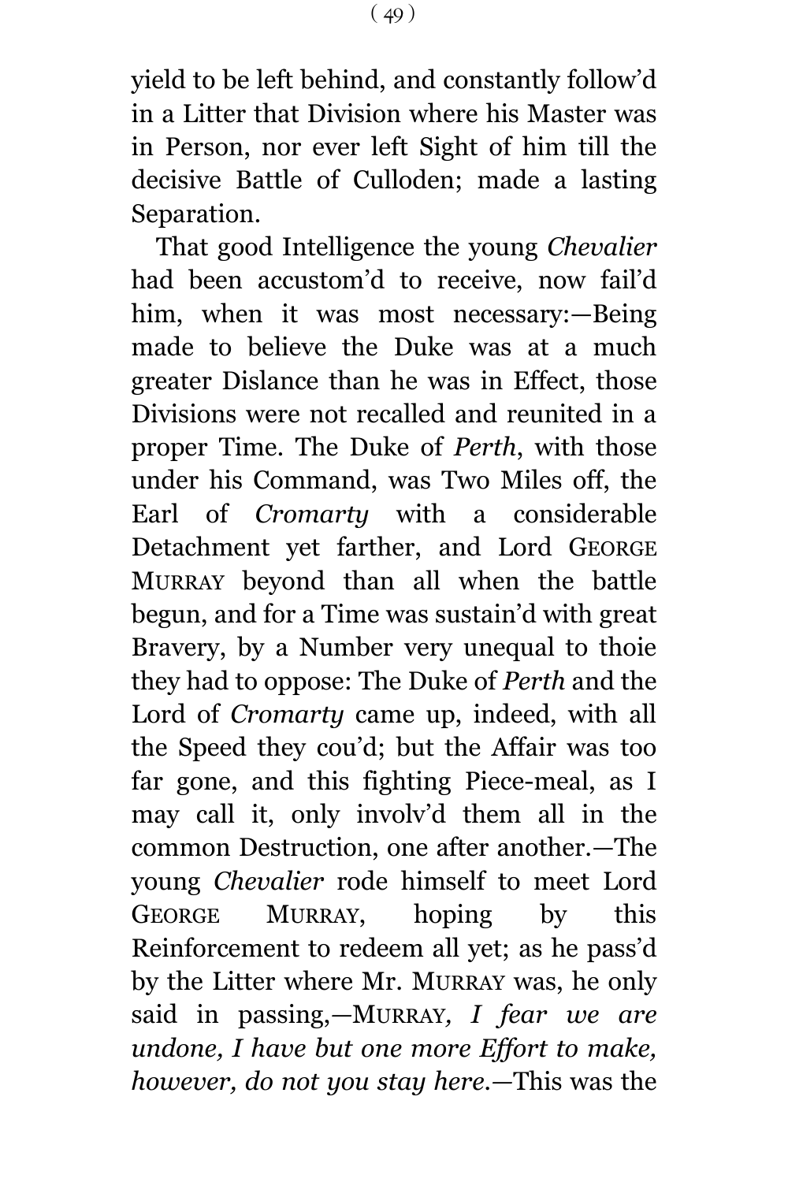yield to be left behind, and constantly follow'd in a Litter that Division where his Master was in Person, nor ever left Sight of him till the decisive Battle of Culloden; made a lasting Separation.

That good Intelligence the young *Chevalier* had been accustom'd to receive, now fail'd him, when it was most necessary:—Being made to believe the Duke was at a much greater Dislance than he was in Effect, those Divisions were not recalled and reunited in a proper Time. The Duke of *Perth*, with those under his Command, was Two Miles off, the Earl of *Cromarty* with a considerable Detachment yet farther, and Lord GEORGE MURRAY beyond than all when the battle begun, and for a Time was sustain'd with great Bravery, by a Number very unequal to thoie they had to oppose: The Duke of *Perth* and the Lord of *Cromarty* came up, indeed, with all the Speed they cou'd; but the Affair was too far gone, and this fighting Piece-meal, as I may call it, only involv'd them all in the common Destruction, one after another.—The young *Chevalier* rode himself to meet Lord GEORGE MURRAY, hoping by this Reinforcement to redeem all yet; as he pass'd by the Litter where Mr. MURRAY was, he only said in passing,—MURRAY*, I fear we are undone, I have but one more Effort to make, however, do not you stay here.*—This was the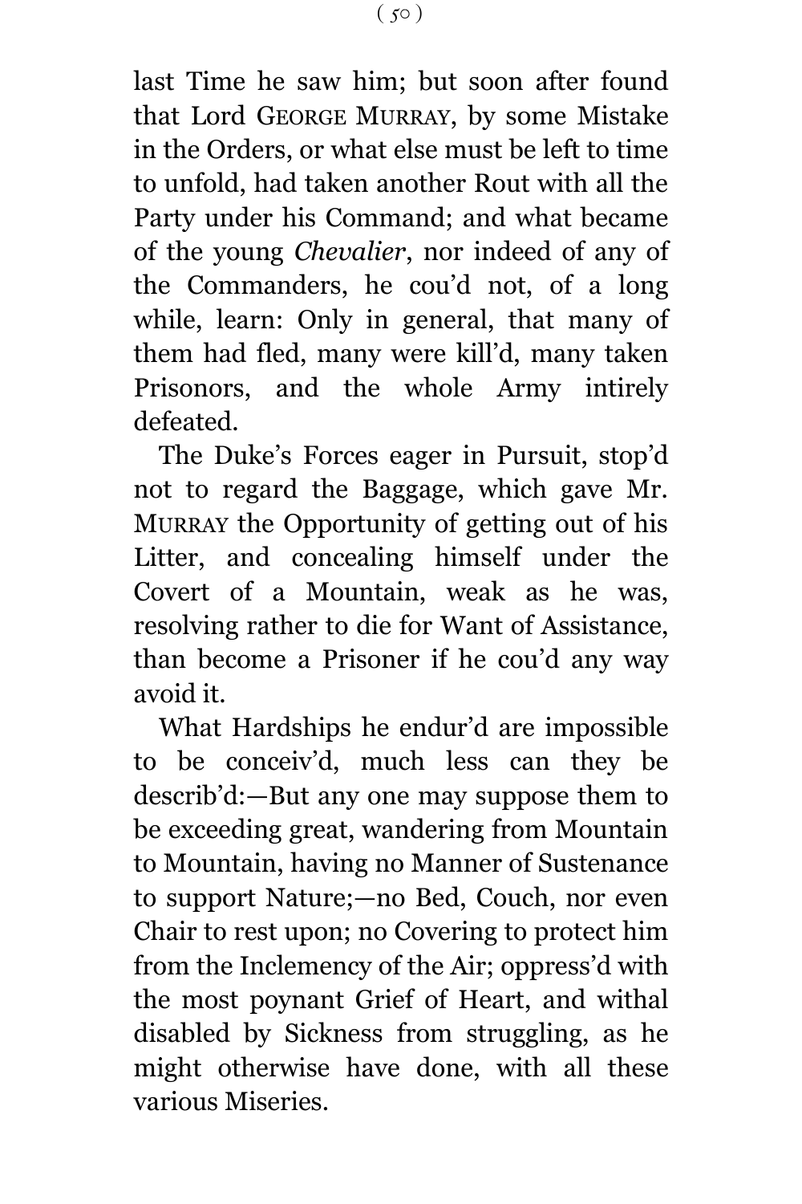last Time he saw him; but soon after found that Lord George Murray, by some Mistake in the Orders, or what else must be left to time to unfold, had taken another Rout with all the Party under his Command; and what became of the young *Chevalier*, nor indeed of any of the Commanders, he cou'd not, of a long while, learn: Only in general, that many of them had fled, many were kill'd, many taken Prisonors, and the whole Army intirely defeated.

The Duke's Forces eager in Pursuit, stop'd not to regard the Baggage, which gave Mr. Murray the Opportunity of getting out of his Litter, and concealing himself under the Covert of a Mountain, weak as he was, resolving rather to die for Want of Assistance, than become a Prisoner if he cou'd any way avoid it.

What Hardships he endur'd are impossible to be conceiv'd, much less can they be describ'd:—But any one may suppose them to be exceeding great, wandering from Mountain to Mountain, having no Manner of Sustenance to support Nature;—no Bed, Couch, nor even Chair to rest upon; no Covering to protect him from the Inclemency of the Air; oppress'd with the most poynant Grief of Heart, and withal disabled by Sickness from struggling, as he might otherwise have done, with all these various Miseries.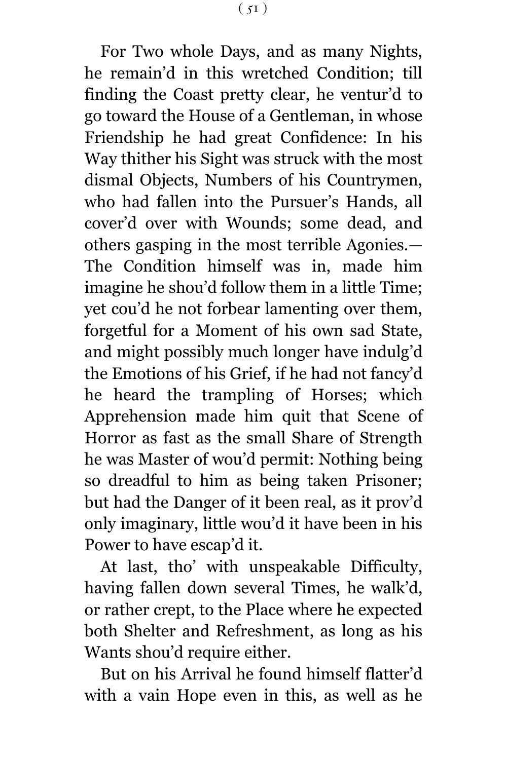For Two whole Days, and as many Nights, he remain'd in this wretched Condition; till finding the Coast pretty clear, he ventur'd to go toward the House of a Gentleman, in whose Friendship he had great Confidence: In his Way thither his Sight was struck with the most dismal Objects, Numbers of his Countrymen, who had fallen into the Pursuer's Hands, all cover'd over with Wounds; some dead, and others gasping in the most terrible Agonies.—The Condition himself was in, made him imagine he shou'd follow them in a little Time; yet cou'd he not forbear lamenting over them, forgetful for a Moment of his own sad State, and might possibly much longer have indulg'd the Emotions of his Grief, if he had not fancy'd he heard the trampling of Horses; which Apprehension made him quit that Scene of Horror as fast as the small Share of Strength he was Master of wou'd permit: Nothing being so dreadful to him as being taken Prisoner; but had the Danger of it been real, as it prov'd only imaginary, little wou'd it have been in his Power to have escap'd it.

At last, tho' with unspeakable Difficulty, having fallen down several Times, he walk'd, or rather crept, to the Place where he expected both Shelter and Refreshment, as long as his Wants shou'd require either.

But on his Arrival he found himself flatter'd with a vain Hope even in this, as well as he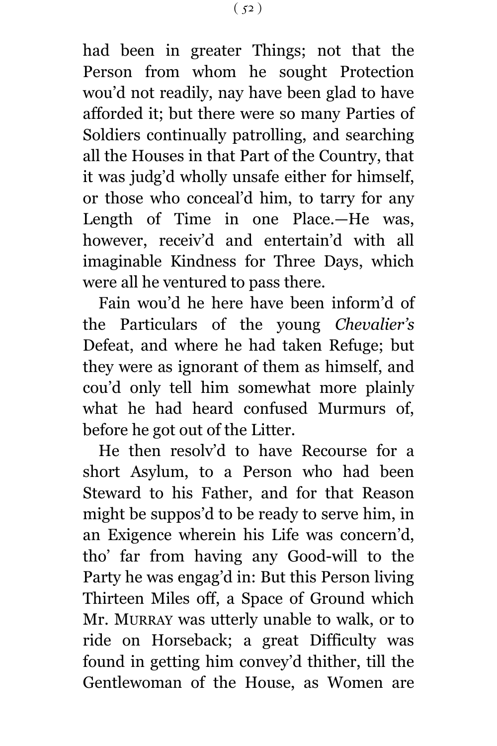had been in greater Things; not that the Person from whom he sought Protection wou'd not readily, nay have been glad to have afforded it; but there were so many Parties of Soldiers continually patrolling, and searching all the Houses in that Part of the Country, that it was judg'd wholly unsafe either for himself, or those who conceal'd him, to tarry for any Length of Time in one Place.—He was, however, receiv'd and entertain'd with all imaginable Kindness for Three Days, which were all he ventured to pass there.

Fain wou'd he here have been inform'd of the Particulars of the young *Chevalier's* Defeat, and where he had taken Refuge; but they were as ignorant of them as himself, and cou'd only tell him somewhat more plainly what he had heard confused Murmurs of, before he got out of the Litter.

He then resolv'd to have Recourse for a short Asylum, to a Person who had been Steward to his Father, and for that Reason might be suppos'd to be ready to serve him, in an Exigence wherein his Life was concern'd, tho' far from having any Good-will to the Party he was engag'd in: But this Person living Thirteen Miles off, a Space of Ground which Mr. MURRAY was utterly unable to walk, or to ride on Horseback; a great Difficulty was found in getting him convey'd thither, till the Gentlewoman of the House, as Women are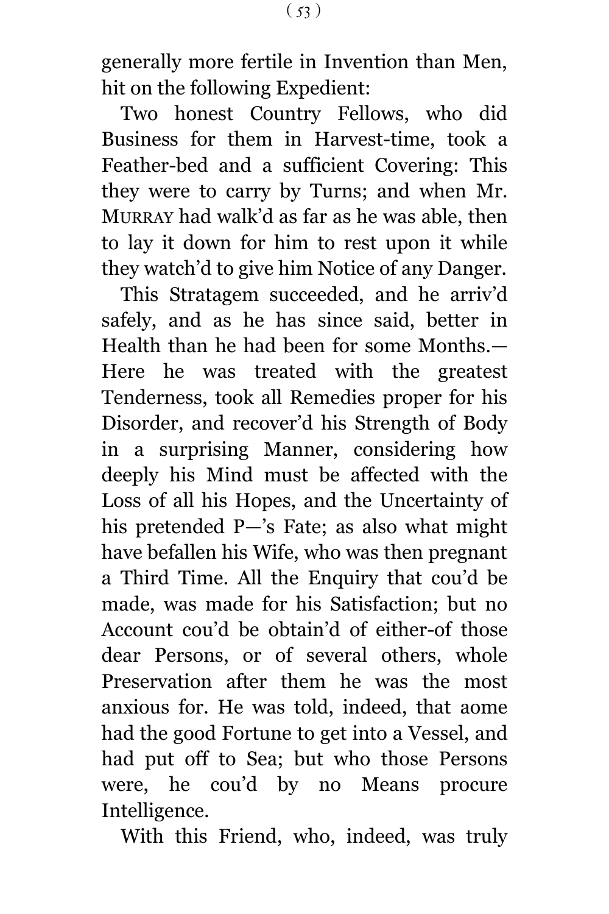generally more fertile in Invention than Men, hit on the following Expedient:

Two honest Country Fellows, who did Business for them in Harvest-time, took a Feather-bed and a sufficient Covering: This they were to carry by Turns; and when Mr. MURRAY had walk'd as far as he was able, then to lay it down for him to rest upon it while they watch'd to give him Notice of any Danger.

This Stratagem succeeded, and he arriv'd safely, and as he has since said, better in Health than he had been for some Months.—Here he was treated with the greatest Tenderness, took all Remedies proper for his Disorder, and recover'd his Strength of Body in a surprising Manner, considering how deeply his Mind must be affected with the Loss of all his Hopes, and the Uncertainty of his pretended P—'s Fate; as also what might have befallen his Wife, who was then pregnant a Third Time. All the Enquiry that cou'd be made, was made for his Satisfaction; but no Account cou'd be obtain'd of either-of those dear Persons, or of several others, whole Preservation after them he was the most anxious for. He was told, indeed, that aome had the good Fortune to get into a Vessel, and had put off to Sea; but who those Persons were, he cou'd by no Means procure Intelligence.

With this Friend, who, indeed, was truly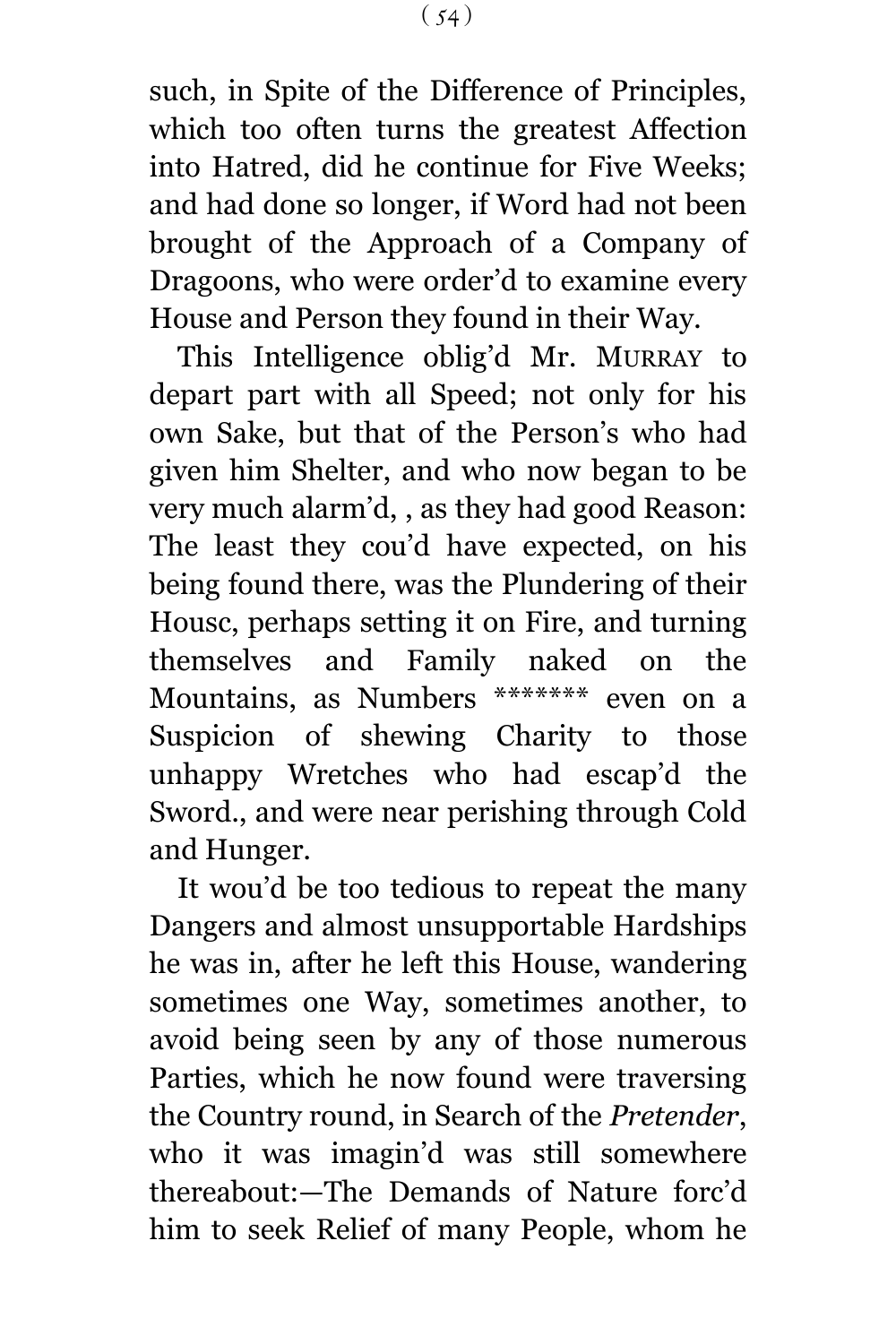such, in Spite of the Difference of Principles, which too often turns the greatest Affection into Hatred, did he continue for Five Weeks; and had done so longer, if Word had not been brought of the Approach of a Company of Dragoons, who were order'd to examine every House and Person they found in their Way.

This Intelligence oblig'd Mr. MURRAY to depart part with all Speed; not only for his own Sake, but that of the Person's who had given him Shelter, and who now began to be very much alarm'd, , as they had good Reason: The least they cou'd have expected, on his being found there, was the Plundering of their Housc, perhaps setting it on Fire, and turning themselves and Family naked on the Mountains, as Numbers ******* even on a Suspicion of shewing Charity to those unhappy Wretches who had escap'd the Sword., and were near perishing through Cold and Hunger.

It wou'd be too tedious to repeat the many Dangers and almost unsupportable Hardships he was in, after he left this House, wandering sometimes one Way, sometimes another, to avoid being seen by any of those numerous Parties, which he now found were traversing the Country round, in Search of the *Pretender*, who it was imagin'd was still somewhere thereabout:—The Demands of Nature forc'd him to seek Relief of many People, whom he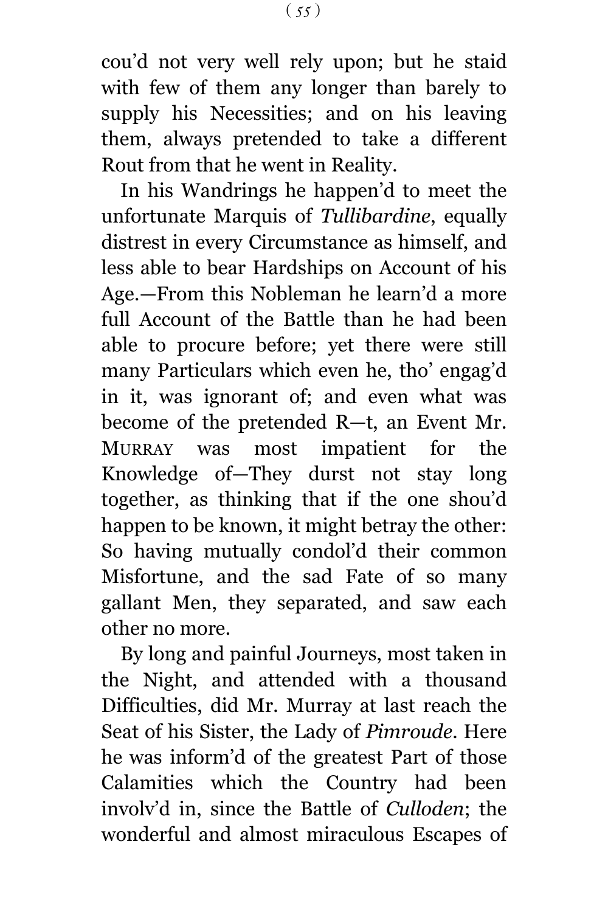cou'd not very well rely upon; but he staid with few of them any longer than barely to supply his Necessities; and on his leaving them, always pretended to take a different Rout from that he went in Reality.

In his Wandrings he happen'd to meet the unfortunate Marquis of *Tullibardine*, equally distrest in every Circumstance as himself, and less able to bear Hardships on Account of his Age.—From this Nobleman he learn'd a more full Account of the Battle than he had been able to procure before; yet there were still many Particulars which even he, tho' engag'd in it, was ignorant of; and even what was become of the pretended R—t, an Event Mr. MURRAY was most impatient for the Knowledge of—They durst not stay long together, as thinking that if the one shou'd happen to be known, it might betray the other: So having mutually condol'd their common Misfortune, and the sad Fate of so many gallant Men, they separated, and saw each other no more.

By long and painful Journeys, most taken in the Night, and attended with a thousand Difficulties, did Mr. Murray at last reach the Seat of his Sister, the Lady of *Pimroude*. Here he was inform'd of the greatest Part of those Calamities which the Country had been involv'd in, since the Battle of *Culloden*; the wonderful and almost miraculous Escapes of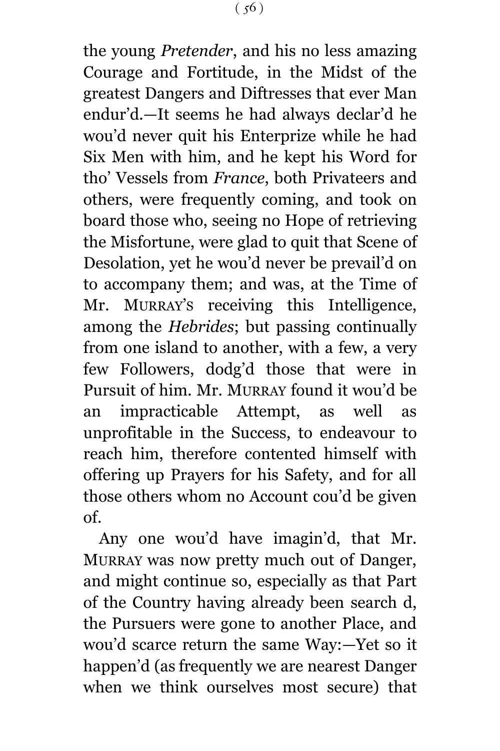the young *Pretender*, and his no less amazing Courage and Fortitude, in the Midst of the greatest Dangers and Diftresses that ever Man endur'd.—It seems he had always declar'd he wou'd never quit his Enterprize while he had Six Men with him, and he kept his Word for tho' Vessels from *France*, both Privateers and others, were frequently coming, and took on board those who, seeing no Hope of retrieving the Misfortune, were glad to quit that Scene of Desolation, yet he wou'd never be prevail'd on to accompany them; and was, at the Time of Mr. MURRAY'S receiving this Intelligence, among the *Hebrides*; but passing continually from one island to another, with a few, a very few Followers, dodg'd those that were in Pursuit of him. Mr. MURRAY found it wou'd be an impracticable Attempt, as well as unprofitable in the Success, to endeavour to reach him, therefore contented himself with offering up Prayers for his Safety, and for all those others whom no Account cou'd be given of.

Any one wou'd have imagin'd, that Mr. MURRAY was now pretty much out of Danger, and might continue so, especially as that Part of the Country having already been search d, the Pursuers were gone to another Place, and wou'd scarce return the same Way:—Yet so it happen'd (as frequently we are nearest Danger when we think ourselves most secure) that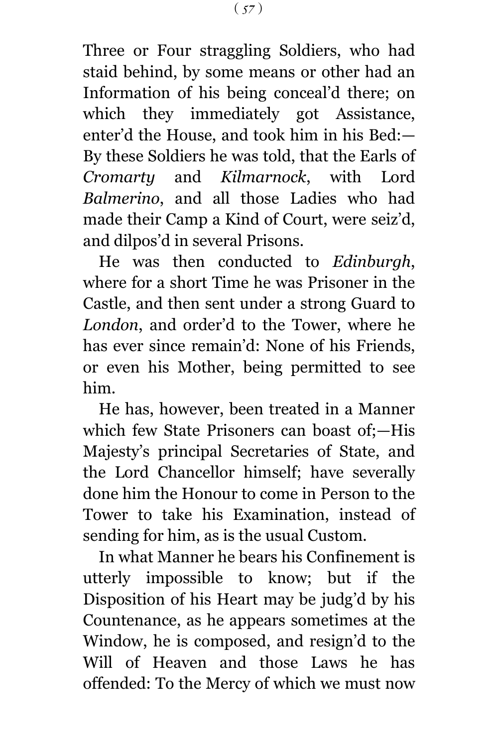Three or Four straggling Soldiers, who had staid behind, by some means or other had an Information of his being conceal'd there; on which they immediately got Assistance, enter'd the House, and took him in his Bed:—By these Soldiers he was told, that the Earls of *Cromarty* and *Kilmarnock*, with Lord *Balmerino*, and all those Ladies who had made their Camp a Kind of Court, were seiz'd, and dilpos'd in several Prisons.

He was then conducted to *Edinburgh*, where for a short Time he was Prisoner in the Castle, and then sent under a strong Guard to *London*, and order'd to the Tower, where he has ever since remain'd: None of his Friends, or even his Mother, being permitted to see him.

He has, however, been treated in a Manner which few State Prisoners can boast of;—His Majesty's principal Secretaries of State, and the Lord Chancellor himself; have severally done him the Honour to come in Person to the Tower to take his Examination, instead of sending for him, as is the usual Custom.

In what Manner he bears his Confinement is utterly impossible to know; but if the Disposition of his Heart may be judg'd by his Countenance, as he appears sometimes at the Window, he is composed, and resign'd to the Will of Heaven and those Laws he has offended: To the Mercy of which we must now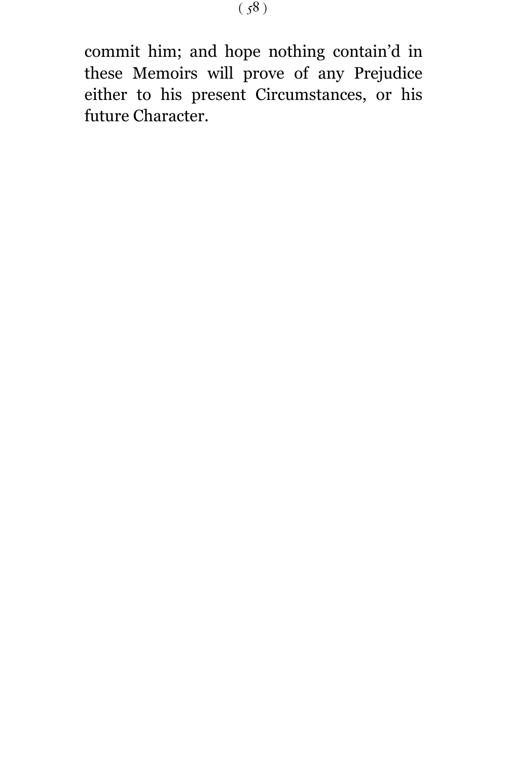commit him; and hope nothing contain'd in these Memoirs will prove of any Prejudice either to his present Circumstances, or his future Character.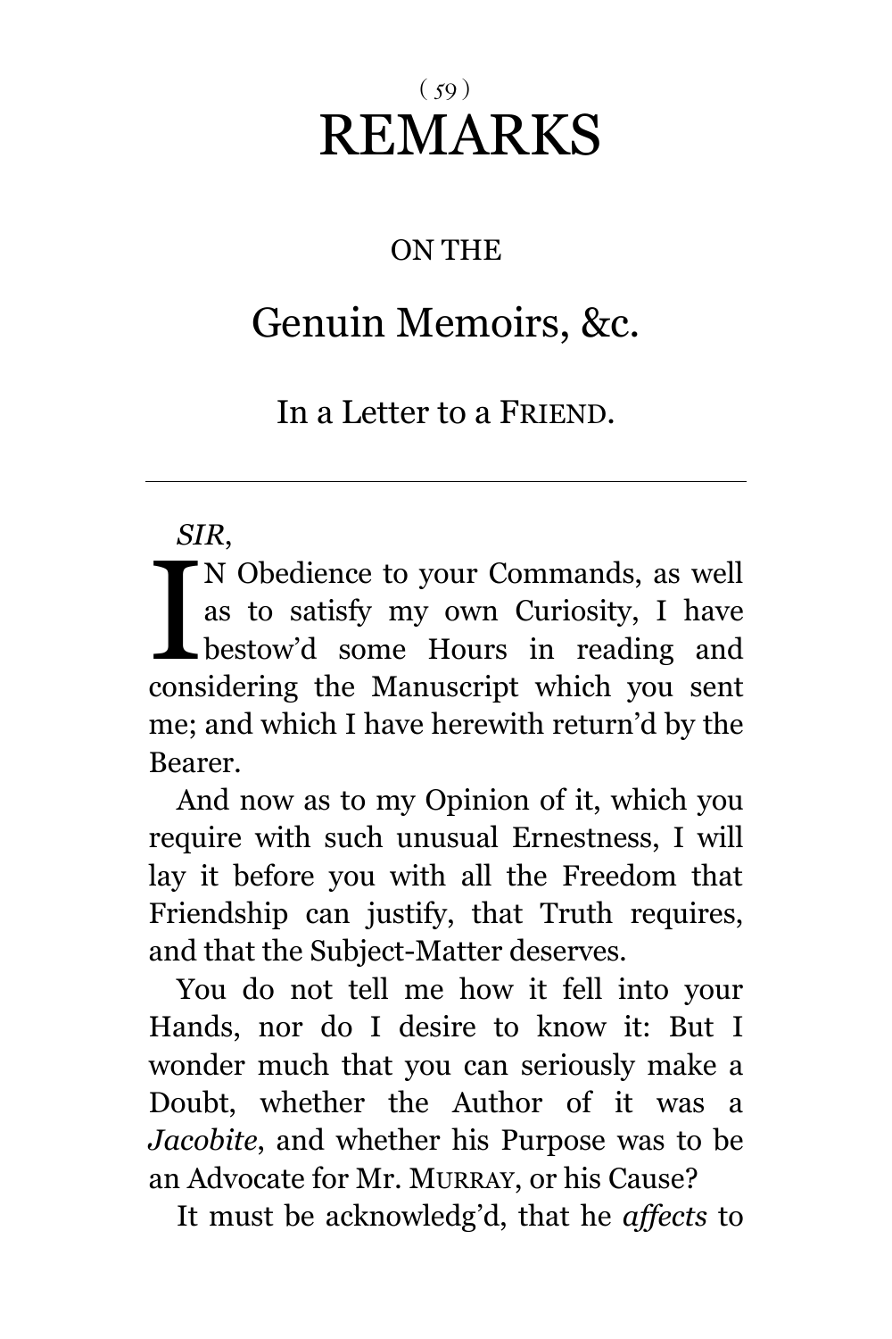# REMARKS

ON THE

## Genuin Memoirs, &c.

In a Letter to a FRIEND.

---

*SIR*,

IN Obedience to your Commands, as well as to satisfy my own Curiosity, I have bestow'd some Hours in reading and considering the Manuscript which you sent me; and which I have herewith return'd by the Bearer.

And now as to my Opinion of it, which you require with such unusual Ernestness, I will lay it before you with all the Freedom that Friendship can justify, that Truth requires, and that the Subject-Matter deserves.

You do not tell me how it fell into your Hands, nor do I desire to know it: But I wonder much that you can seriously make a Doubt, whether the Author of it was a *Jacobite*, and whether his Purpose was to be an Advocate for Mr. MURRAY, or his Cause?

It must be acknowledg'd, that he *affects* to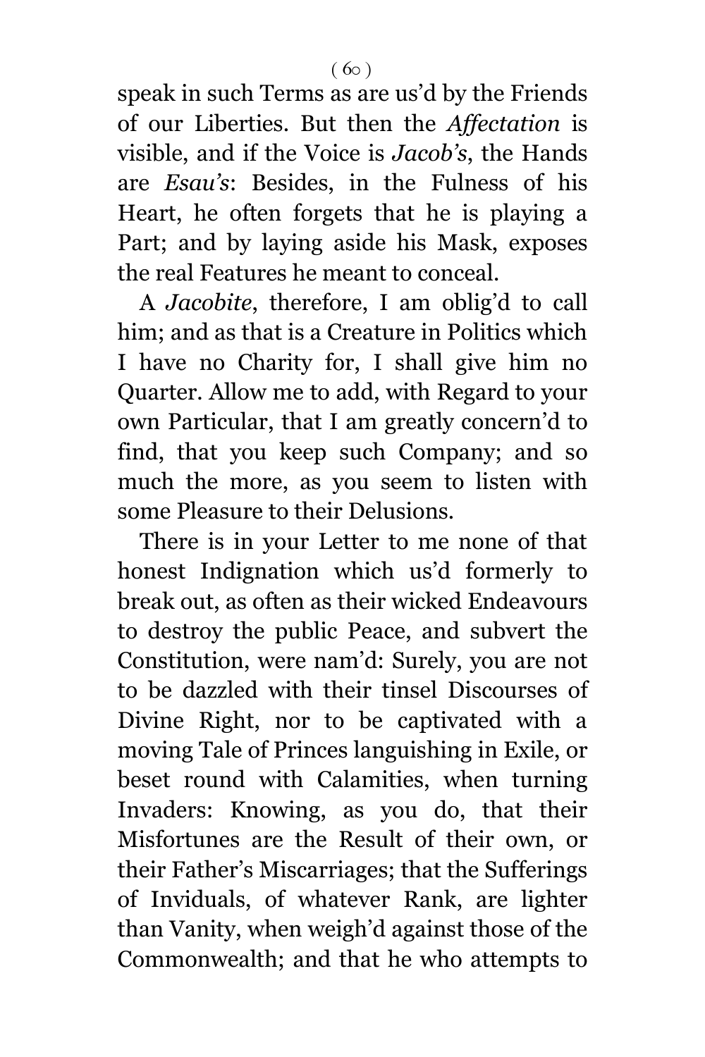speak in such Terms as are us'd by the Friends of our Liberties. But then the *Affectation* is visible, and if the Voice is *Jacob's*, the Hands are *Esau's*: Besides, in the Fulness of his Heart, he often forgets that he is playing a Part; and by laying aside his Mask, exposes the real Features he meant to conceal.

A *Jacobite*, therefore, I am oblig'd to call him; and as that is a Creature in Politics which I have no Charity for, I shall give him no Quarter. Allow me to add, with Regard to your own Particular, that I am greatly concern'd to find, that you keep such Company; and so much the more, as you seem to listen with some Pleasure to their Delusions.

There is in your Letter to me none of that honest Indignation which us'd formerly to break out, as often as their wicked Endeavours to destroy the public Peace, and subvert the Constitution, were nam'd: Surely, you are not to be dazzled with their tinsel Discourses of Divine Right, nor to be captivated with a moving Tale of Princes languishing in Exile, or beset round with Calamities, when turning Invaders: Knowing, as you do, that their Misfortunes are the Result of their own, or their Father's Miscarriages; that the Sufferings of Inviduals, of whatever Rank, are lighter than Vanity, when weigh'd against those of the Commonwealth; and that he who attempts to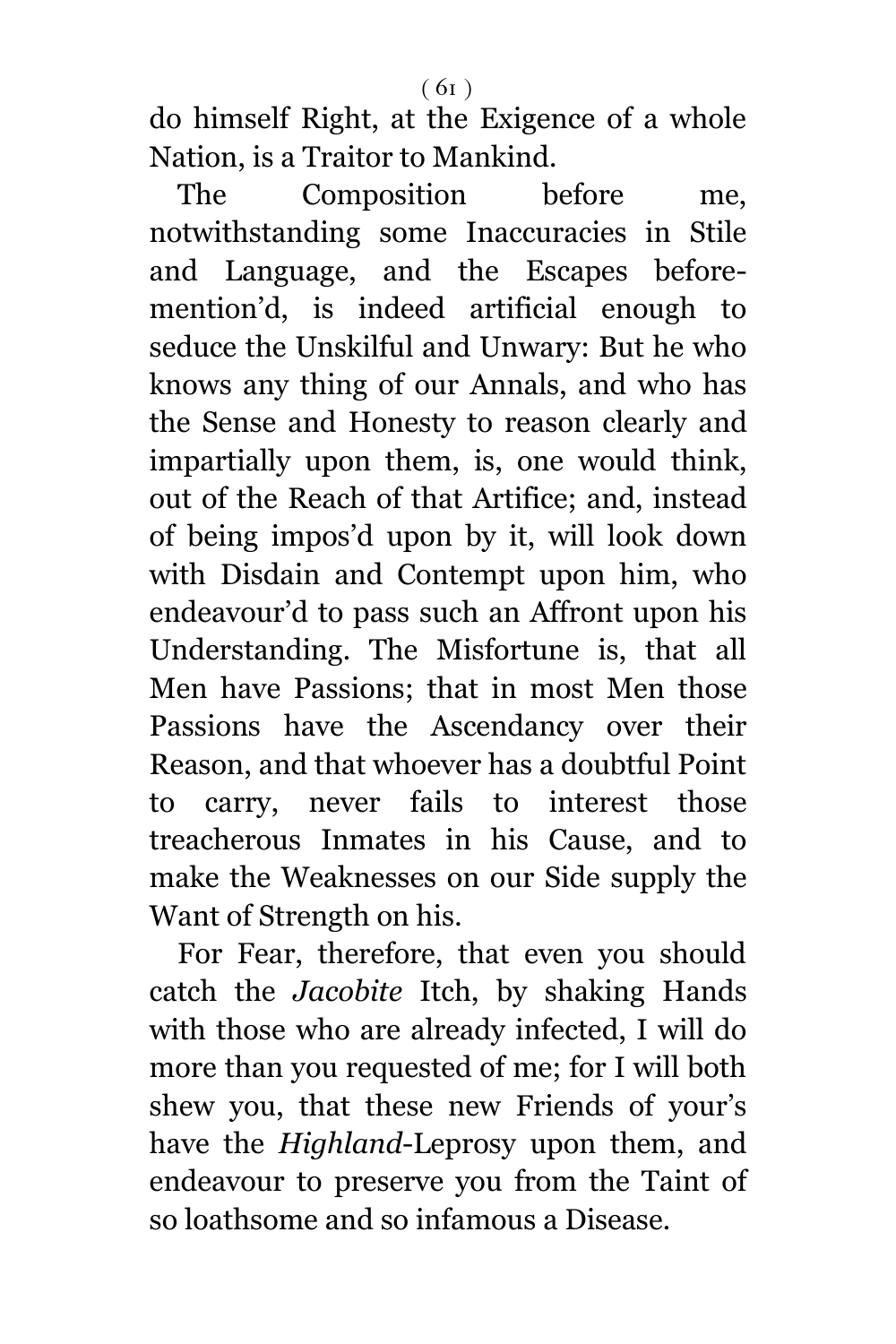do himself Right, at the Exigence of a whole Nation, is a Traitor to Mankind.

The Composition before me, notwithstanding some Inaccuracies in Stile and Language, and the Escapes before-mention'd, is indeed artificial enough to seduce the Unskilful and Unwary: But he who knows any thing of our Annals, and who has the Sense and Honesty to reason clearly and impartially upon them, is, one would think, out of the Reach of that Artifice; and, instead of being impos'd upon by it, will look down with Disdain and Contempt upon him, who endeavour'd to pass such an Affront upon his Understanding. The Misfortune is, that all Men have Passions; that in most Men those Passions have the Ascendancy over their Reason, and that whoever has a doubtful Point to carry, never fails to interest those treacherous Inmates in his Cause, and to make the Weaknesses on our Side supply the Want of Strength on his.

For Fear, therefore, that even you should catch the *Jacobite* Itch, by shaking Hands with those who are already infected, I will do more than you requested of me; for I will both shew you, that these new Friends of your's have the *Highland*-Leprosy upon them, and endeavour to preserve you from the Taint of so loathsome and so infamous a Disease.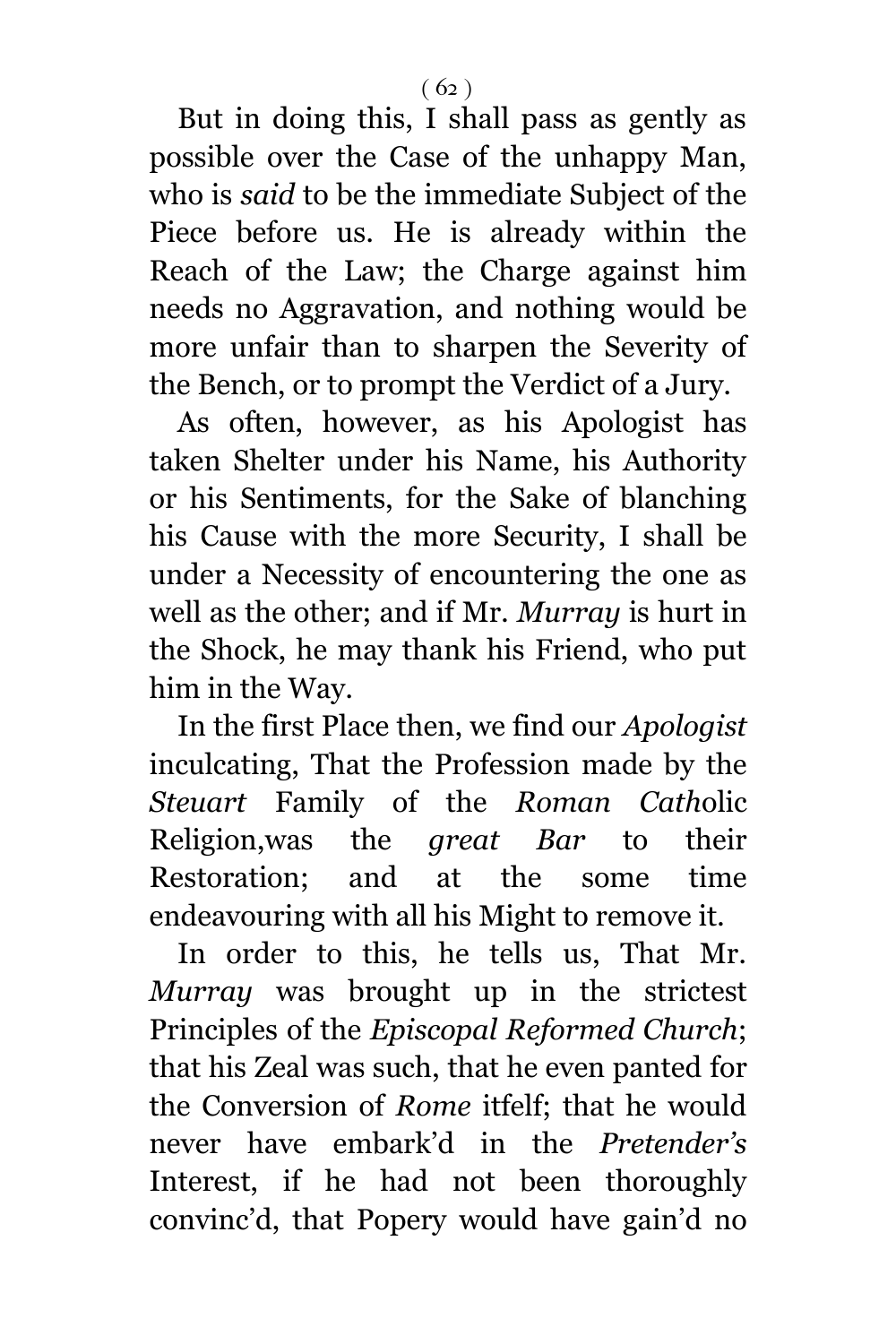But in doing this, I shall pass as gently as possible over the Case of the unhappy Man, who is *said* to be the immediate Subject of the Piece before us. He is already within the Reach of the Law; the Charge against him needs no Aggravation, and nothing would be more unfair than to sharpen the Severity of the Bench, or to prompt the Verdict of a Jury.

As often, however, as his Apologist has taken Shelter under his Name, his Authority or his Sentiments, for the Sake of blanching his Cause with the more Security, I shall be under a Necessity of encountering the one as well as the other; and if Mr. *Murray* is hurt in the Shock, he may thank his Friend, who put him in the Way.

In the first Place then, we find our *Apologist* inculcating, That the Profession made by the *Steuart* Family of the *Roman Catholic* Religion,was the *great Bar* to their Restoration; and at the some time endeavouring with all his Might to remove it.

In order to this, he tells us, That Mr. *Murray* was brought up in the strictest Principles of the *Episcopal Reformed Church*; that his Zeal was such, that he even panted for the Conversion of *Rome* itfelf; that he would never have embark'd in the *Pretender's* Interest, if he had not been thoroughly convinc'd, that Popery would have gain'd no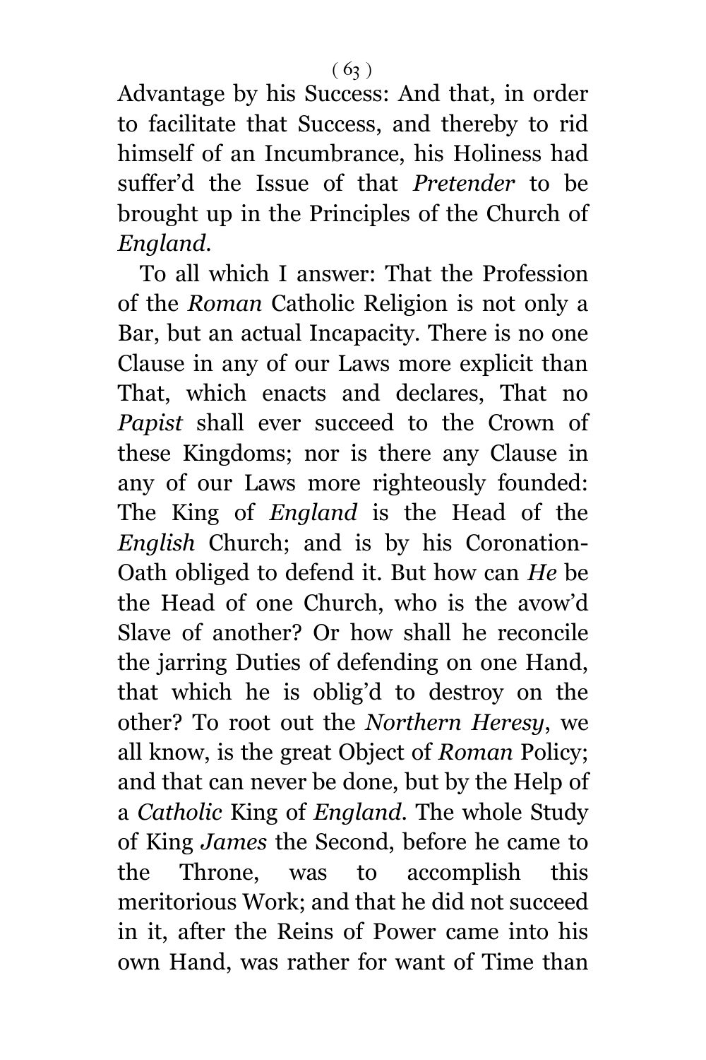Advantage by his Success: And that, in order to facilitate that Success, and thereby to rid himself of an Incumbrance, his Holiness had suffer'd the Issue of that *Pretender* to be brought up in the Principles of the Church of *England*.

To all which I answer: That the Profession of the *Roman* Catholic Religion is not only a Bar, but an actual Incapacity. There is no one Clause in any of our Laws more explicit than That, which enacts and declares, That no *Papist* shall ever succeed to the Crown of these Kingdoms; nor is there any Clause in any of our Laws more righteously founded: The King of *England* is the Head of the *English* Church; and is by his Coronation-Oath obliged to defend it. But how can *He* be the Head of one Church, who is the avow'd Slave of another? Or how shall he reconcile the jarring Duties of defending on one Hand, that which he is oblig'd to destroy on the other? To root out the *Northern Heresy*, we all know, is the great Object of *Roman* Policy; and that can never be done, but by the Help of a *Catholic* King of *England*. The whole Study of King *James* the Second, before he came to the Throne, was to accomplish this meritorious Work; and that he did not succeed in it, after the Reins of Power came into his own Hand, was rather for want of Time than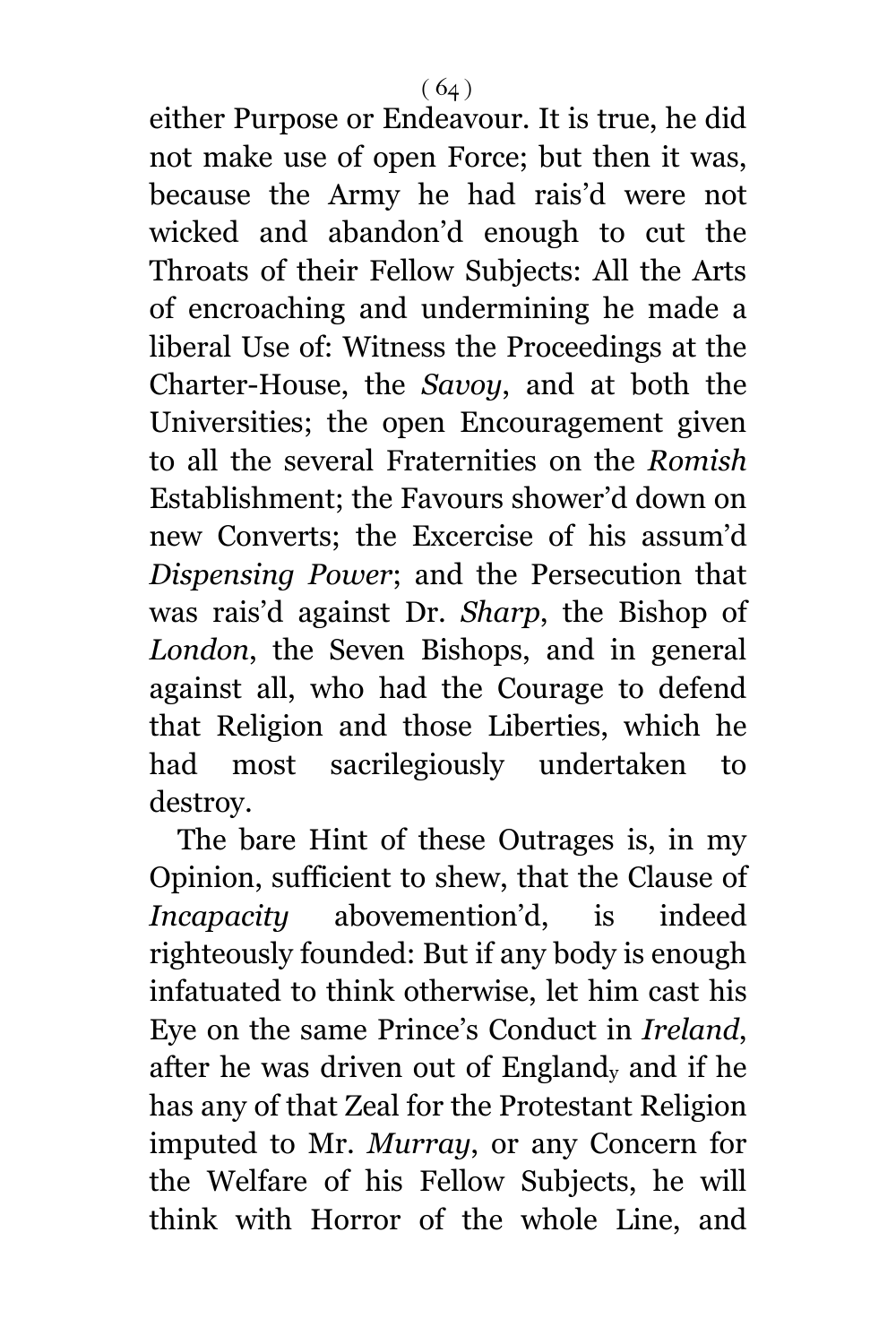either Purpose or Endeavour. It is true, he did not make use of open Force; but then it was, because the Army he had rais'd were not wicked and abandon'd enough to cut the Throats of their Fellow Subjects: All the Arts of encroaching and undermining he made a liberal Use of: Witness the Proceedings at the Charter-House, the *Savoy*, and at both the Universities; the open Encouragement given to all the several Fraternities on the *Romish* Establishment; the Favours shower'd down on new Converts; the Excercise of his assum'd *Dispensing Power*; and the Persecution that was rais'd against Dr. *Sharp*, the Bishop of *London*, the Seven Bishops, and in general against all, who had the Courage to defend that Religion and those Liberties, which he had most sacrilegiously undertaken to destroy.

The bare Hint of these Outrages is, in my Opinion, sufficient to shew, that the Clause of *Incapacity* abovemention'd, is indeed righteously founded: But if any body is enough infatuated to think otherwise, let him cast his Eye on the same Prince's Conduct in *Ireland*, after he was driven out of England, and if he has any of that Zeal for the Protestant Religion imputed to Mr. *Murray*, or any Concern for the Welfare of his Fellow Subjects, he will think with Horror of the whole Line, and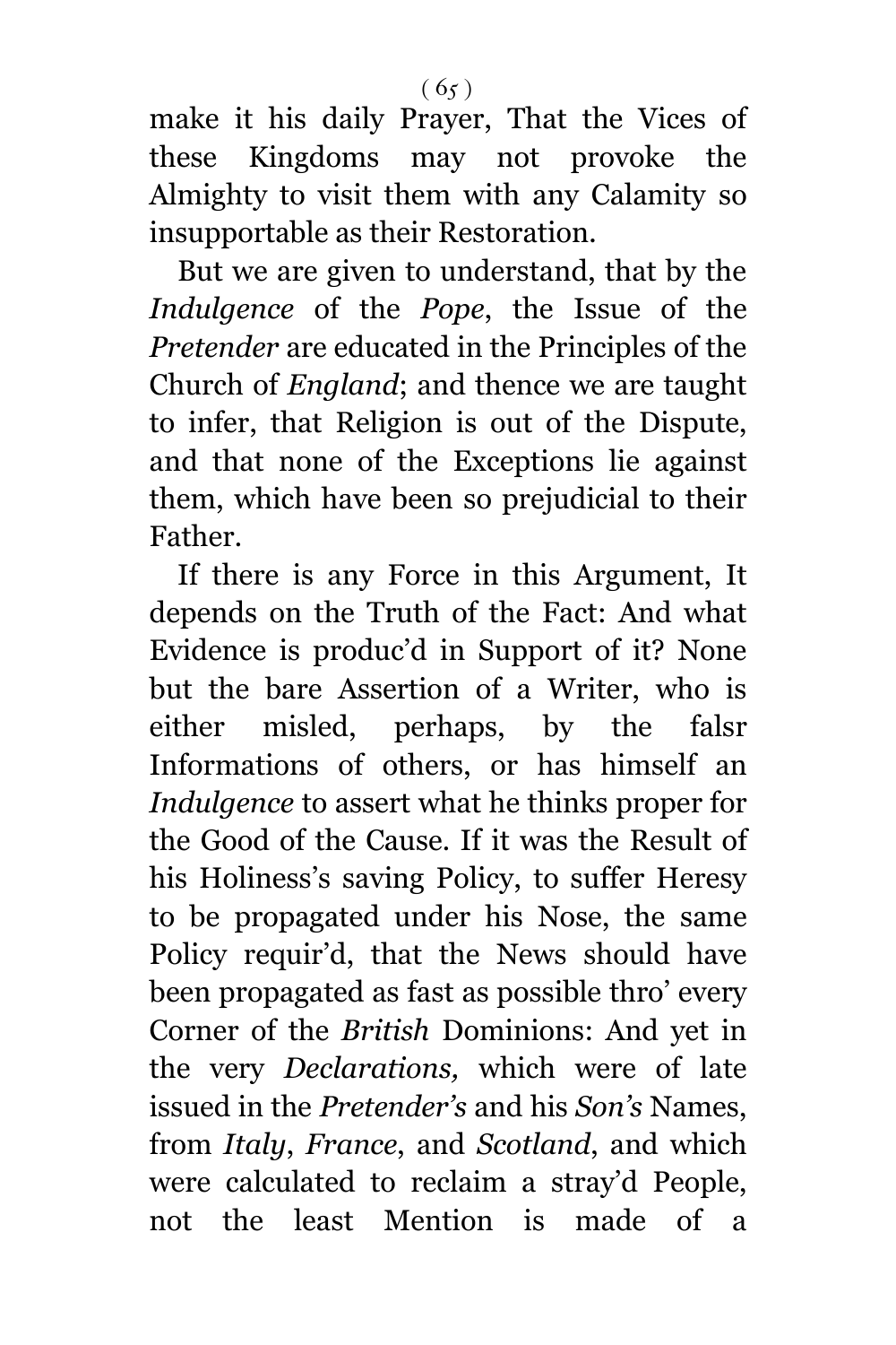make it his daily Prayer, That the Vices of these Kingdoms may not provoke the Almighty to visit them with any Calamity so insupportable as their Restoration.

But we are given to understand, that by the *Indulgence* of the *Pope*, the Issue of the *Pretender* are educated in the Principles of the Church of *England*; and thence we are taught to infer, that Religion is out of the Dispute, and that none of the Exceptions lie against them, which have been so prejudicial to their Father.

If there is any Force in this Argument, It depends on the Truth of the Fact: And what Evidence is produc'd in Support of it? None but the bare Assertion of a Writer, who is either misled, perhaps, by the falsr Informations of others, or has himself an *Indulgence* to assert what he thinks proper for the Good of the Cause. If it was the Result of his Holiness's saving Policy, to suffer Heresy to be propagated under his Nose, the same Policy requir'd, that the News should have been propagated as fast as possible thro' every Corner of the *British* Dominions: And yet in the very *Declarations,* which were of late issued in the *Pretender's* and his *Son's* Names, from *Italy*, *France*, and *Scotland*, and which were calculated to reclaim a stray'd People, not the least Mention is made of a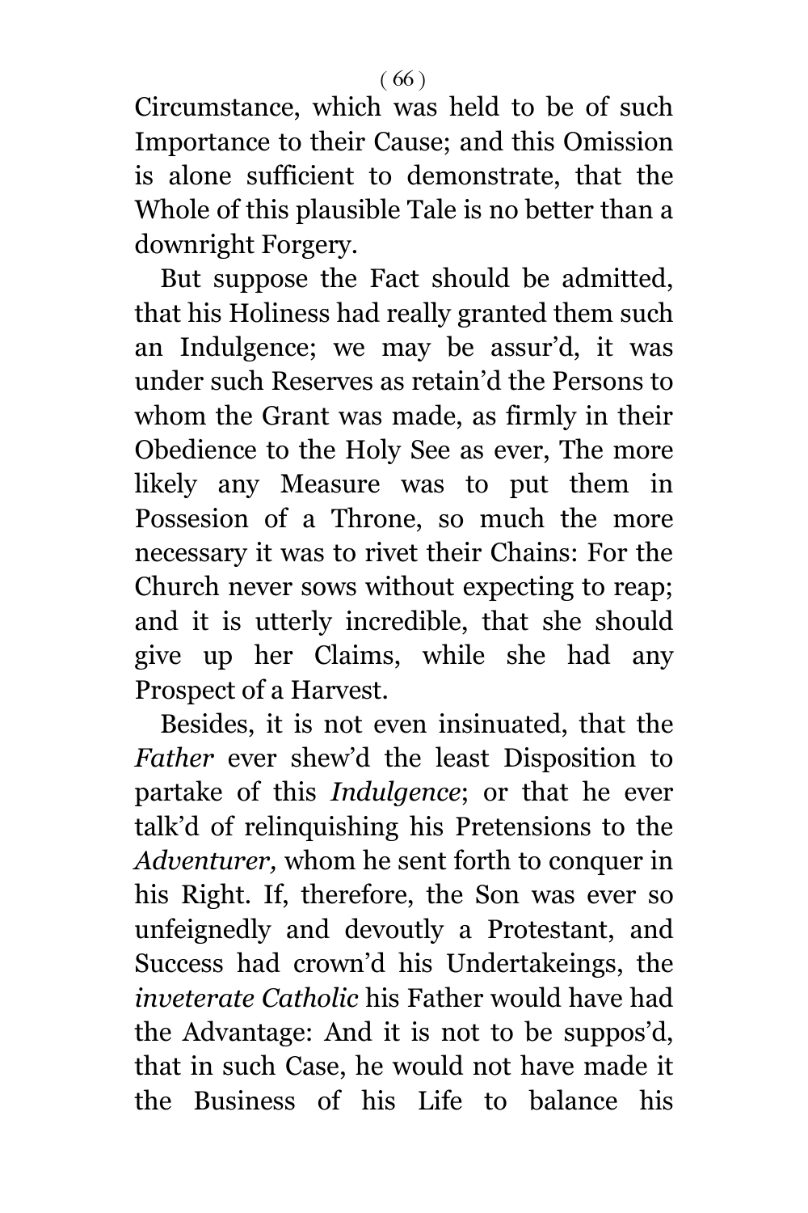Circumstance, which was held to be of such Importance to their Cause; and this Omission is alone sufficient to demonstrate, that the Whole of this plausible Tale is no better than a downright Forgery.

But suppose the Fact should be admitted, that his Holiness had really granted them such an Indulgence; we may be assur'd, it was under such Reserves as retain'd the Persons to whom the Grant was made, as firmly in their Obedience to the Holy See as ever, The more likely any Measure was to put them in Possesion of a Throne, so much the more necessary it was to rivet their Chains: For the Church never sows without expecting to reap; and it is utterly incredible, that she should give up her Claims, while she had any Prospect of a Harvest.

Besides, it is not even insinuated, that the *Father* ever shew'd the least Disposition to partake of this *Indulgence*; or that he ever talk'd of relinquishing his Pretensions to the *Adventurer,* whom he sent forth to conquer in his Right. If, therefore, the Son was ever so unfeignedly and devoutly a Protestant, and Success had crown'd his Undertakeings, the *inveterate Catholic* his Father would have had the Advantage: And it is not to be suppos'd, that in such Case, he would not have made it the Business of his Life to balance his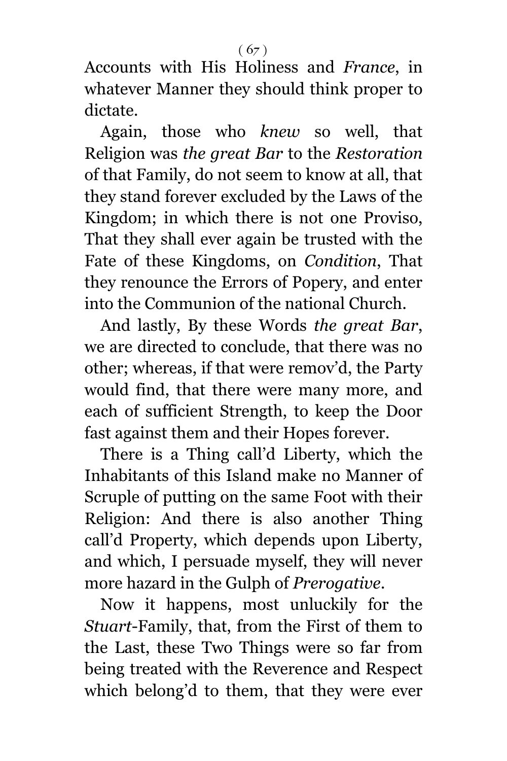Accounts with His Holiness and *France*, in whatever Manner they should think proper to dictate.

Again, those who *knew* so well, that Religion was *the great Bar* to the *Restoration* of that Family, do not seem to know at all, that they stand forever excluded by the Laws of the Kingdom; in which there is not one Proviso, That they shall ever again be trusted with the Fate of these Kingdoms, on *Condition*, That they renounce the Errors of Popery, and enter into the Communion of the national Church.

And lastly, By these Words *the great Bar*, we are directed to conclude, that there was no other; whereas, if that were remov'd, the Party would find, that there were many more, and each of sufficient Strength, to keep the Door fast against them and their Hopes forever.

There is a Thing call'd Liberty, which the Inhabitants of this Island make no Manner of Scruple of putting on the same Foot with their Religion: And there is also another Thing call'd Property, which depends upon Liberty, and which, I persuade myself, they will never more hazard in the Gulph of *Prerogative*.

Now it happens, most unluckily for the *Stuart*-Family, that, from the First of them to the Last, these Two Things were so far from being treated with the Reverence and Respect which belong'd to them, that they were ever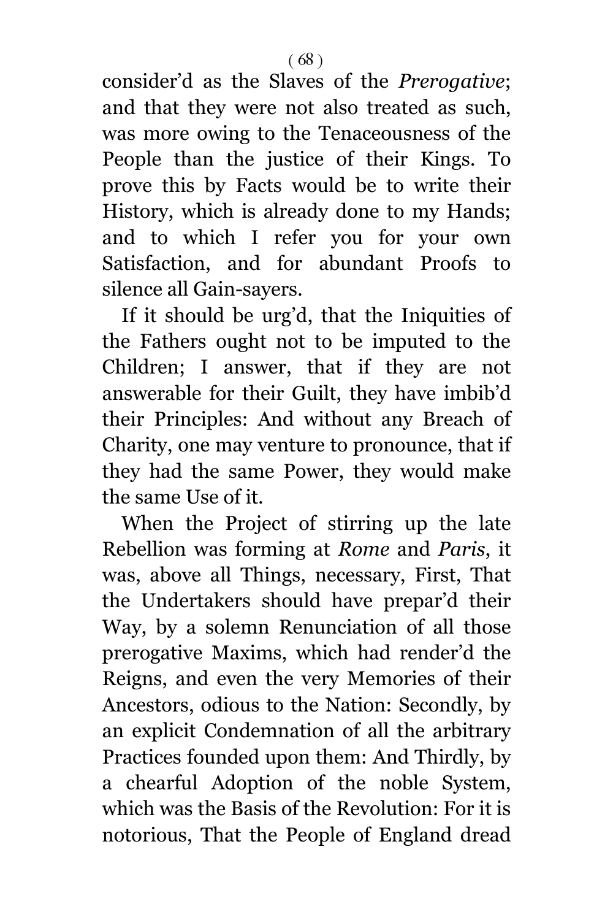consider'd as the Slaves of the *Prerogative*; and that they were not also treated as such, was more owing to the Tenaceousness of the People than the justice of their Kings. To prove this by Facts would be to write their History, which is already done to my Hands; and to which I refer you for your own Satisfaction, and for abundant Proofs to silence all Gain-sayers.

If it should be urg'd, that the Iniquities of the Fathers ought not to be imputed to the Children; I answer, that if they are not answerable for their Guilt, they have imbib'd their Principles: And without any Breach of Charity, one may venture to pronounce, that if they had the same Power, they would make the same Use of it.

When the Project of stirring up the late Rebellion was forming at *Rome* and *Paris*, it was, above all Things, necessary, First, That the Undertakers should have prepar'd their Way, by a solemn Renunciation of all those prerogative Maxims, which had render'd the Reigns, and even the very Memories of their Ancestors, odious to the Nation: Secondly, by an explicit Condemnation of all the arbitrary Practices founded upon them: And Thirdly, by a chearful Adoption of the noble System, which was the Basis of the Revolution: For it is notorious, That the People of England dread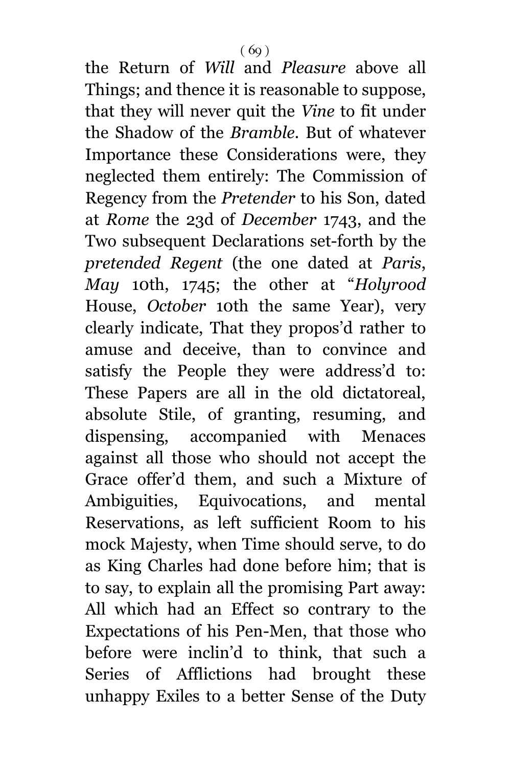the Return of *Will* and *Pleasure* above all Things; and thence it is reasonable to suppose, that they will never quit the *Vine* to fit under the Shadow of the *Bramble*. But of whatever Importance these Considerations were, they neglected them entirely: The Commission of Regency from the *Pretender* to his Son, dated at *Rome* the 23d of *December* 1743, and the Two subsequent Declarations set-forth by the *pretended Regent* (the one dated at *Paris*, *May* 10th, 1745; the other at "*Holyrood* House, *October* 10th the same Year), very clearly indicate, That they propos'd rather to amuse and deceive, than to convince and satisfy the People they were address'd to: These Papers are all in the old dictatoreal, absolute Stile, of granting, resuming, and dispensing, accompanied with Menaces against all those who should not accept the Grace offer'd them, and such a Mixture of Ambiguities, Equivocations, and mental Reservations, as left sufficient Room to his mock Majesty, when Time should serve, to do as King Charles had done before him; that is to say, to explain all the promising Part away: All which had an Effect so contrary to the Expectations of his Pen-Men, that those who before were inclin'd to think, that such a Series of Afflictions had brought these unhappy Exiles to a better Sense of the Duty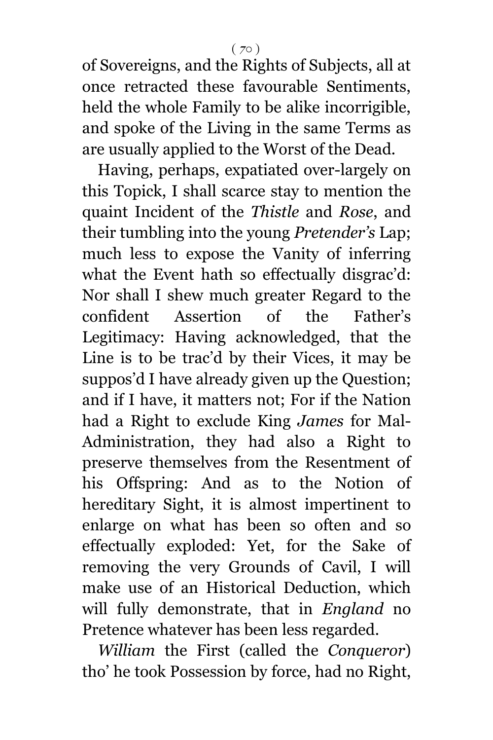of Sovereigns, and the Rights of Subjects, all at once retracted these favourable Sentiments, held the whole Family to be alike incorrigible, and spoke of the Living in the same Terms as are usually applied to the Worst of the Dead.

Having, perhaps, expatiated over-largely on this Topick, I shall scarce stay to mention the quaint Incident of the *Thistle* and *Rose*, and their tumbling into the young *Pretender's* Lap; much less to expose the Vanity of inferring what the Event hath so effectually disgrac'd: Nor shall I shew much greater Regard to the confident Assertion of the Father's Legitimacy: Having acknowledged, that the Line is to be trac'd by their Vices, it may be suppos'd I have already given up the Question; and if I have, it matters not; For if the Nation had a Right to exclude King *James* for Mal-Administration, they had also a Right to preserve themselves from the Resentment of his Offspring: And as to the Notion of hereditary Sight, it is almost impertinent to enlarge on what has been so often and so effectually exploded: Yet, for the Sake of removing the very Grounds of Cavil, I will make use of an Historical Deduction, which will fully demonstrate, that in *England* no Pretence whatever has been less regarded.

*William* the First (called the *Conqueror*) tho' he took Possession by force, had no Right,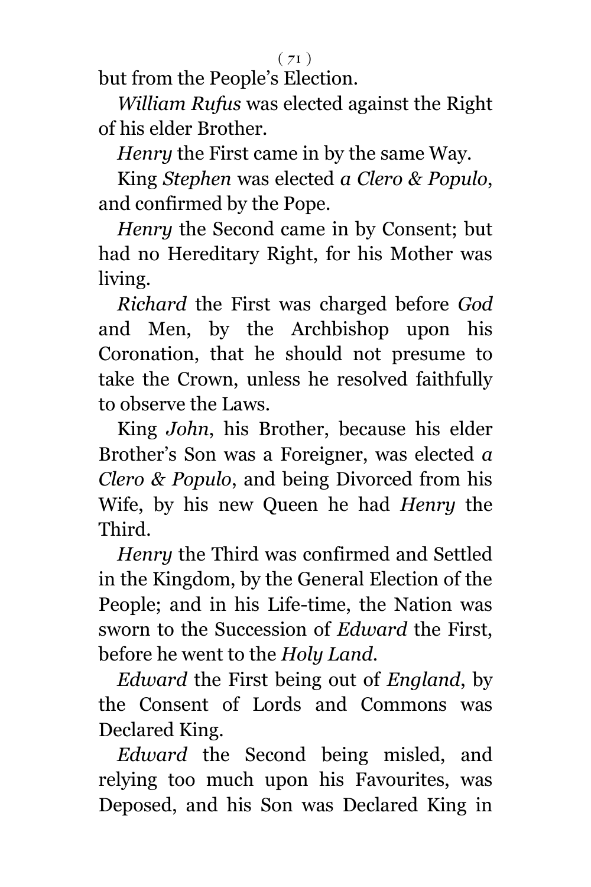but from the People's Election.

*William Rufus* was elected against the Right of his elder Brother.

*Henry* the First came in by the same Way.

King *Stephen* was elected *a Clero & Populo*, and confirmed by the Pope.

*Henry* the Second came in by Consent; but had no Hereditary Right, for his Mother was living.

*Richard* the First was charged before *God* and Men, by the Archbishop upon his Coronation, that he should not presume to take the Crown, unless he resolved faithfully to observe the Laws.

King *John*, his Brother, because his elder Brother's Son was a Foreigner, was elected *a Clero & Populo*, and being Divorced from his Wife, by his new Queen he had *Henry* the Third.

*Henry* the Third was confirmed and Settled in the Kingdom, by the General Election of the People; and in his Life-time, the Nation was sworn to the Succession of *Edward* the First, before he went to the *Holy Land*.

*Edward* the First being out of *England*, by the Consent of Lords and Commons was Declared King.

*Edward* the Second being misled, and relying too much upon his Favourites, was Deposed, and his Son was Declared King in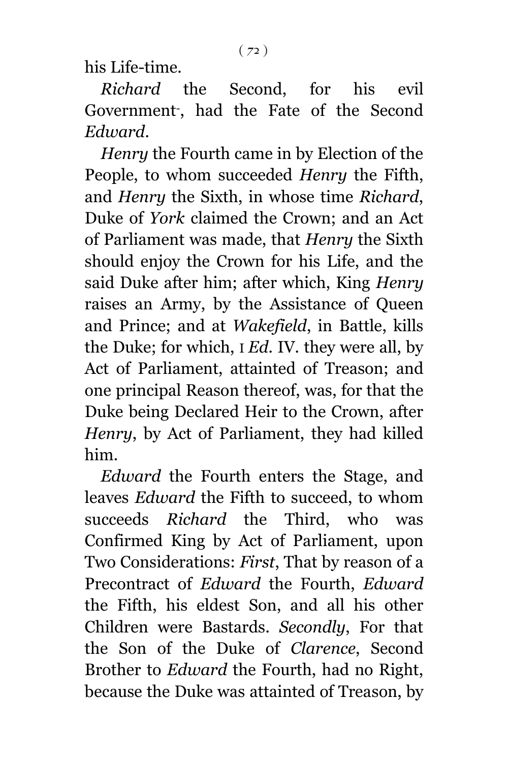his Life-time.

*Richard* the Second, for his evil Government, had the Fate of the Second *Edward*.

*Henry* the Fourth came in by Election of the People, to whom succeeded *Henry* the Fifth, and *Henry* the Sixth, in whose time *Richard*, Duke of *York* claimed the Crown; and an Act of Parliament was made, that *Henry* the Sixth should enjoy the Crown for his Life, and the said Duke after him; after which, King *Henry* raises an Army, by the Assistance of Queen and Prince; and at *Wakefield*, in Battle, kills the Duke; for which, 1 *Ed.* IV. they were all, by Act of Parliament, attainted of Treason; and one principal Reason thereof, was, for that the Duke being Declared Heir to the Crown, after *Henry*, by Act of Parliament, they had killed him.

*Edward* the Fourth enters the Stage, and leaves *Edward* the Fifth to succeed, to whom succeeds *Richard* the Third, who was Confirmed King by Act of Parliament, upon Two Considerations: *First*, That by reason of a Precontract of *Edward* the Fourth, *Edward* the Fifth, his eldest Son, and all his other Children were Bastards. *Secondly*, For that the Son of the Duke of *Clarence*, Second Brother to *Edward* the Fourth, had no Right, because the Duke was attainted of Treason, by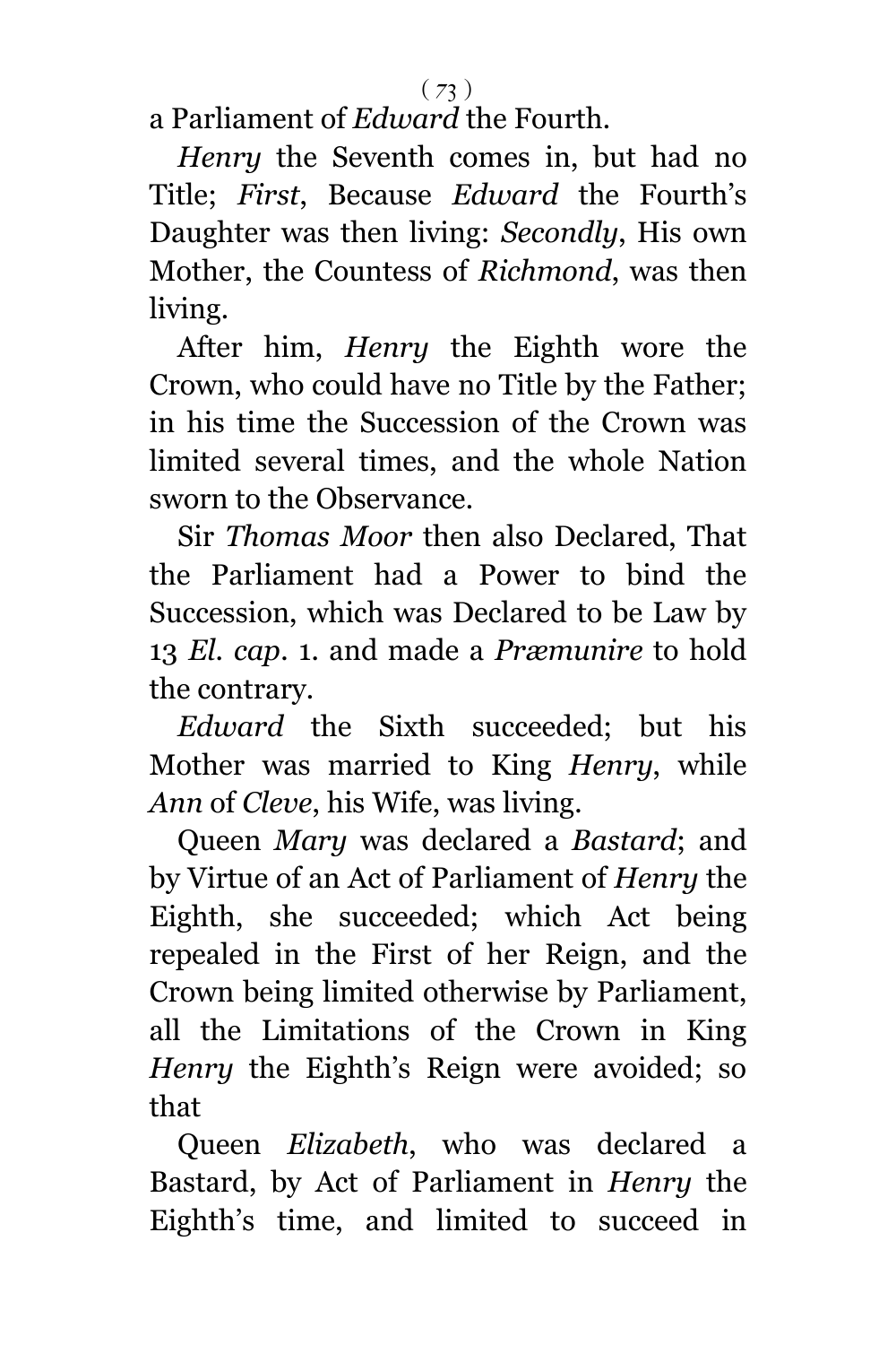a Parliament of *Edward* the Fourth.

*Henry* the Seventh comes in, but had no Title; *First*, Because *Edward* the Fourth's Daughter was then living: *Secondly*, His own Mother, the Countess of *Richmond*, was then living.

After him, *Henry* the Eighth wore the Crown, who could have no Title by the Father; in his time the Succession of the Crown was limited several times, and the whole Nation sworn to the Observance.

Sir *Thomas Moor* then also Declared, That the Parliament had a Power to bind the Succession, which was Declared to be Law by 13 *El. cap.* 1. and made a *Præmunire* to hold the contrary.

*Edward* the Sixth succeeded; but his Mother was married to King *Henry*, while *Ann* of *Cleve*, his Wife, was living.

Queen *Mary* was declared a *Bastard*; and by Virtue of an Act of Parliament of *Henry* the Eighth, she succeeded; which Act being repealed in the First of her Reign, and the Crown being limited otherwise by Parliament, all the Limitations of the Crown in King *Henry* the Eighth's Reign were avoided; so that

Queen *Elizabeth*, who was declared a Bastard, by Act of Parliament in *Henry* the Eighth's time, and limited to succeed in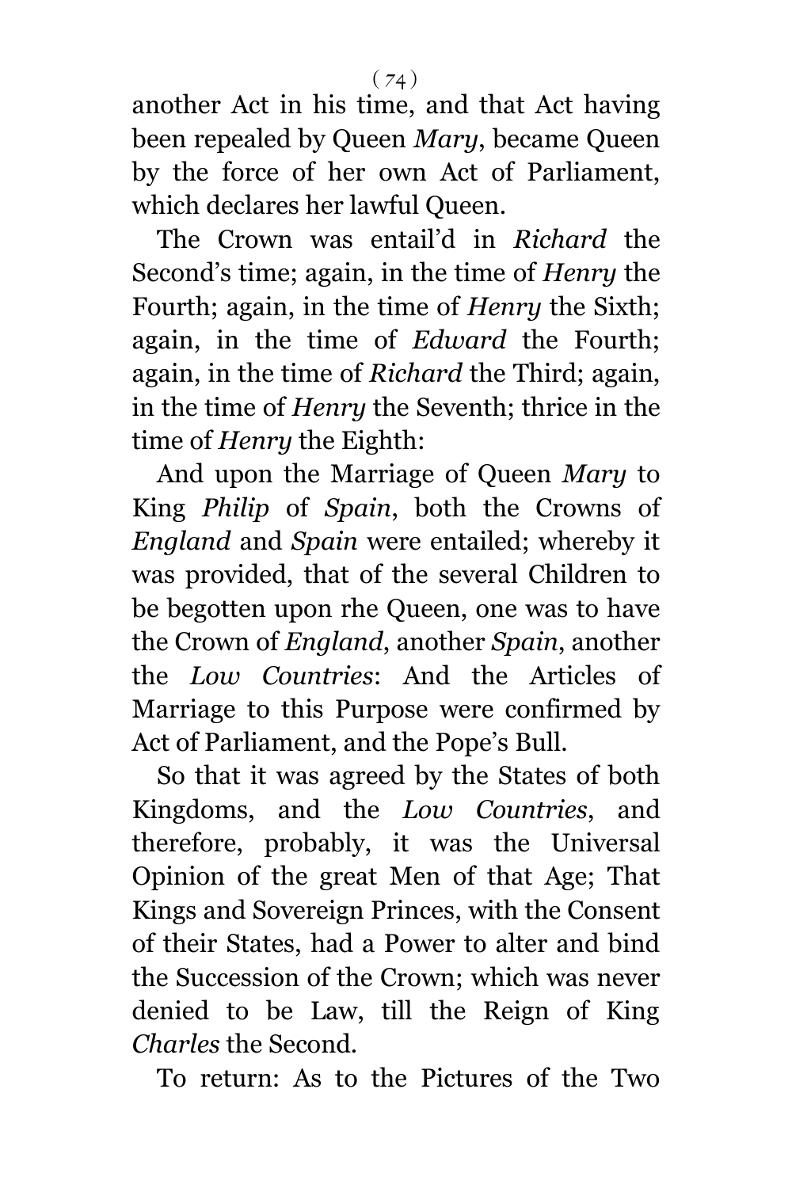another Act in his time, and that Act having been repealed by Queen *Mary*, became Queen by the force of her own Act of Parliament, which declares her lawful Queen.

The Crown was entail'd in *Richard* the Second's time; again, in the time of *Henry* the Fourth; again, in the time of *Henry* the Sixth; again, in the time of *Edward* the Fourth; again, in the time of *Richard* the Third; again, in the time of *Henry* the Seventh; thrice in the time of *Henry* the Eighth:

And upon the Marriage of Queen *Mary* to King *Philip* of *Spain*, both the Crowns of *England* and *Spain* were entailed; whereby it was provided, that of the several Children to be begotten upon rhe Queen, one was to have the Crown of *England*, another *Spain*, another the *Low Countries*: And the Articles of Marriage to this Purpose were confirmed by Act of Parliament, and the Pope's Bull.

So that it was agreed by the States of both Kingdoms, and the *Low Countries*, and therefore, probably, it was the Universal Opinion of the great Men of that Age; That Kings and Sovereign Princes, with the Consent of their States, had a Power to alter and bind the Succession of the Crown; which was never denied to be Law, till the Reign of King *Charles* the Second.

To return: As to the Pictures of the Two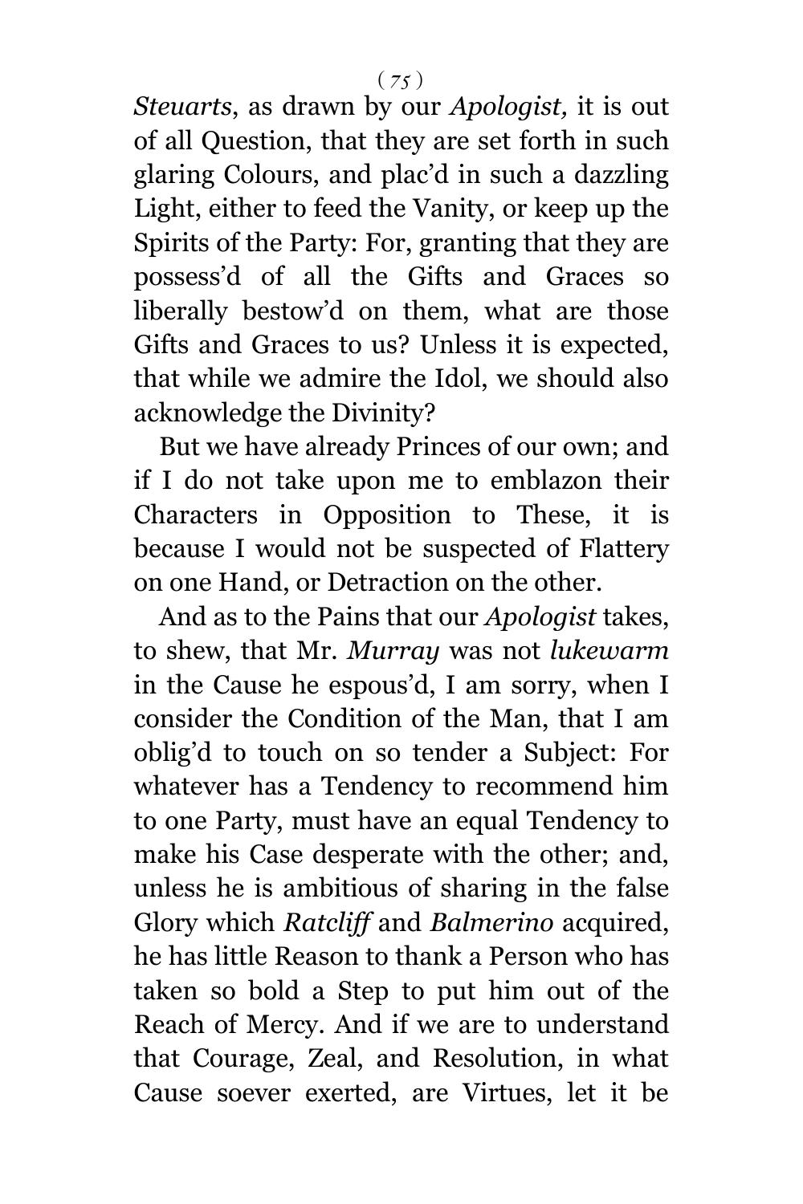*Steuarts*, as drawn by our *Apologist,* it is out of all Question, that they are set forth in such glaring Colours, and plac'd in such a dazzling Light, either to feed the Vanity, or keep up the Spirits of the Party: For, granting that they are possess'd of all the Gifts and Graces so liberally bestow'd on them, what are those Gifts and Graces to us? Unless it is expected, that while we admire the Idol, we should also acknowledge the Divinity?

But we have already Princes of our own; and if I do not take upon me to emblazon their Characters in Opposition to These, it is because I would not be suspected of Flattery on one Hand, or Detraction on the other.

And as to the Pains that our *Apologist* takes, to shew, that Mr. *Murray* was not *lukewarm* in the Cause he espous'd, I am sorry, when I consider the Condition of the Man, that I am oblig'd to touch on so tender a Subject: For whatever has a Tendency to recommend him to one Party, must have an equal Tendency to make his Case desperate with the other; and, unless he is ambitious of sharing in the false Glory which *Ratcliff* and *Balmerino* acquired, he has little Reason to thank a Person who has taken so bold a Step to put him out of the Reach of Mercy. And if we are to understand that Courage, Zeal, and Resolution, in what Cause soever exerted, are Virtues, let it be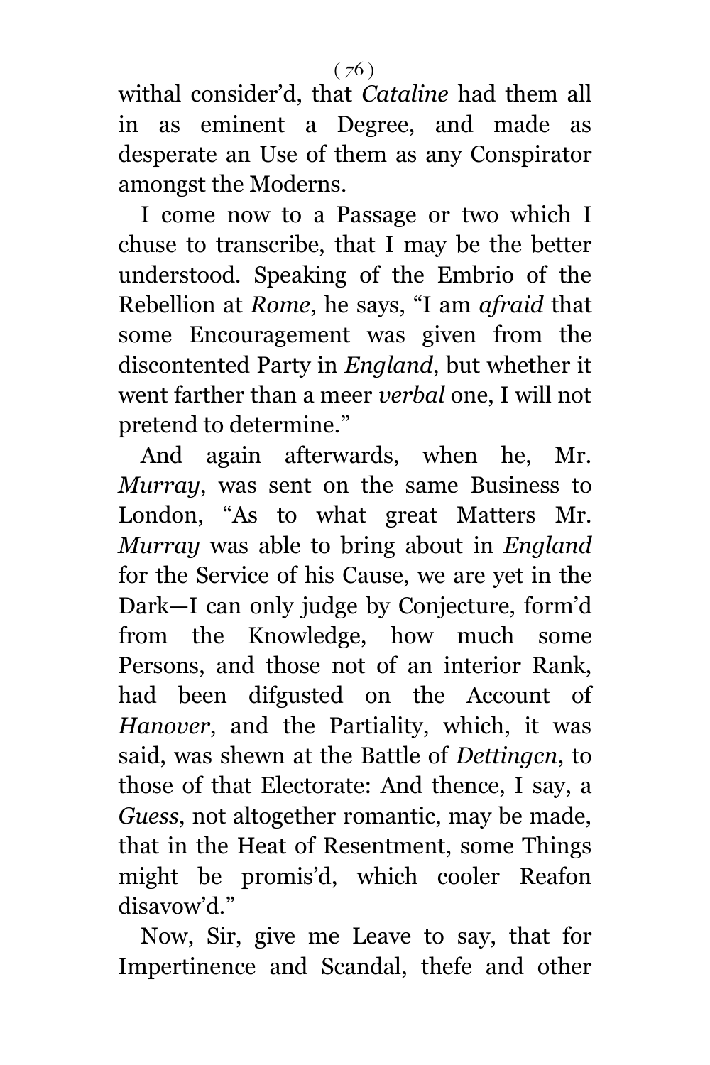withal consider'd, that *Cataline* had them all in as eminent a Degree, and made as desperate an Use of them as any Conspirator amongst the Moderns.

I come now to a Passage or two which I chuse to transcribe, that I may be the better understood. Speaking of the Embrio of the Rebellion at *Rome*, he says, "I am *afraid* that some Encouragement was given from the discontented Party in *England*, but whether it went farther than a meer *verbal* one, I will not pretend to determine."

And again afterwards, when he, Mr. *Murray*, was sent on the same Business to London, "As to what great Matters Mr. *Murray* was able to bring about in *England* for the Service of his Cause, we are yet in the Dark—I can only judge by Conjecture, form'd from the Knowledge, how much some Persons, and those not of an interior Rank, had been difgusted on the Account of *Hanover*, and the Partiality, which, it was said, was shewn at the Battle of *Dettingcn*, to those of that Electorate: And thence, I say, a *Guess*, not altogether romantic, may be made, that in the Heat of Resentment, some Things might be promis'd, which cooler Reafon disavow'd."

Now, Sir, give me Leave to say, that for Impertinence and Scandal, thefe and other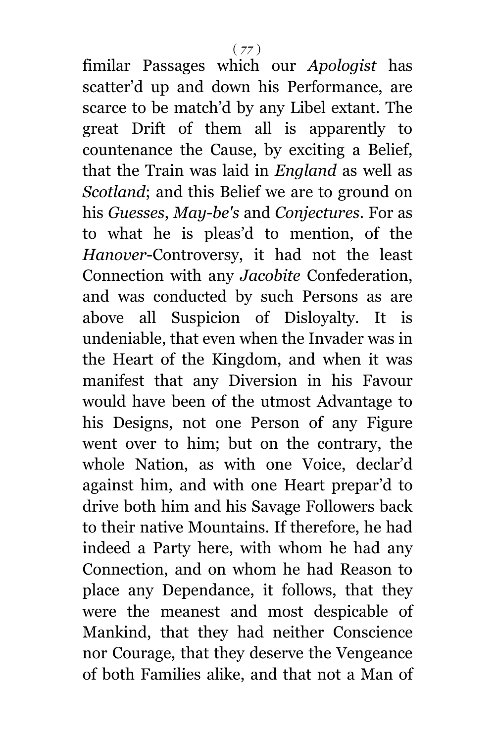fimilar Passages which our *Apologist* has scatter'd up and down his Performance, are scarce to be match'd by any Libel extant. The great Drift of them all is apparently to countenance the Cause, by exciting a Belief, that the Train was laid in *England* as well as *Scotland*; and this Belief we are to ground on his *Guesses*, *May-be's* and *Conjectures*. For as to what he is pleas'd to mention, of the *Hanover*-Controversy, it had not the least Connection with any *Jacobite* Confederation, and was conducted by such Persons as are above all Suspicion of Disloyalty. It is undeniable, that even when the Invader was in the Heart of the Kingdom, and when it was manifest that any Diversion in his Favour would have been of the utmost Advantage to his Designs, not one Person of any Figure went over to him; but on the contrary, the whole Nation, as with one Voice, declar'd against him, and with one Heart prepar'd to drive both him and his Savage Followers back to their native Mountains. If therefore, he had indeed a Party here, with whom he had any Connection, and on whom he had Reason to place any Dependance, it follows, that they were the meanest and most despicable of Mankind, that they had neither Conscience nor Courage, that they deserve the Vengeance of both Families alike, and that not a Man of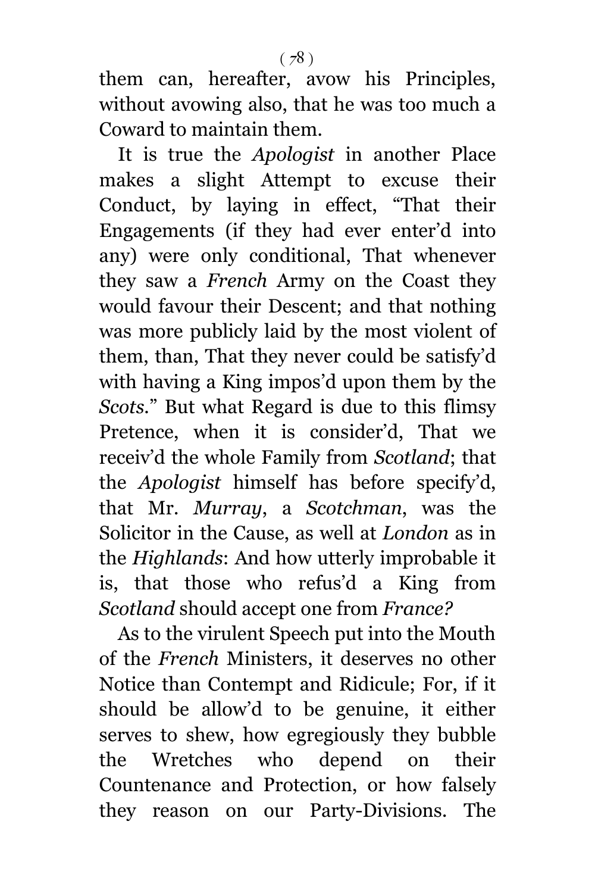them can, hereafter, avow his Principles, without avowing also, that he was too much a Coward to maintain them.

It is true the *Apologist* in another Place makes a slight Attempt to excuse their Conduct, by laying in effect, "That their Engagements (if they had ever enter'd into any) were only conditional, That whenever they saw a *French* Army on the Coast they would favour their Descent; and that nothing was more publicly laid by the most violent of them, than, That they never could be satisfy'd with having a King impos'd upon them by the *Scots*." But what Regard is due to this flimsy Pretence, when it is consider'd, That we receiv'd the whole Family from *Scotland*; that the *Apologist* himself has before specify'd, that Mr. *Murray*, a *Scotchman*, was the Solicitor in the Cause, as well at *London* as in the *Highlands*: And how utterly improbable it is, that those who refus'd a King from *Scotland* should accept one from *France?*

As to the virulent Speech put into the Mouth of the *French* Ministers, it deserves no other Notice than Contempt and Ridicule; For, if it should be allow'd to be genuine, it either serves to shew, how egregiously they bubble the Wretches who depend on their Countenance and Protection, or how falsely they reason on our Party-Divisions. The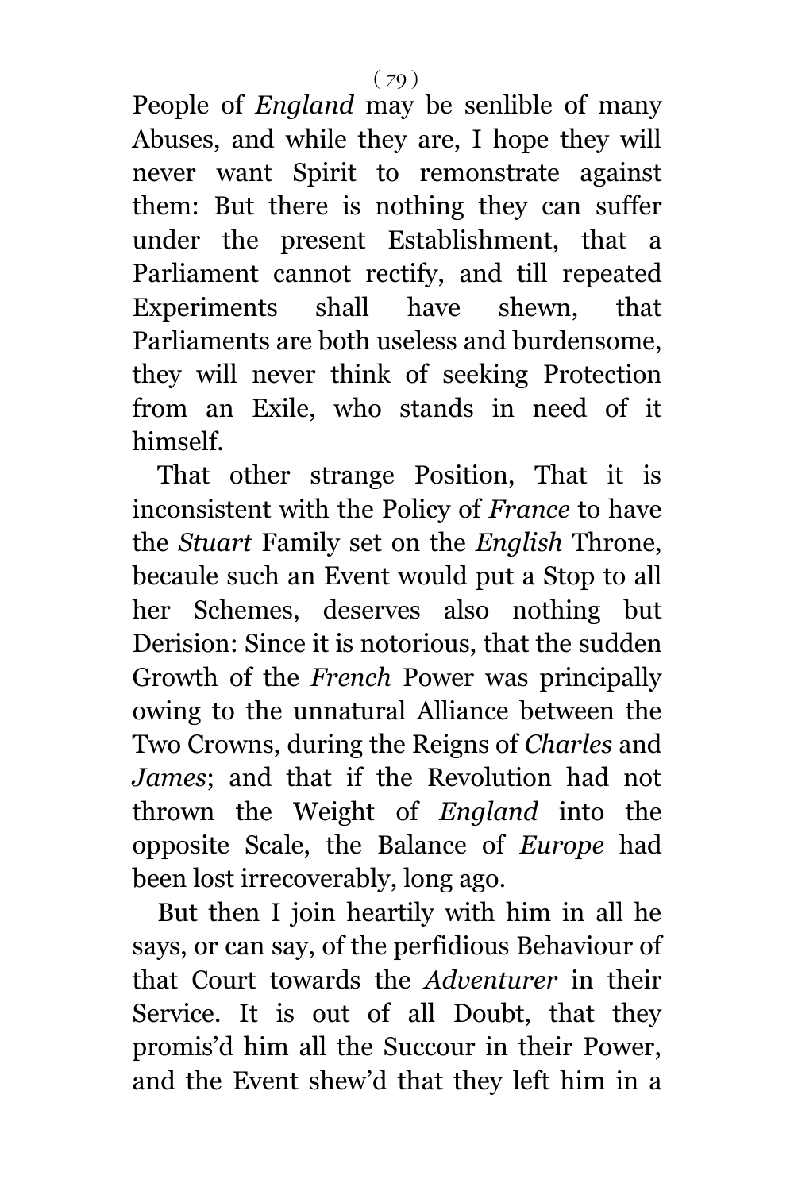People of *England* may be senlible of many Abuses, and while they are, I hope they will never want Spirit to remonstrate against them: But there is nothing they can suffer under the present Establishment, that a Parliament cannot rectify, and till repeated Experiments shall have shewn, that Parliaments are both useless and burdensome, they will never think of seeking Protection from an Exile, who stands in need of it himself.

That other strange Position, That it is inconsistent with the Policy of *France* to have the *Stuart* Family set on the *English* Throne, becaule such an Event would put a Stop to all her Schemes, deserves also nothing but Derision: Since it is notorious, that the sudden Growth of the *French* Power was principally owing to the unnatural Alliance between the Two Crowns, during the Reigns of *Charles* and *James*; and that if the Revolution had not thrown the Weight of *England* into the opposite Scale, the Balance of *Europe* had been lost irrecoverably, long ago.

But then I join heartily with him in all he says, or can say, of the perfidious Behaviour of that Court towards the *Adventurer* in their Service. It is out of all Doubt, that they promis'd him all the Succour in their Power, and the Event shew'd that they left him in a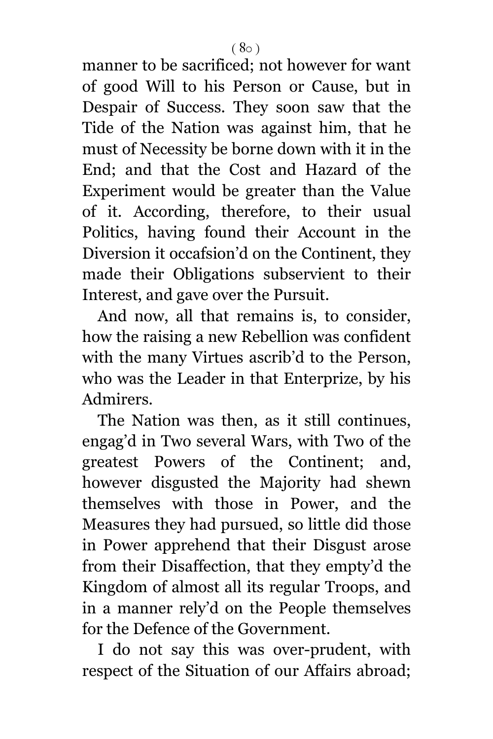manner to be sacrificed; not however for want of good Will to his Person or Cause, but in Despair of Success. They soon saw that the Tide of the Nation was against him, that he must of Necessity be borne down with it in the End; and that the Cost and Hazard of the Experiment would be greater than the Value of it. According, therefore, to their usual Politics, having found their Account in the Diversion it occafsion'd on the Continent, they made their Obligations subservient to their Interest, and gave over the Pursuit.

And now, all that remains is, to consider, how the raising a new Rebellion was confident with the many Virtues ascrib'd to the Person, who was the Leader in that Enterprize, by his Admirers.

The Nation was then, as it still continues, engag'd in Two several Wars, with Two of the greatest Powers of the Continent; and, however disgusted the Majority had shewn themselves with those in Power, and the Measures they had pursued, so little did those in Power apprehend that their Disgust arose from their Disaffection, that they empty'd the Kingdom of almost all its regular Troops, and in a manner rely'd on the People themselves for the Defence of the Government.

I do not say this was over-prudent, with respect of the Situation of our Affairs abroad;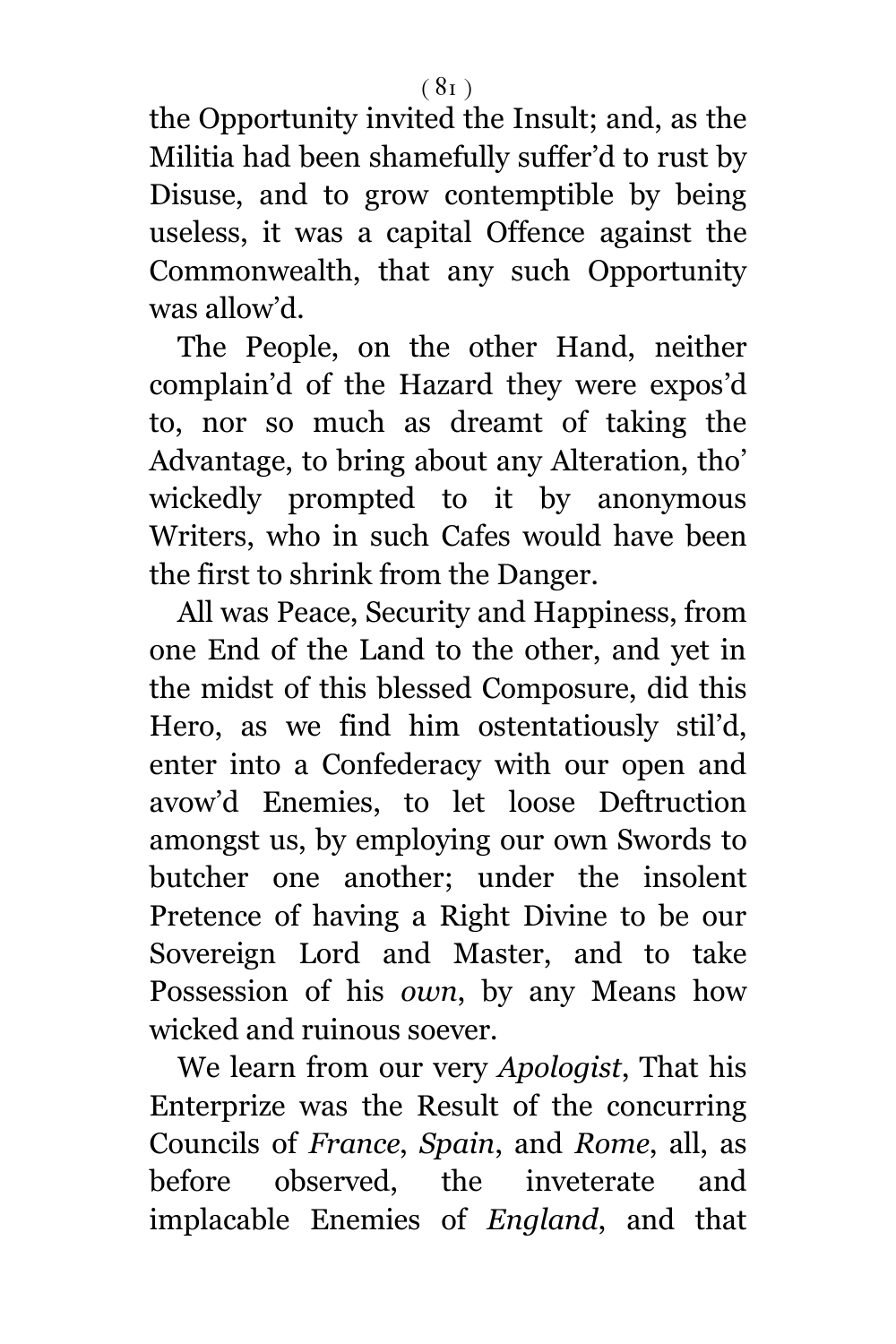the Opportunity invited the Insult; and, as the Militia had been shamefully suffer'd to rust by Disuse, and to grow contemptible by being useless, it was a capital Offence against the Commonwealth, that any such Opportunity was allow'd.

The People, on the other Hand, neither complain'd of the Hazard they were expos'd to, nor so much as dreamt of taking the Advantage, to bring about any Alteration, tho' wickedly prompted to it by anonymous Writers, who in such Cafes would have been the first to shrink from the Danger.

All was Peace, Security and Happiness, from one End of the Land to the other, and yet in the midst of this blessed Composure, did this Hero, as we find him ostentatiously stil'd, enter into a Confederacy with our open and avow'd Enemies, to let loose Deftruction amongst us, by employing our own Swords to butcher one another; under the insolent Pretence of having a Right Divine to be our Sovereign Lord and Master, and to take Possession of his *own*, by any Means how wicked and ruinous soever.

We learn from our very *Apologist*, That his Enterprize was the Result of the concurring Councils of *France*, *Spain*, and *Rome*, all, as before observed, the inveterate and implacable Enemies of *England*, and that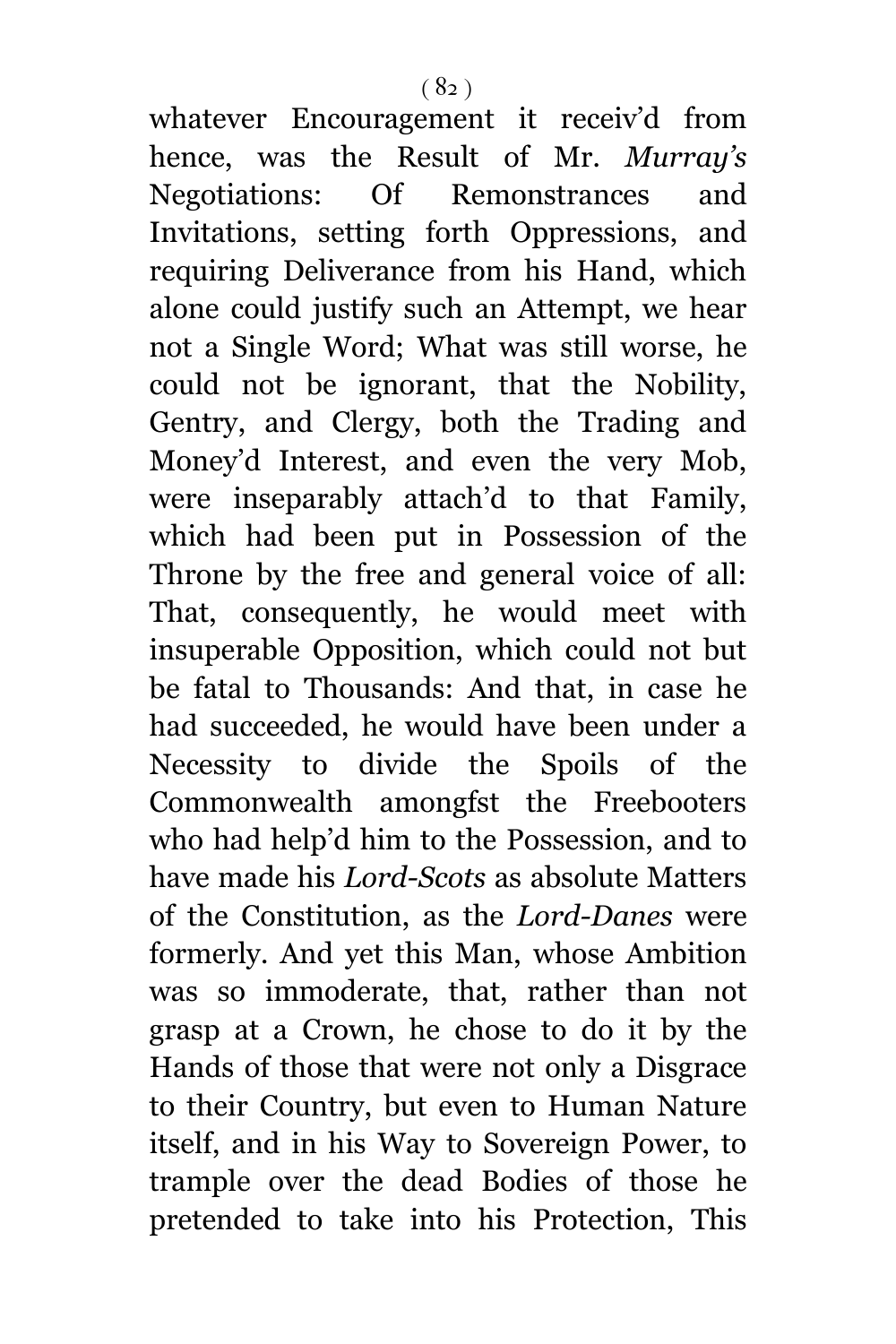whatever Encouragement it receiv'd from hence, was the Result of Mr. *Murray's* Negotiations: Of Remonstrances and Invitations, setting forth Oppressions, and requiring Deliverance from his Hand, which alone could justify such an Attempt, we hear not a Single Word; What was still worse, he could not be ignorant, that the Nobility, Gentry, and Clergy, both the Trading and Money'd Interest, and even the very Mob, were inseparably attach'd to that Family, which had been put in Possession of the Throne by the free and general voice of all: That, consequently, he would meet with insuperable Opposition, which could not but be fatal to Thousands: And that, in case he had succeeded, he would have been under a Necessity to divide the Spoils of the Commonwealth amongfst the Freebooters who had help'd him to the Possession, and to have made his *Lord-Scots* as absolute Matters of the Constitution, as the *Lord-Danes* were formerly. And yet this Man, whose Ambition was so immoderate, that, rather than not grasp at a Crown, he chose to do it by the Hands of those that were not only a Disgrace to their Country, but even to Human Nature itself, and in his Way to Sovereign Power, to trample over the dead Bodies of those he pretended to take into his Protection, This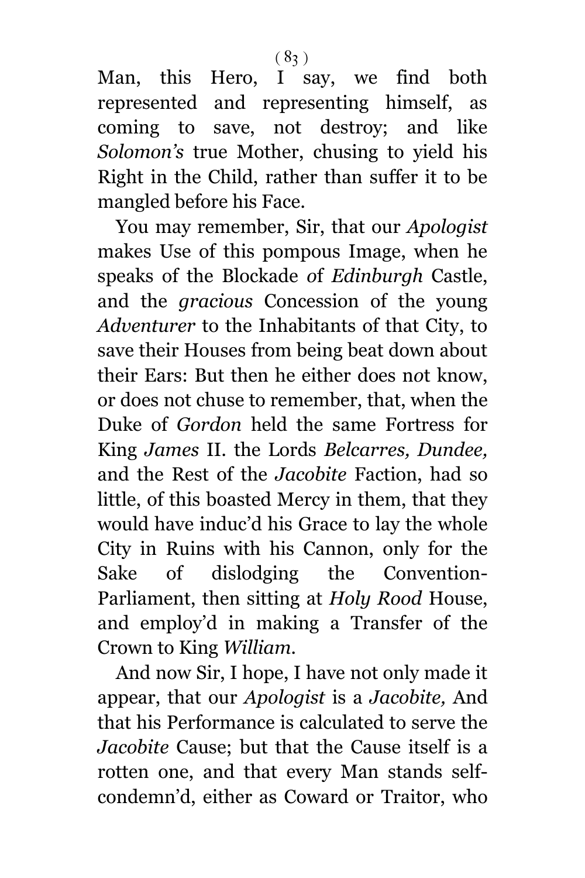Man, this Hero, I say, we find both represented and representing himself, as coming to save, not destroy; and like *Solomon's* true Mother, chusing to yield his Right in the Child, rather than suffer it to be mangled before his Face.

You may remember, Sir, that our *Apologist* makes Use of this pompous Image, when he speaks of the Blockade of *Edinburgh* Castle, and the *gracious* Concession of the young *Adventurer* to the Inhabitants of that City, to save their Houses from being beat down about their Ears: But then he either does not know, or does not chuse to remember, that, when the Duke of *Gordon* held the same Fortress for King *James* II. the Lords *Belcarres, Dundee,* and the Rest of the *Jacobite* Faction, had so little, of this boasted Mercy in them, that they would have induc'd his Grace to lay the whole City in Ruins with his Cannon, only for the Sake of dislodging the Convention-Parliament, then sitting at *Holy Rood* House, and employ'd in making a Transfer of the Crown to King *William.*

And now Sir, I hope, I have not only made it appear, that our *Apologist* is a *Jacobite,* And that his Performance is calculated to serve the *Jacobite* Cause; but that the Cause itself is a rotten one, and that every Man stands self-condemn'd, either as Coward or Traitor, who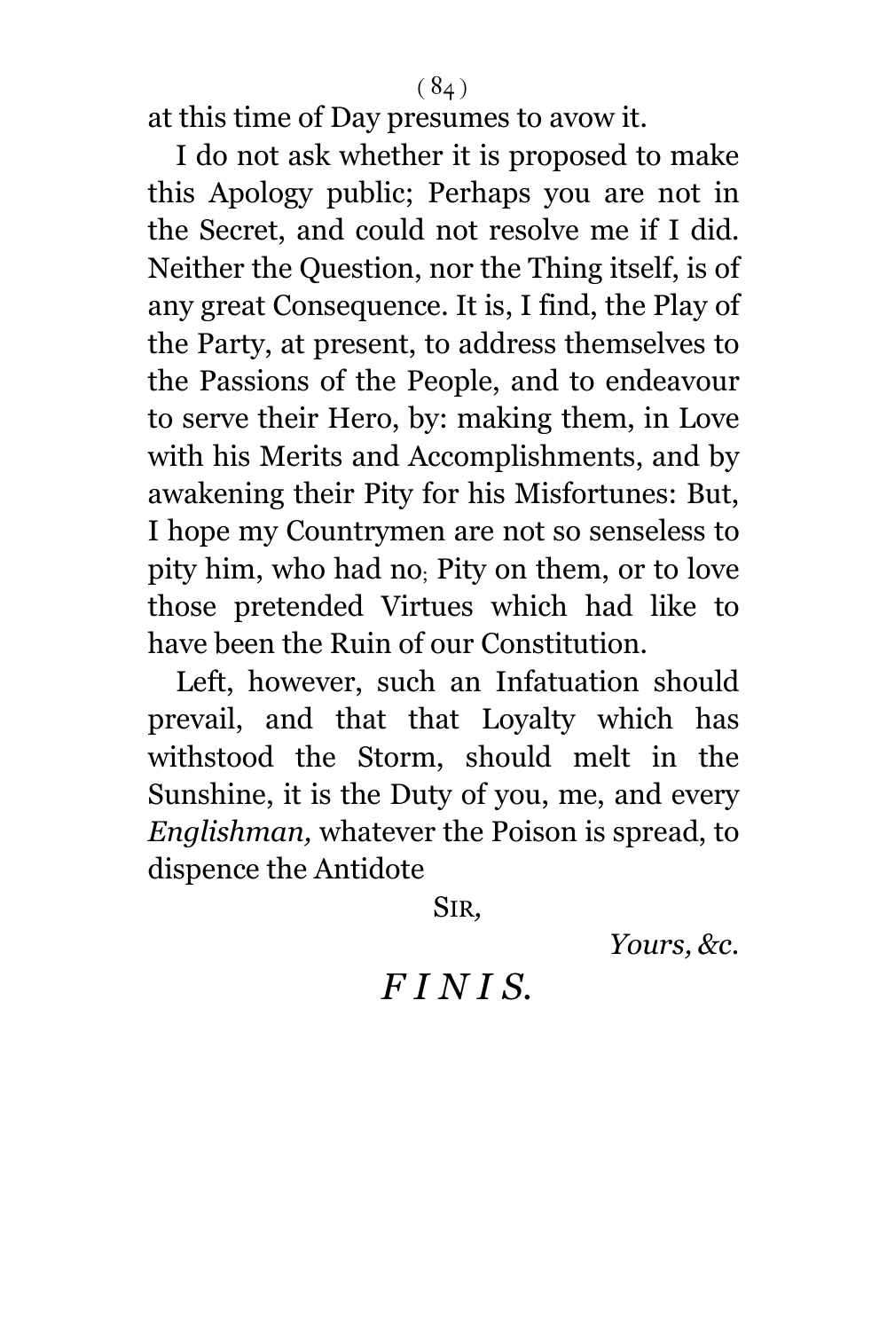at this time of Day presumes to avow it.

I do not ask whether it is proposed to make this Apology public; Perhaps you are not in the Secret, and could not resolve me if I did. Neither the Question, nor the Thing itself, is of any great Consequence. It is, I find, the Play of the Party, at present, to address themselves to the Passions of the People, and to endeavour to serve their Hero, by: making them, in Love with his Merits and Accomplishments, and by awakening their Pity for his Misfortunes: But, I hope my Countrymen are not so senseless to pity him, who had no; Pity on them, or to love those pretended Virtues which had like to have been the Ruin of our Constitution.

Left, however, such an Infatuation should prevail, and that that Loyalty which has withstood the Storm, should melt in the Sunshine, it is the Duty of you, me, and every *Englishman,* whatever the Poison is spread, to dispence the Antidote

SIR,

*Yours, &c.*

*F I N I S.*